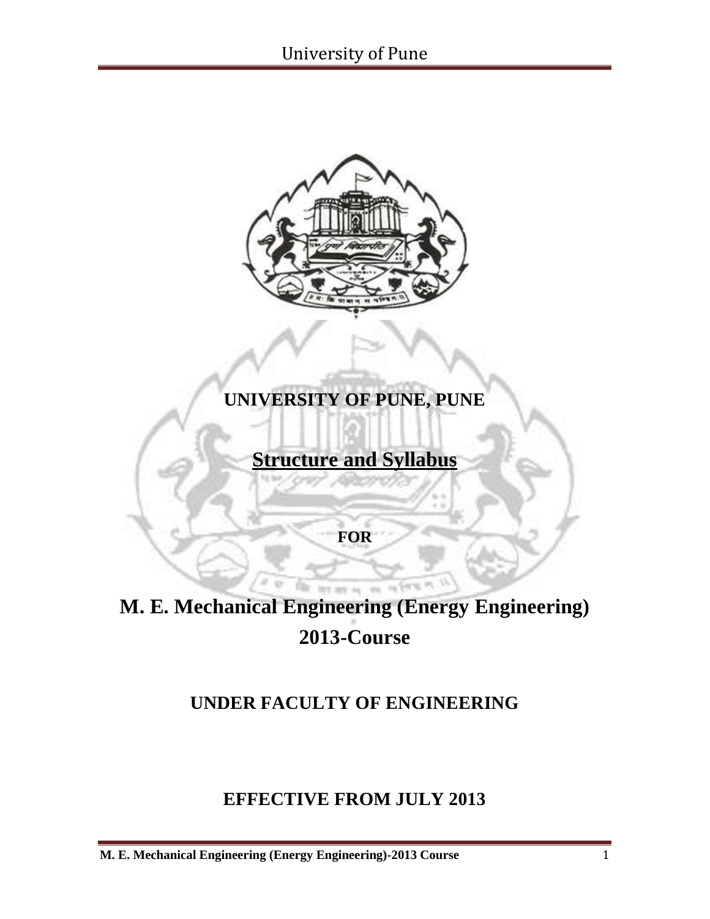# UNIVERSITY OF PUNE, PUNE

## Structure and Syllabus

**FOR**

# M. E. Mechanical Engineering (Energy Engineering) 2013-Course

## UNDER FACULTY OF ENGINEERING

## EFFECTIVE FROM JULY 2013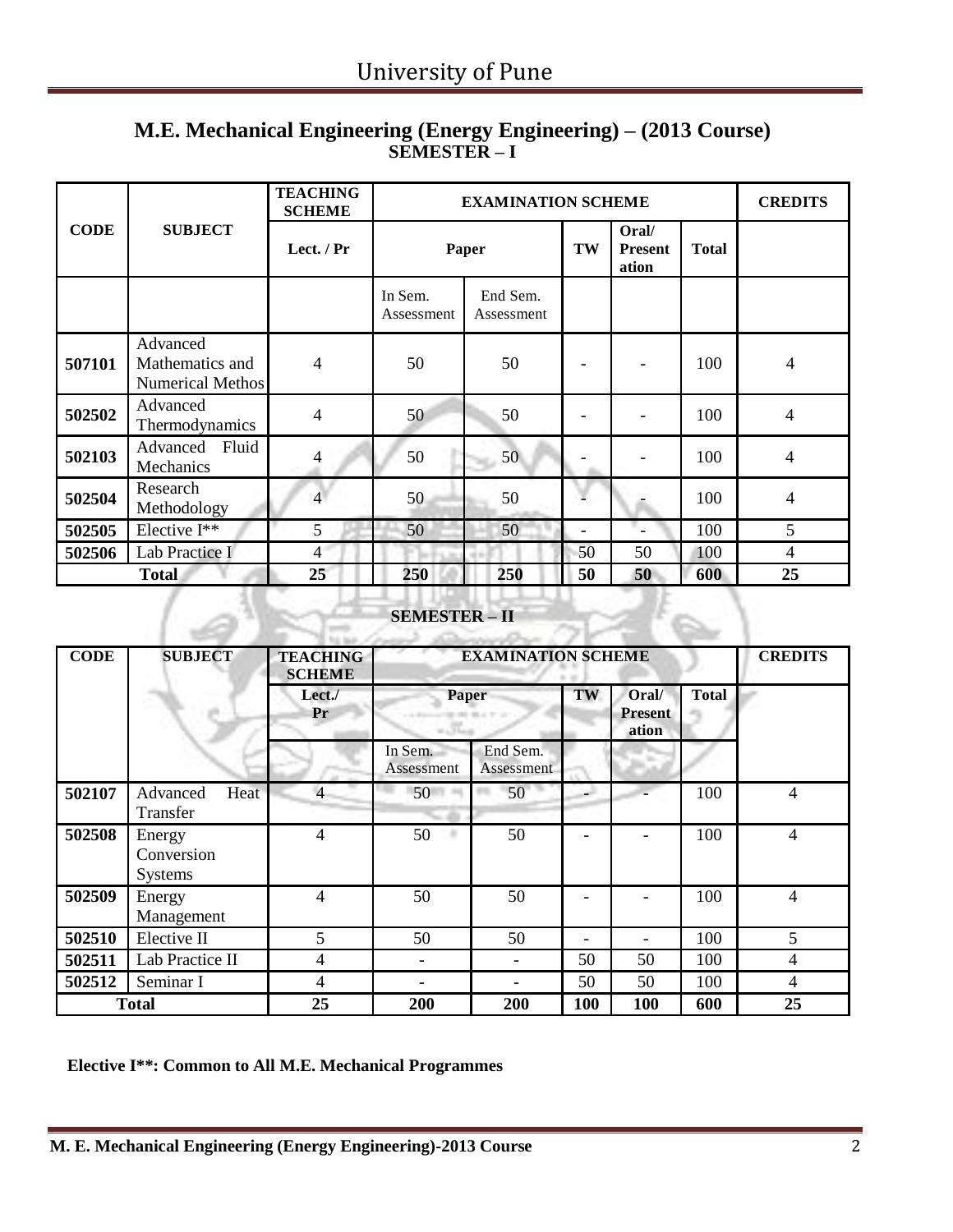# M.E. Mechanical Engineering (Energy Engineering) – (2013 Course)

## SEMESTER – I

| CODE | SUBJECT | TEACHING SCHEME | EXAMINATION SCHEME | | | | | CREDITS |
|---|---|---|---|---|---|---|---|---|
| | | Lect. / Pr | Paper | | TW | Oral/ Presentation | Total | |
| | | | In Sem. Assessment | End Sem. Assessment | | | | |
| 507101 | Advanced Mathematics and Numerical Methos | 4 | 50 | 50 | - | - | 100 | 4 |
| 502502 | Advanced Thermodynamics | 4 | 50 | 50 | - | - | 100 | 4 |
| 502103 | Advanced Fluid Mechanics | 4 | 50 | 50 | - | - | 100 | 4 |
| 502504 | Research Methodology | 4 | 50 | 50 | - | - | 100 | 4 |
| 502505 | Elective I** | 5 | 50 | 50 | - | - | 100 | 5 |
| 502506 | Lab Practice I | 4 | | | 50 | 50 | 100 | 4 |
| **Total** | | **25** | **250** | **250** | **50** | **50** | **600** | **25** |

## SEMESTER – II

| CODE | SUBJECT | TEACHING SCHEME | EXAMINATION SCHEME | | | | | CREDITS |
|---|---|---|---|---|---|---|---|---|
| | | Lect./ Pr | Paper | | TW | Oral/ Presentation | Total | |
| | | | In Sem. Assessment | End Sem. Assessment | | | | |
| 502107 | Advanced Heat Transfer | 4 | 50 | 50 | - | - | 100 | 4 |
| 502508 | Energy Conversion Systems | 4 | 50 | 50 | - | - | 100 | 4 |
| 502509 | Energy Management | 4 | 50 | 50 | - | - | 100 | 4 |
| 502510 | Elective II | 5 | 50 | 50 | - | - | 100 | 5 |
| 502511 | Lab Practice II | 4 | - | - | 50 | 50 | 100 | 4 |
| 502512 | Seminar I | 4 | - | - | 50 | 50 | 100 | 4 |
| **Total** | | **25** | **200** | **200** | **100** | **100** | **600** | **25** |

**Elective I**: Common to All M.E. Mechanical Programmes**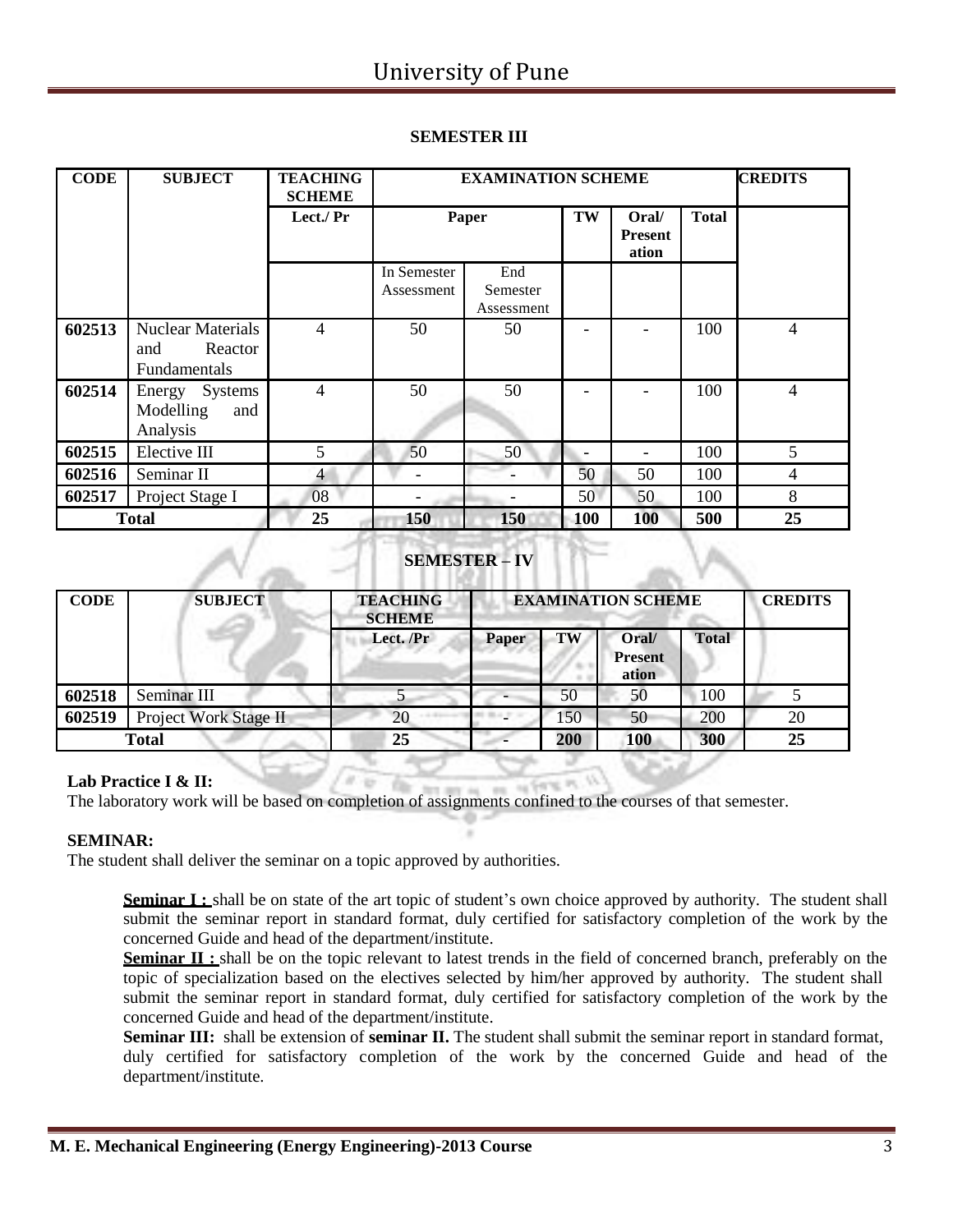## SEMESTER III

| CODE | SUBJECT | TEACHING SCHEME | EXAMINATION SCHEME | | | | | CREDITS |
|---|---|---|---|---|---|---|---|---|
| | | Lect./ Pr | Paper | | TW | Oral/ Presentation | Total | |
| | | | In Semester Assessment | End Semester Assessment | | | | |
| 602513 | Nuclear Materials and Reactor Fundamentals | 4 | 50 | 50 | - | - | 100 | 4 |
| 602514 | Energy Systems Modelling and Analysis | 4 | 50 | 50 | - | - | 100 | 4 |
| 602515 | Elective III | 5 | 50 | 50 | - | - | 100 | 5 |
| 602516 | Seminar II | 4 | - | - | 50 | 50 | 100 | 4 |
| 602517 | Project Stage I | 08 | - | - | 50 | 50 | 100 | 8 |
| **Total** | | **25** | **150** | **150** | **100** | **100** | **500** | **25** |

## SEMESTER – IV

| CODE | SUBJECT | TEACHING SCHEME | EXAMINATION SCHEME | | | | CREDITS |
|---|---|---|---|---|---|---|---|
| | | Lect. /Pr | Paper | TW | Oral/ Presentation | Total | |
| 602518 | Seminar III | 5 | - | 50 | 50 | 100 | 5 |
| 602519 | Project Work Stage II | 20 | - | 150 | 50 | 200 | 20 |
| **Total** | | **25** | **-** | **200** | **100** | **300** | **25** |

**Lab Practice I & II:**

The laboratory work will be based on completion of assignments confined to the courses of that semester.

**SEMINAR:**

The student shall deliver the seminar on a topic approved by authorities.

**Seminar I :** shall be on state of the art topic of student's own choice approved by authority. The student shall submit the seminar report in standard format, duly certified for satisfactory completion of the work by the concerned Guide and head of the department/institute.

**Seminar II :** shall be on the topic relevant to latest trends in the field of concerned branch, preferably on the topic of specialization based on the electives selected by him/her approved by authority. The student shall submit the seminar report in standard format, duly certified for satisfactory completion of the work by the concerned Guide and head of the department/institute.

**Seminar III:** shall be extension of **seminar II.** The student shall submit the seminar report in standard format, duly certified for satisfactory completion of the work by the concerned Guide and head of the department/institute.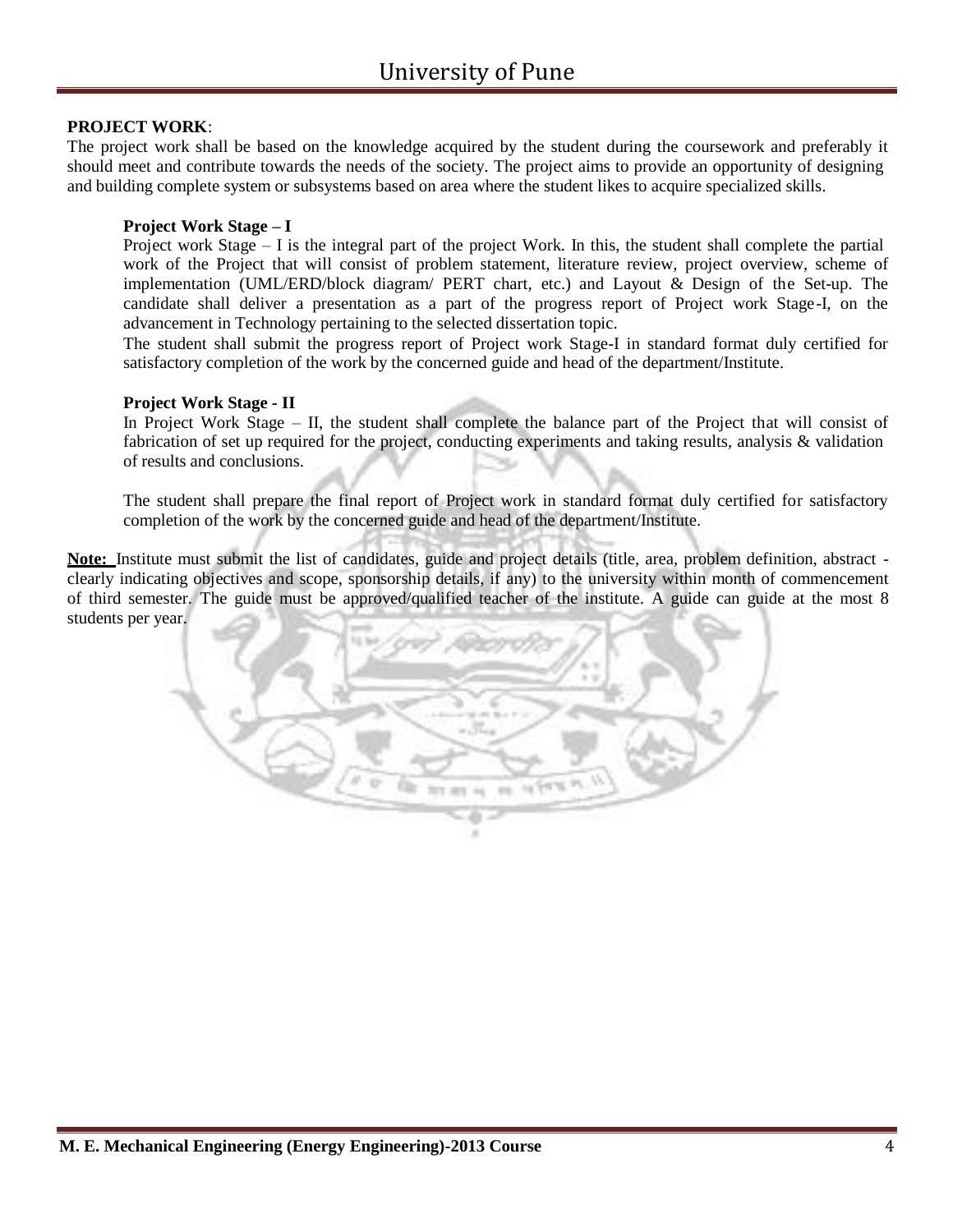**PROJECT WORK**:

The project work shall be based on the knowledge acquired by the student during the coursework and preferably it should meet and contribute towards the needs of the society. The project aims to provide an opportunity of designing and building complete system or subsystems based on area where the student likes to acquire specialized skills.

**Project Work Stage – I**

Project work Stage – I is the integral part of the project Work. In this, the student shall complete the partial work of the Project that will consist of problem statement, literature review, project overview, scheme of implementation (UML/ERD/block diagram/ PERT chart, etc.) and Layout & Design of the Set-up. The candidate shall deliver a presentation as a part of the progress report of Project work Stage-I, on the advancement in Technology pertaining to the selected dissertation topic.

The student shall submit the progress report of Project work Stage-I in standard format duly certified for satisfactory completion of the work by the concerned guide and head of the department/Institute.

**Project Work Stage - II**

In Project Work Stage – II, the student shall complete the balance part of the Project that will consist of fabrication of set up required for the project, conducting experiments and taking results, analysis & validation of results and conclusions.

The student shall prepare the final report of Project work in standard format duly certified for satisfactory completion of the work by the concerned guide and head of the department/Institute.

**Note:** Institute must submit the list of candidates, guide and project details (title, area, problem definition, abstract - clearly indicating objectives and scope, sponsorship details, if any) to the university within month of commencement of third semester. The guide must be approved/qualified teacher of the institute. A guide can guide at the most 8 students per year.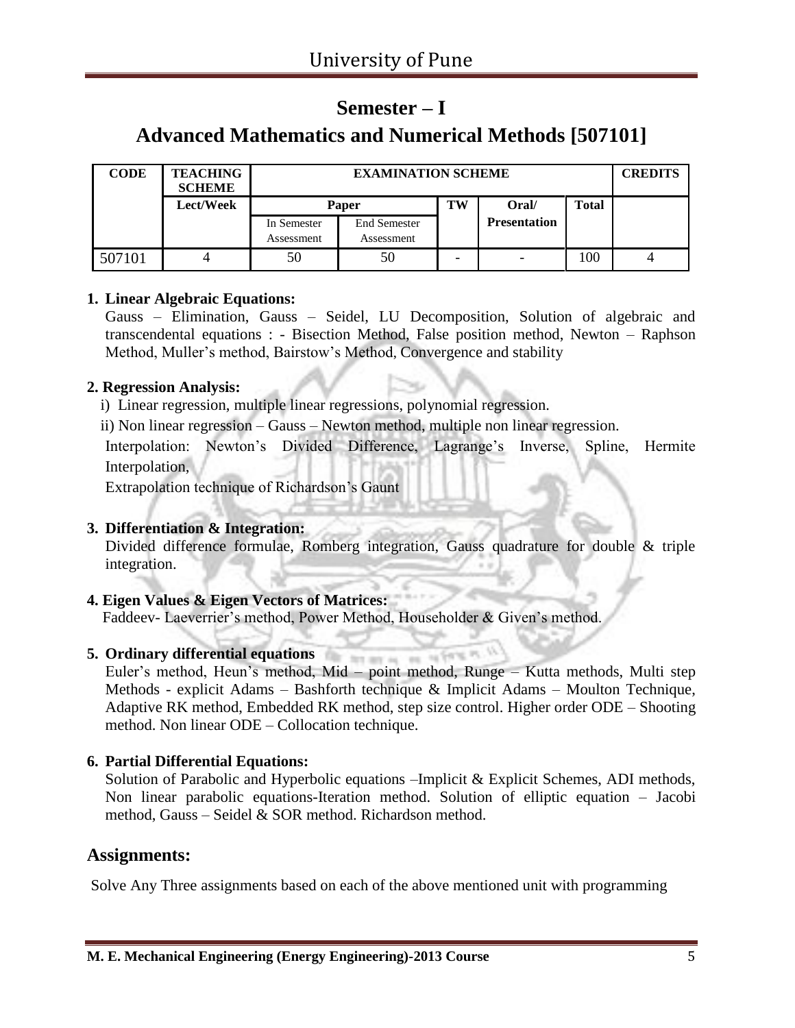## Semester – I

## Advanced Mathematics and Numerical Methods [507101]

| CODE | TEACHING SCHEME | EXAMINATION SCHEME | | | | | CREDITS |
|---|---|---|---|---|---|---|---|
| | Lect/Week | Paper | | TW | Oral/ Presentation | Total | |
| | | In Semester Assessment | End Semester Assessment | | | | |
| 507101 | 4 | 50 | 50 | - | - | 100 | 4 |

**1. Linear Algebraic Equations:**

Gauss – Elimination, Gauss – Seidel, LU Decomposition, Solution of algebraic and transcendental equations : - Bisection Method, False position method, Newton – Raphson Method, Muller's method, Bairstow's Method, Convergence and stability

**2. Regression Analysis:**

i) Linear regression, multiple linear regressions, polynomial regression.

ii) Non linear regression – Gauss – Newton method, multiple non linear regression.

Interpolation: Newton's Divided Difference, Lagrange's Inverse, Spline, Hermite Interpolation,

Extrapolation technique of Richardson's Gaunt

**3. Differentiation & Integration:**

Divided difference formulae, Romberg integration, Gauss quadrature for double & triple integration.

**4. Eigen Values & Eigen Vectors of Matrices:**

Faddeev- Laeverrier's method, Power Method, Householder & Given's method.

**5. Ordinary differential equations**

Euler's method, Heun's method, Mid – point method, Runge – Kutta methods, Multi step Methods - explicit Adams – Bashforth technique & Implicit Adams – Moulton Technique, Adaptive RK method, Embedded RK method, step size control. Higher order ODE – Shooting method. Non linear ODE – Collocation technique.

**6. Partial Differential Equations:**

Solution of Parabolic and Hyperbolic equations –Implicit & Explicit Schemes, ADI methods, Non linear parabolic equations-Iteration method. Solution of elliptic equation – Jacobi method, Gauss – Seidel & SOR method. Richardson method.

## Assignments:

Solve Any Three assignments based on each of the above mentioned unit with programming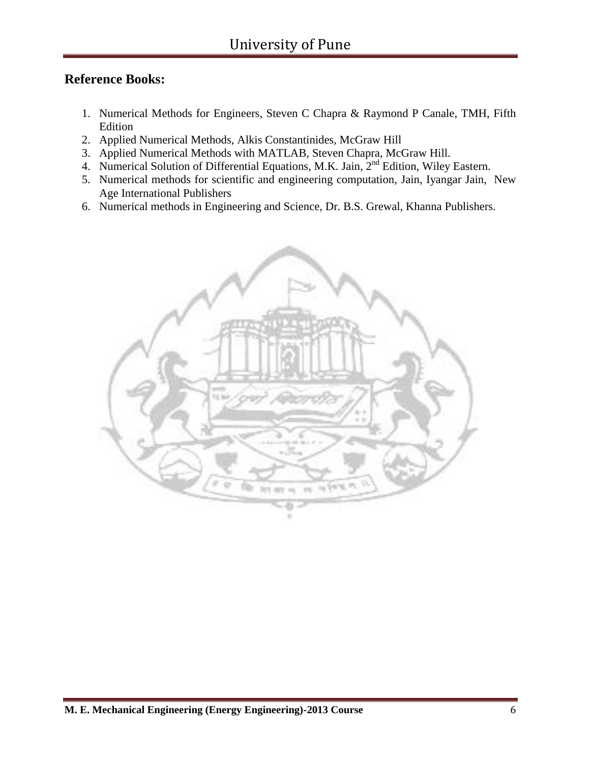**Reference Books:**

1. Numerical Methods for Engineers, Steven C Chapra & Raymond P Canale, TMH, Fifth Edition
2. Applied Numerical Methods, Alkis Constantinides, McGraw Hill
3. Applied Numerical Methods with MATLAB, Steven Chapra, McGraw Hill.
4. Numerical Solution of Differential Equations, M.K. Jain, 2nd Edition, Wiley Eastern.
5. Numerical methods for scientific and engineering computation, Jain, Iyangar Jain, New Age International Publishers
6. Numerical methods in Engineering and Science, Dr. B.S. Grewal, Khanna Publishers.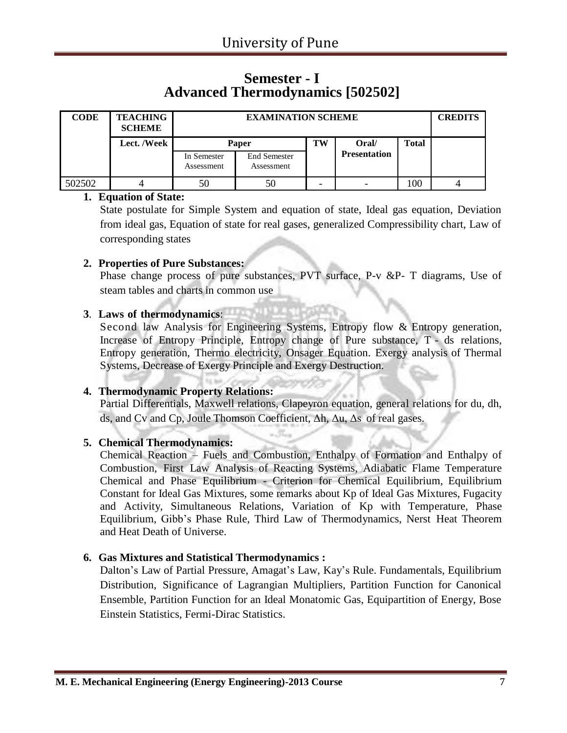## Semester - I
## Advanced Thermodynamics [502502]

| CODE | TEACHING SCHEME | EXAMINATION SCHEME | | | | | CREDITS |
|---|---|---|---|---|---|---|---|
| | Lect. /Week | Paper | | TW | Oral/ Presentation | Total | |
| | | In Semester Assessment | End Semester Assessment | | | | |
| 502502 | 4 | 50 | 50 | - | - | 100 | 4 |

**1. Equation of State:**

State postulate for Simple System and equation of state, Ideal gas equation, Deviation from ideal gas, Equation of state for real gases, generalized Compressibility chart, Law of corresponding states

**2. Properties of Pure Substances:**

Phase change process of pure substances, PVT surface, P-v &P- T diagrams, Use of steam tables and charts in common use

**3. Laws of thermodynamics**:

Second law Analysis for Engineering Systems, Entropy flow & Entropy generation, Increase of Entropy Principle, Entropy change of Pure substance, T - ds relations, Entropy generation, Thermo electricity, Onsager Equation. Exergy analysis of Thermal Systems, Decrease of Exergy Principle and Exergy Destruction.

**4. Thermodynamic Property Relations:**

Partial Differentials, Maxwell relations, Clapeyron equation, general relations for du, dh, ds, and Cv and Cp, Joule Thomson Coefficient, $\Delta h$, $\Delta u$, $\Delta s$ of real gases.

**5. Chemical Thermodynamics:**

Chemical Reaction – Fuels and Combustion, Enthalpy of Formation and Enthalpy of Combustion, First Law Analysis of Reacting Systems, Adiabatic Flame Temperature Chemical and Phase Equilibrium - Criterion for Chemical Equilibrium, Equilibrium Constant for Ideal Gas Mixtures, some remarks about Kp of Ideal Gas Mixtures, Fugacity and Activity, Simultaneous Relations, Variation of Kp with Temperature, Phase Equilibrium, Gibb's Phase Rule, Third Law of Thermodynamics, Nerst Heat Theorem and Heat Death of Universe.

**6. Gas Mixtures and Statistical Thermodynamics :**

Dalton's Law of Partial Pressure, Amagat's Law, Kay's Rule. Fundamentals, Equilibrium Distribution, Significance of Lagrangian Multipliers, Partition Function for Canonical Ensemble, Partition Function for an Ideal Monatomic Gas, Equipartition of Energy, Bose Einstein Statistics, Fermi-Dirac Statistics.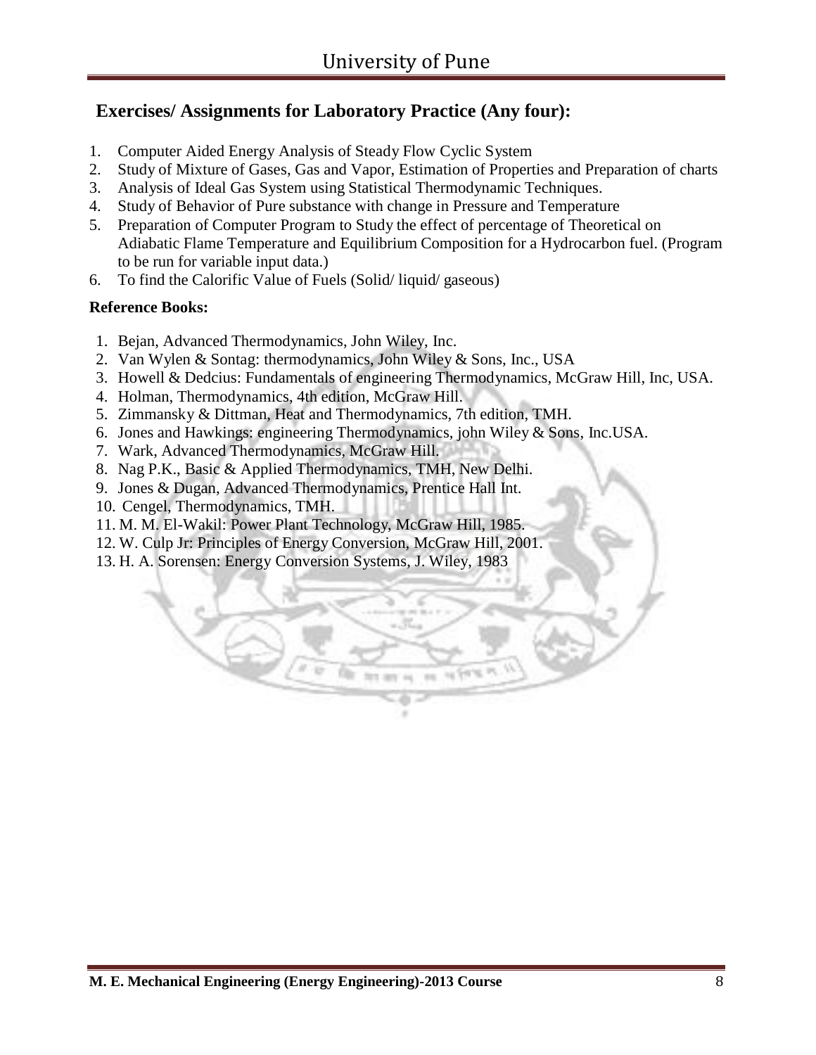## Exercises/ Assignments for Laboratory Practice (Any four):

1. Computer Aided Energy Analysis of Steady Flow Cyclic System
2. Study of Mixture of Gases, Gas and Vapor, Estimation of Properties and Preparation of charts
3. Analysis of Ideal Gas System using Statistical Thermodynamic Techniques.
4. Study of Behavior of Pure substance with change in Pressure and Temperature
5. Preparation of Computer Program to Study the effect of percentage of Theoretical on Adiabatic Flame Temperature and Equilibrium Composition for a Hydrocarbon fuel. (Program to be run for variable input data.)
6. To find the Calorific Value of Fuels (Solid/ liquid/ gaseous)

**Reference Books:**

1. Bejan, Advanced Thermodynamics, John Wiley, Inc.
2. Van Wylen & Sontag: thermodynamics, John Wiley & Sons, Inc., USA
3. Howell & Dedcius: Fundamentals of engineering Thermodynamics, McGraw Hill, Inc, USA.
4. Holman, Thermodynamics, 4th edition, McGraw Hill.
5. Zimmansky & Dittman, Heat and Thermodynamics, 7th edition, TMH.
6. Jones and Hawkings: engineering Thermodynamics, john Wiley & Sons, Inc.USA.
7. Wark, Advanced Thermodynamics, McGraw Hill.
8. Nag P.K., Basic & Applied Thermodynamics, TMH, New Delhi.
9. Jones & Dugan, Advanced Thermodynamics, Prentice Hall Int.
10. Cengel, Thermodynamics, TMH.
11. M. M. El-Wakil: Power Plant Technology, McGraw Hill, 1985.
12. W. Culp Jr: Principles of Energy Conversion, McGraw Hill, 2001.
13. H. A. Sorensen: Energy Conversion Systems, J. Wiley, 1983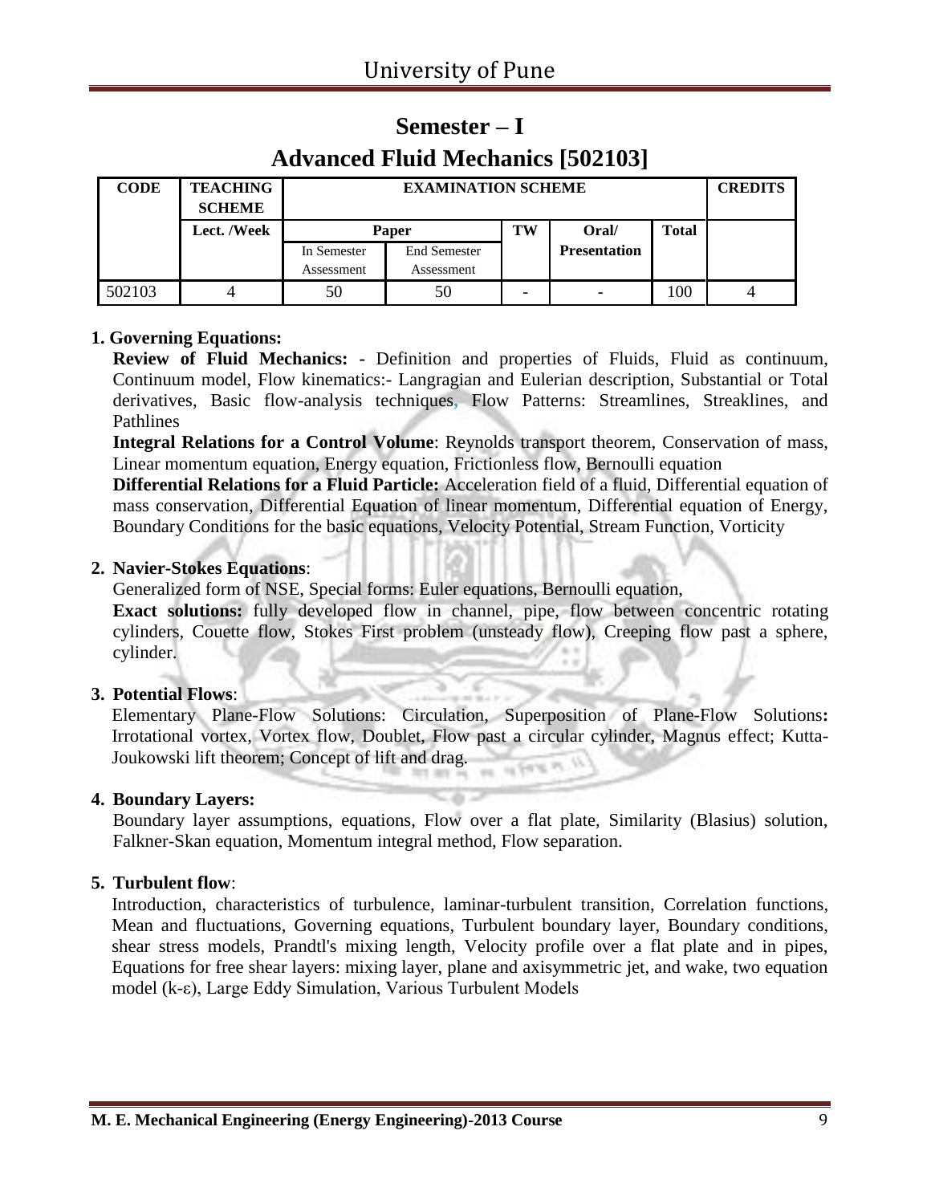# Semester – I

## Advanced Fluid Mechanics [502103]

| CODE | TEACHING SCHEME | EXAMINATION SCHEME | | | | | CREDITS |
|---|---|---|---|---|---|---|---|
| | Lect. /Week | Paper | | TW | Oral/ Presentation | Total | |
| | | In Semester Assessment | End Semester Assessment | | | | |
| 502103 | 4 | 50 | 50 | - | - | 100 | 4 |

**1. Governing Equations:**

**Review of Fluid Mechanics: -** Definition and properties of Fluids, Fluid as continuum, Continuum model, Flow kinematics:- Langragian and Eulerian description, Substantial or Total derivatives, Basic flow-analysis techniques, Flow Patterns: Streamlines, Streaklines, and Pathlines

**Integral Relations for a Control Volume**: Reynolds transport theorem, Conservation of mass, Linear momentum equation, Energy equation, Frictionless flow, Bernoulli equation

**Differential Relations for a Fluid Particle:** Acceleration field of a fluid, Differential equation of mass conservation, Differential Equation of linear momentum, Differential equation of Energy, Boundary Conditions for the basic equations, Velocity Potential, Stream Function, Vorticity

**2. Navier-Stokes Equations**:

Generalized form of NSE, Special forms: Euler equations, Bernoulli equation,

**Exact solutions:** fully developed flow in channel, pipe, flow between concentric rotating cylinders, Couette flow, Stokes First problem (unsteady flow), Creeping flow past a sphere, cylinder.

**3. Potential Flows**:

Elementary Plane-Flow Solutions: Circulation, Superposition of Plane-Flow Solutions**:** Irrotational vortex, Vortex flow, Doublet, Flow past a circular cylinder, Magnus effect; Kutta-Joukowski lift theorem; Concept of lift and drag.

**4. Boundary Layers:**

Boundary layer assumptions, equations, Flow over a flat plate, Similarity (Blasius) solution, Falkner-Skan equation, Momentum integral method, Flow separation.

**5. Turbulent flow**:

Introduction, characteristics of turbulence, laminar-turbulent transition, Correlation functions, Mean and fluctuations, Governing equations, Turbulent boundary layer, Boundary conditions, shear stress models, Prandtl's mixing length, Velocity profile over a flat plate and in pipes, Equations for free shear layers: mixing layer, plane and axisymmetric jet, and wake, two equation model ($k$-$\varepsilon$), Large Eddy Simulation, Various Turbulent Models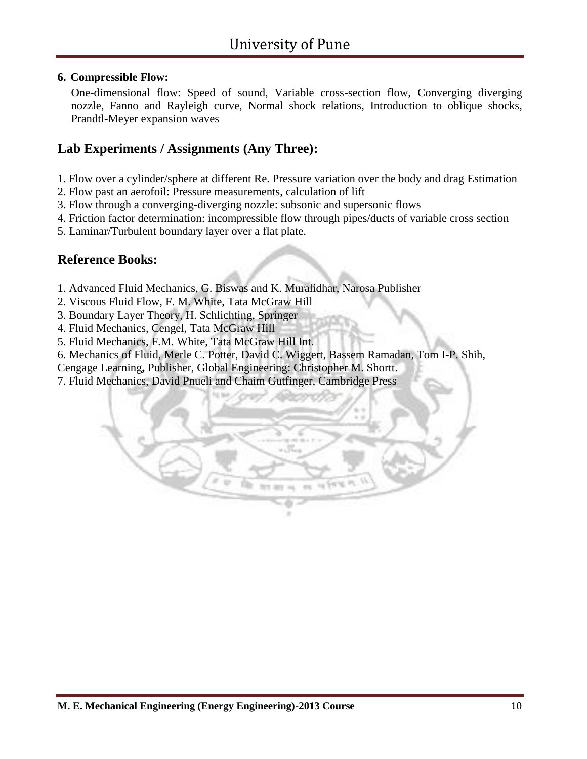**6. Compressible Flow:**

One-dimensional flow: Speed of sound, Variable cross-section flow, Converging diverging nozzle, Fanno and Rayleigh curve, Normal shock relations, Introduction to oblique shocks, Prandtl-Meyer expansion waves

## Lab Experiments / Assignments (Any Three):

1. Flow over a cylinder/sphere at different Re. Pressure variation over the body and drag Estimation
2. Flow past an aerofoil: Pressure measurements, calculation of lift
3. Flow through a converging-diverging nozzle: subsonic and supersonic flows
4. Friction factor determination: incompressible flow through pipes/ducts of variable cross section
5. Laminar/Turbulent boundary layer over a flat plate.

## Reference Books:

1. Advanced Fluid Mechanics, G. Biswas and K. Muralidhar, Narosa Publisher
2. Viscous Fluid Flow, F. M. White, Tata McGraw Hill
3. Boundary Layer Theory, H. Schlichting, Springer
4. Fluid Mechanics, Cengel, Tata McGraw Hill
5. Fluid Mechanics, F.M. White, Tata McGraw Hill Int.
6. Mechanics of Fluid, Merle C. Potter, David C. Wiggert, Bassem Ramadan, Tom I-P. Shih, Cengage Learning**,** Publisher, Global Engineering: Christopher M. Shortt.
7. Fluid Mechanics, David Pnueli and Chaim Gutfinger, Cambridge Press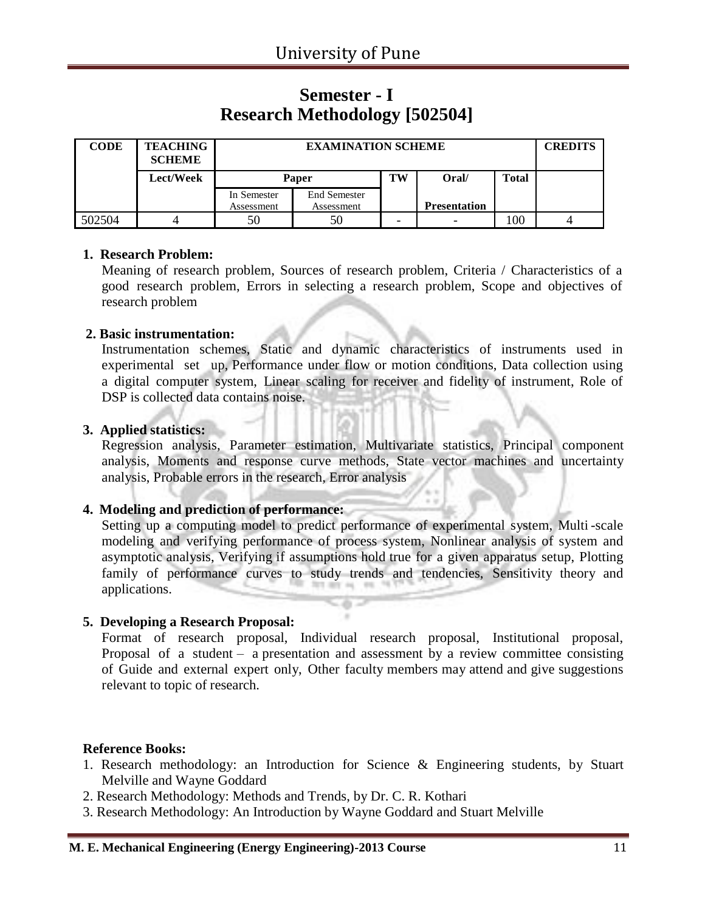## Semester - I

## Research Methodology [502504]

| CODE | TEACHING SCHEME | EXAMINATION SCHEME | | | | | CREDITS |
|---|---|---|---|---|---|---|---|
| | Lect/Week | Paper | | TW | Oral/ | Total | |
| | | In Semester Assessment | End Semester Assessment | | Presentation | | |
| 502504 | 4 | 50 | 50 | - | - | 100 | 4 |

**1. Research Problem:**

Meaning of research problem, Sources of research problem, Criteria / Characteristics of a good research problem, Errors in selecting a research problem, Scope and objectives of research problem

**2. Basic instrumentation:**

Instrumentation schemes, Static and dynamic characteristics of instruments used in experimental set up, Performance under flow or motion conditions, Data collection using a digital computer system, Linear scaling for receiver and fidelity of instrument, Role of DSP is collected data contains noise.

**3. Applied statistics:**

Regression analysis, Parameter estimation, Multivariate statistics, Principal component analysis, Moments and response curve methods, State vector machines and uncertainty analysis, Probable errors in the research, Error analysis

**4. Modeling and prediction of performance:**

Setting up a computing model to predict performance of experimental system, Multi -scale modeling and verifying performance of process system, Nonlinear analysis of system and asymptotic analysis, Verifying if assumptions hold true for a given apparatus setup, Plotting family of performance curves to study trends and tendencies, Sensitivity theory and applications.

**5. Developing a Research Proposal:**

Format of research proposal, Individual research proposal, Institutional proposal, Proposal of a student – a presentation and assessment by a review committee consisting of Guide and external expert only, Other faculty members may attend and give suggestions relevant to topic of research.

**Reference Books:**

1. Research methodology: an Introduction for Science & Engineering students, by Stuart Melville and Wayne Goddard
2. Research Methodology: Methods and Trends, by Dr. C. R. Kothari
3. Research Methodology: An Introduction by Wayne Goddard and Stuart Melville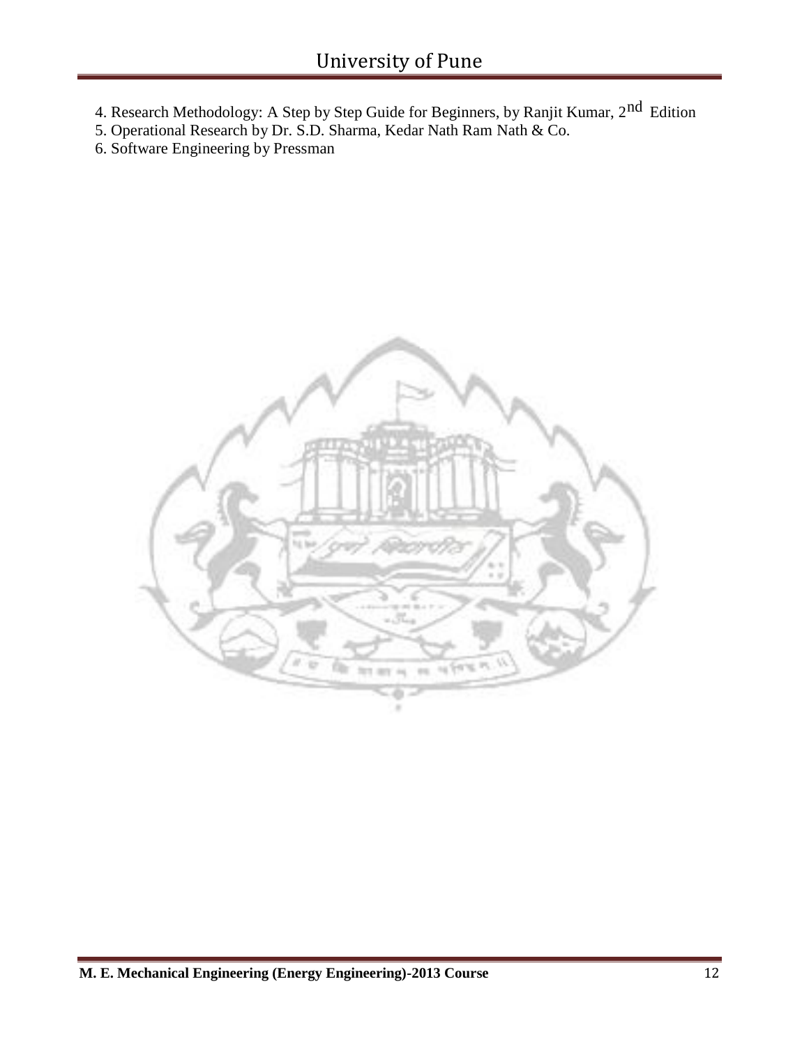4. Research Methodology: A Step by Step Guide for Beginners, by Ranjit Kumar, $2^{nd}$ Edition
5. Operational Research by Dr. S.D. Sharma, Kedar Nath Ram Nath & Co.
6. Software Engineering by Pressman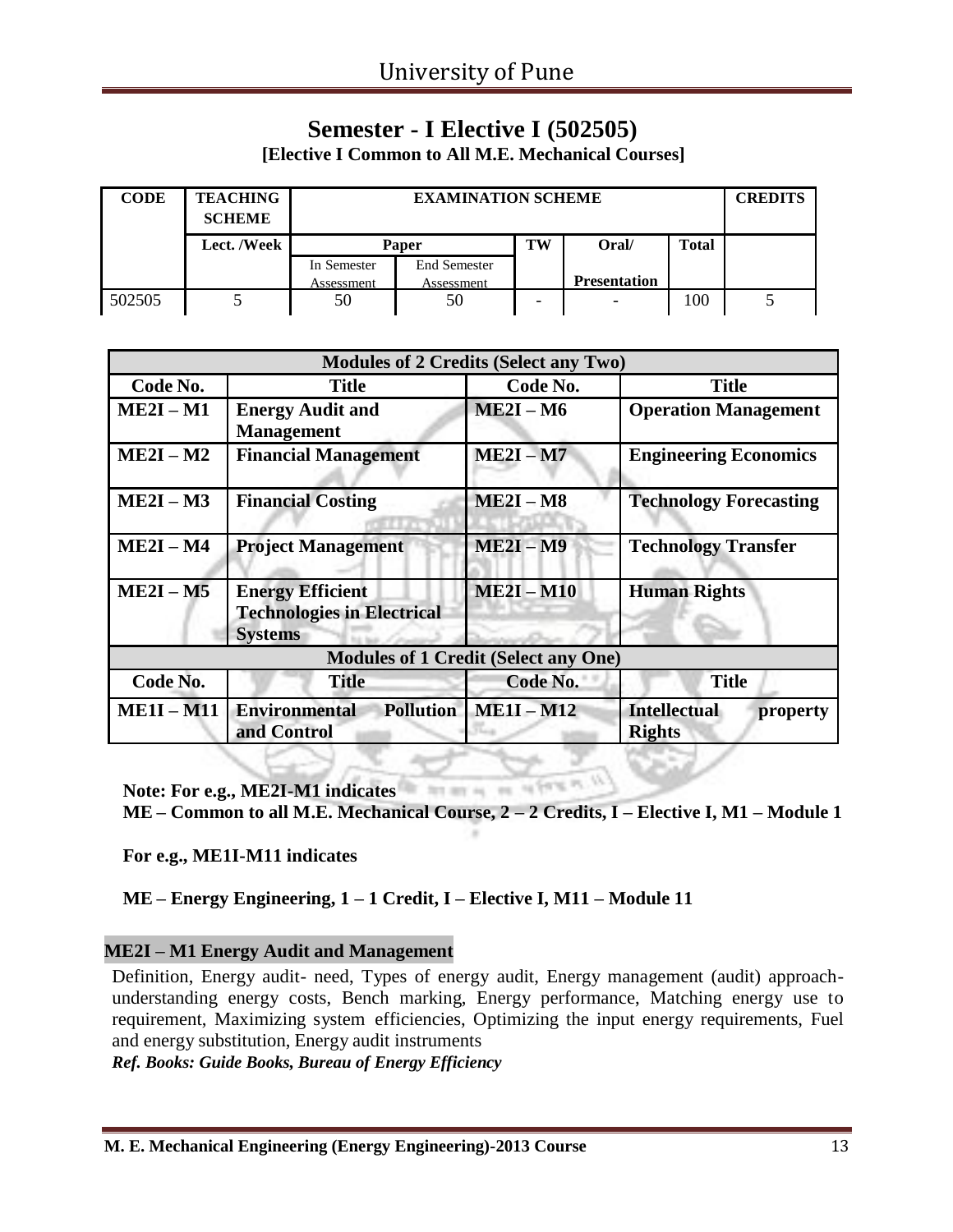# Semester - I Elective I (502505)

**[Elective I Common to All M.E. Mechanical Courses]**

| CODE | TEACHING SCHEME | EXAMINATION SCHEME | | | | | CREDITS |
|---|---|---|---|---|---|---|---|
| | Lect. /Week | Paper | | TW | Oral/ | Total | |
| | | In Semester Assessment | End Semester Assessment | | Presentation | | |
| 502505 | 5 | 50 | 50 | - | - | 100 | 5 |

| **Modules of 2 Credits (Select any Two)** | | | |
|---|---|---|---|
| **Code No.** | **Title** | **Code No.** | **Title** |
| **ME2I – M1** | **Energy Audit and Management** | **ME2I – M6** | **Operation Management** |
| **ME2I – M2** | **Financial Management** | **ME2I – M7** | **Engineering Economics** |
| **ME2I – M3** | **Financial Costing** | **ME2I – M8** | **Technology Forecasting** |
| **ME2I – M4** | **Project Management** | **ME2I – M9** | **Technology Transfer** |
| **ME2I – M5** | **Energy Efficient Technologies in Electrical Systems** | **ME2I – M10** | **Human Rights** |
| **Modules of 1 Credit (Select any One)** | | | |
| **Code No.** | **Title** | **Code No.** | **Title** |
| **ME1I – M11** | **Environmental Pollution and Control** | **ME1I – M12** | **Intellectual property Rights** |

**Note: For e.g., ME2I-M1 indicates**

**ME – Common to all M.E. Mechanical Course, 2 – 2 Credits, I – Elective I, M1 – Module 1**

**For e.g., ME1I-M11 indicates**

**ME – Energy Engineering, 1 – 1 Credit, I – Elective I, M11 – Module 11**

## ME2I – M1 Energy Audit and Management

Definition, Energy audit- need, Types of energy audit, Energy management (audit) approach- understanding energy costs, Bench marking, Energy performance, Matching energy use to requirement, Maximizing system efficiencies, Optimizing the input energy requirements, Fuel and energy substitution, Energy audit instruments

***Ref. Books: Guide Books, Bureau of Energy Efficiency***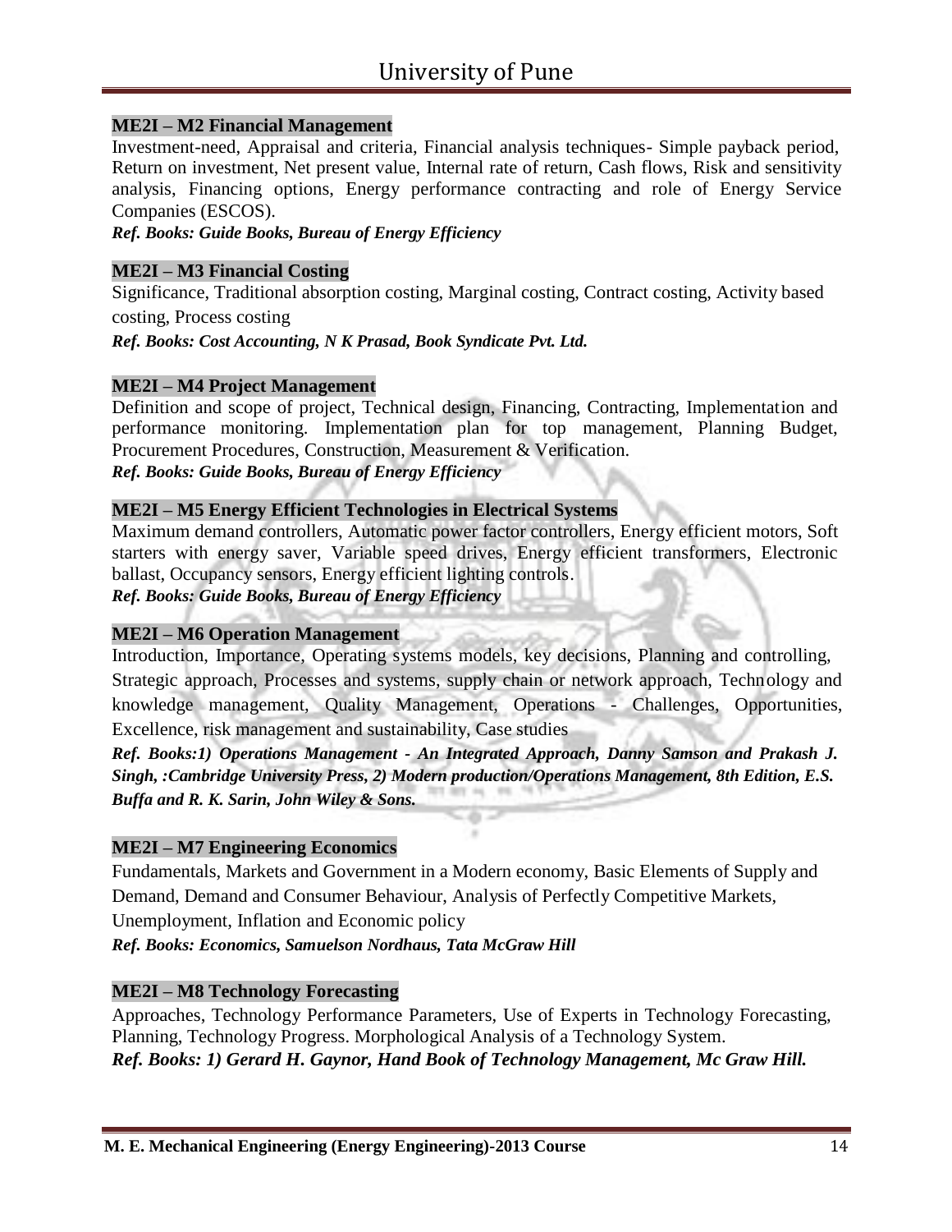### ME2I – M2 Financial Management

Investment-need, Appraisal and criteria, Financial analysis techniques- Simple payback period, Return on investment, Net present value, Internal rate of return, Cash flows, Risk and sensitivity analysis, Financing options, Energy performance contracting and role of Energy Service Companies (ESCOS).

***Ref. Books: Guide Books, Bureau of Energy Efficiency***

### ME2I – M3 Financial Costing

Significance, Traditional absorption costing, Marginal costing, Contract costing, Activity based costing, Process costing

***Ref. Books: Cost Accounting, N K Prasad, Book Syndicate Pvt. Ltd.***

### ME2I – M4 Project Management

Definition and scope of project, Technical design, Financing, Contracting, Implementation and performance monitoring. Implementation plan for top management, Planning Budget, Procurement Procedures, Construction, Measurement & Verification.

***Ref. Books: Guide Books, Bureau of Energy Efficiency***

### ME2I – M5 Energy Efficient Technologies in Electrical Systems

Maximum demand controllers, Automatic power factor controllers, Energy efficient motors, Soft starters with energy saver, Variable speed drives, Energy efficient transformers, Electronic ballast, Occupancy sensors, Energy efficient lighting controls.

***Ref. Books: Guide Books, Bureau of Energy Efficiency***

### ME2I – M6 Operation Management

Introduction, Importance, Operating systems models, key decisions, Planning and controlling, Strategic approach, Processes and systems, supply chain or network approach, Technology and knowledge management, Quality Management, Operations - Challenges, Opportunities, Excellence, risk management and sustainability, Case studies

***Ref. Books:1) Operations Management - An Integrated Approach, Danny Samson and Prakash J. Singh, :Cambridge University Press, 2) Modern production/Operations Management, 8th Edition, E.S. Buffa and R. K. Sarin, John Wiley & Sons.***

### ME2I – M7 Engineering Economics

Fundamentals, Markets and Government in a Modern economy, Basic Elements of Supply and Demand, Demand and Consumer Behaviour, Analysis of Perfectly Competitive Markets, Unemployment, Inflation and Economic policy

***Ref. Books: Economics, Samuelson Nordhaus, Tata McGraw Hill***

### ME2I – M8 Technology Forecasting

Approaches, Technology Performance Parameters, Use of Experts in Technology Forecasting, Planning, Technology Progress. Morphological Analysis of a Technology System.

***Ref. Books: 1) Gerard H. Gaynor, Hand Book of Technology Management, Mc Graw Hill.***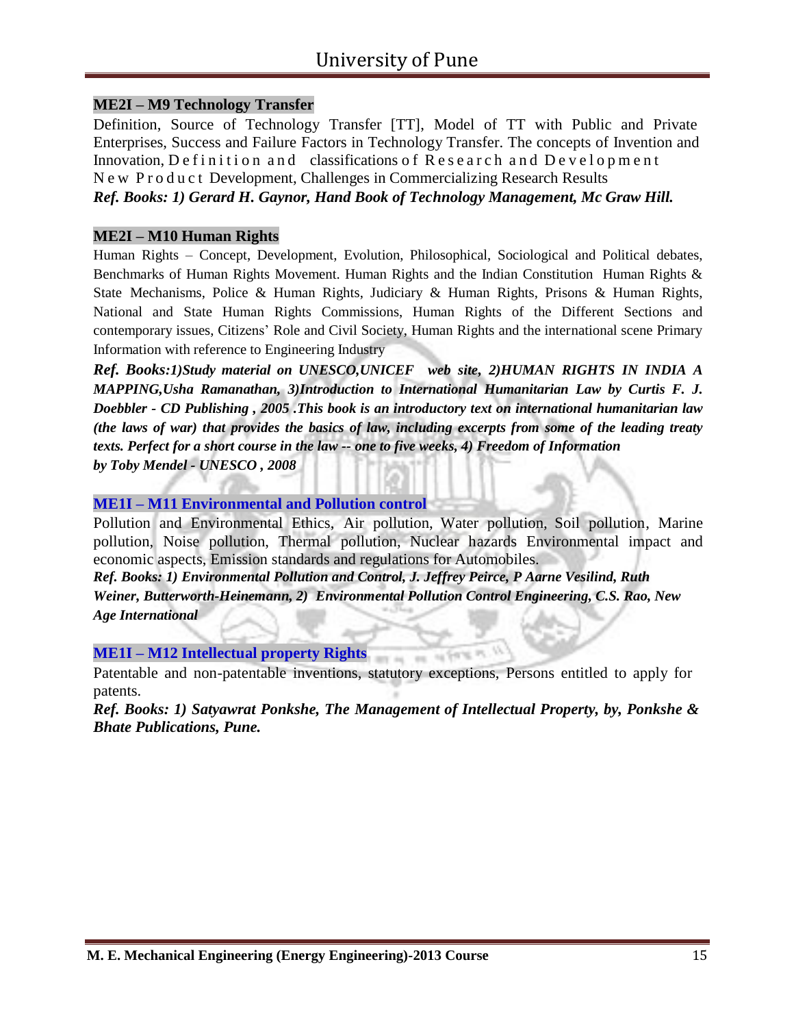### ME2I – M9 Technology Transfer

Definition, Source of Technology Transfer [TT], Model of TT with Public and Private Enterprises, Success and Failure Factors in Technology Transfer. The concepts of Invention and Innovation, Definition and classifications of Research and Development New Product Development, Challenges in Commercializing Research Results

***Ref. Books: 1) Gerard H. Gaynor, Hand Book of Technology Management, Mc Graw Hill.***

### ME2I – M10 Human Rights

Human Rights – Concept, Development, Evolution, Philosophical, Sociological and Political debates, Benchmarks of Human Rights Movement. Human Rights and the Indian Constitution Human Rights & State Mechanisms, Police & Human Rights, Judiciary & Human Rights, Prisons & Human Rights, National and State Human Rights Commissions, Human Rights of the Different Sections and contemporary issues, Citizens' Role and Civil Society, Human Rights and the international scene Primary Information with reference to Engineering Industry

***Ref. Books:1)Study material on UNESCO,UNICEF web site, 2)HUMAN RIGHTS IN INDIA A MAPPING,Usha Ramanathan, 3)Introduction to International Humanitarian Law by Curtis F. J. Doebbler - CD Publishing , 2005 .This book is an introductory text on international humanitarian law (the laws of war) that provides the basics of law, including excerpts from some of the leading treaty texts. Perfect for a short course in the law -- one to five weeks, 4) Freedom of Information by Toby Mendel - UNESCO , 2008***

### ME1I – M11 Environmental and Pollution control

Pollution and Environmental Ethics, Air pollution, Water pollution, Soil pollution, Marine pollution, Noise pollution, Thermal pollution, Nuclear hazards Environmental impact and economic aspects, Emission standards and regulations for Automobiles.

***Ref. Books: 1) Environmental Pollution and Control, J. Jeffrey Peirce, P Aarne Vesilind, Ruth Weiner, Butterworth-Heinemann, 2) Environmental Pollution Control Engineering, C.S. Rao, New Age International***

### ME1I – M12 Intellectual property Rights

Patentable and non-patentable inventions, statutory exceptions, Persons entitled to apply for patents.

***Ref. Books: 1) Satyawrat Ponkshe, The Management of Intellectual Property, by, Ponkshe & Bhate Publications, Pune.***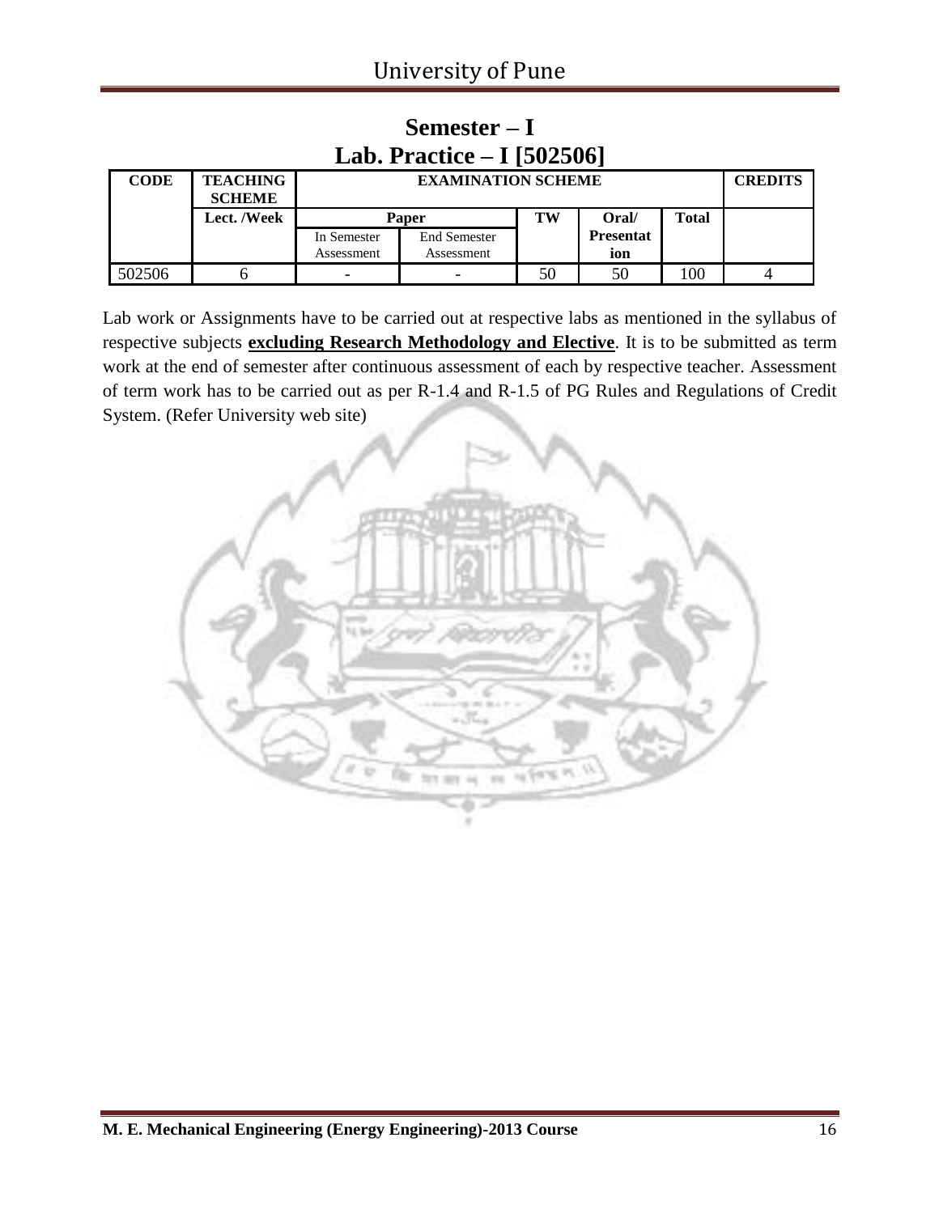# Semester – I

## Lab. Practice – I [502506]

| CODE | TEACHING SCHEME | EXAMINATION SCHEME | | | | | CREDITS |
|---|---|---|---|---|---|---|---|
| | Lect. /Week | Paper | | TW | Oral/ Presentation | Total | |
| | | In Semester Assessment | End Semester Assessment | | | | |
| 502506 | 6 | - | - | 50 | 50 | 100 | 4 |

Lab work or Assignments have to be carried out at respective labs as mentioned in the syllabus of respective subjects **excluding Research Methodology and Elective**. It is to be submitted as term work at the end of semester after continuous assessment of each by respective teacher. Assessment of term work has to be carried out as per R-1.4 and R-1.5 of PG Rules and Regulations of Credit System. (Refer University web site)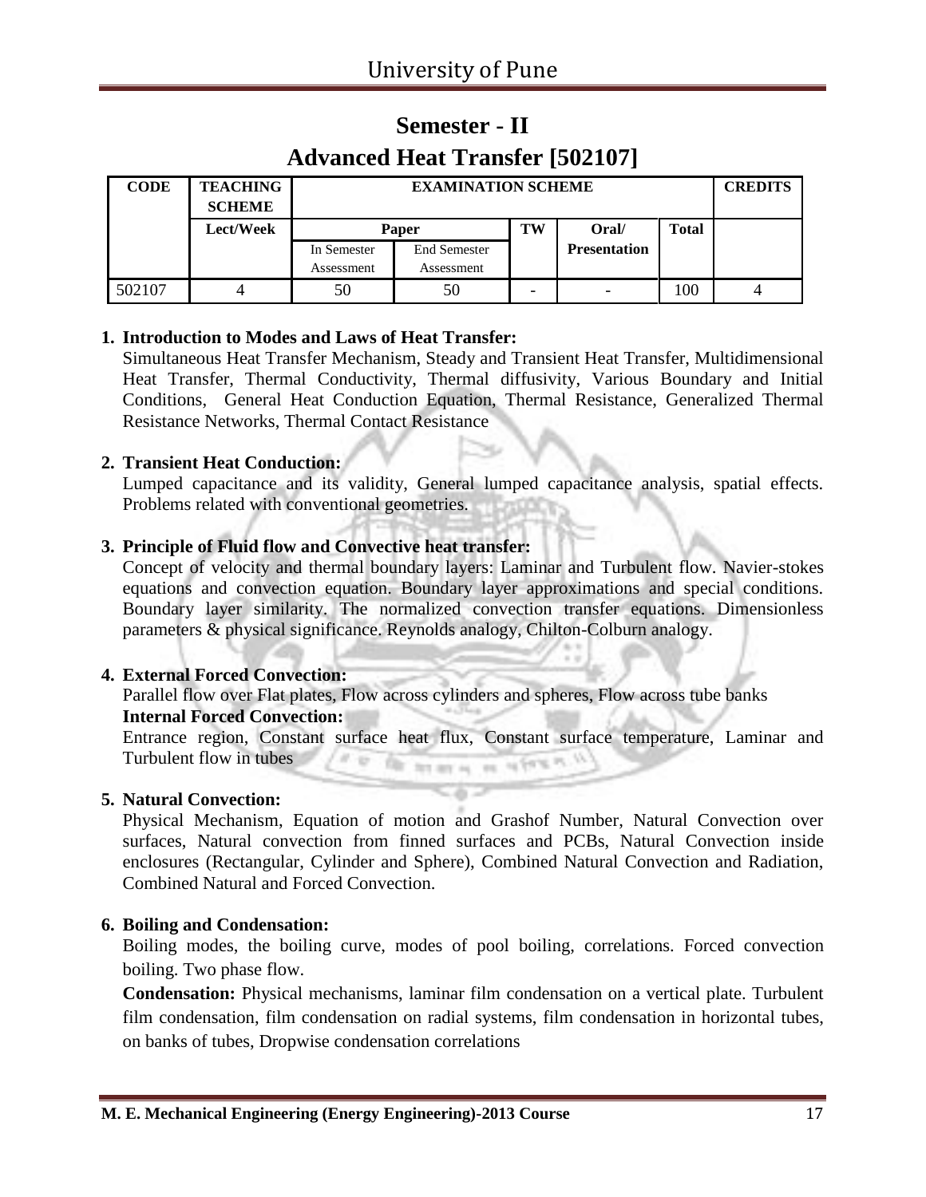# Semester - II

## Advanced Heat Transfer [502107]

| CODE | TEACHING SCHEME | EXAMINATION SCHEME | | | | | CREDITS |
|---|---|---|---|---|---|---|---|
| | Lect/Week | Paper | | TW | Oral/ Presentation | Total | |
| | | In Semester Assessment | End Semester Assessment | | | | |
| 502107 | 4 | 50 | 50 | - | - | 100 | 4 |

**1. Introduction to Modes and Laws of Heat Transfer:**

Simultaneous Heat Transfer Mechanism, Steady and Transient Heat Transfer, Multidimensional Heat Transfer, Thermal Conductivity, Thermal diffusivity, Various Boundary and Initial Conditions, General Heat Conduction Equation, Thermal Resistance, Generalized Thermal Resistance Networks, Thermal Contact Resistance

**2. Transient Heat Conduction:**

Lumped capacitance and its validity, General lumped capacitance analysis, spatial effects. Problems related with conventional geometries.

**3. Principle of Fluid flow and Convective heat transfer:**

Concept of velocity and thermal boundary layers: Laminar and Turbulent flow. Navier-stokes equations and convection equation. Boundary layer approximations and special conditions. Boundary layer similarity. The normalized convection transfer equations. Dimensionless parameters & physical significance. Reynolds analogy, Chilton-Colburn analogy.

**4. External Forced Convection:**

Parallel flow over Flat plates, Flow across cylinders and spheres, Flow across tube banks

**Internal Forced Convection:**

Entrance region, Constant surface heat flux, Constant surface temperature, Laminar and Turbulent flow in tubes

**5. Natural Convection:**

Physical Mechanism, Equation of motion and Grashof Number, Natural Convection over surfaces, Natural convection from finned surfaces and PCBs, Natural Convection inside enclosures (Rectangular, Cylinder and Sphere), Combined Natural Convection and Radiation, Combined Natural and Forced Convection.

**6. Boiling and Condensation:**

Boiling modes, the boiling curve, modes of pool boiling, correlations. Forced convection boiling. Two phase flow.

**Condensation:** Physical mechanisms, laminar film condensation on a vertical plate. Turbulent film condensation, film condensation on radial systems, film condensation in horizontal tubes, on banks of tubes, Dropwise condensation correlations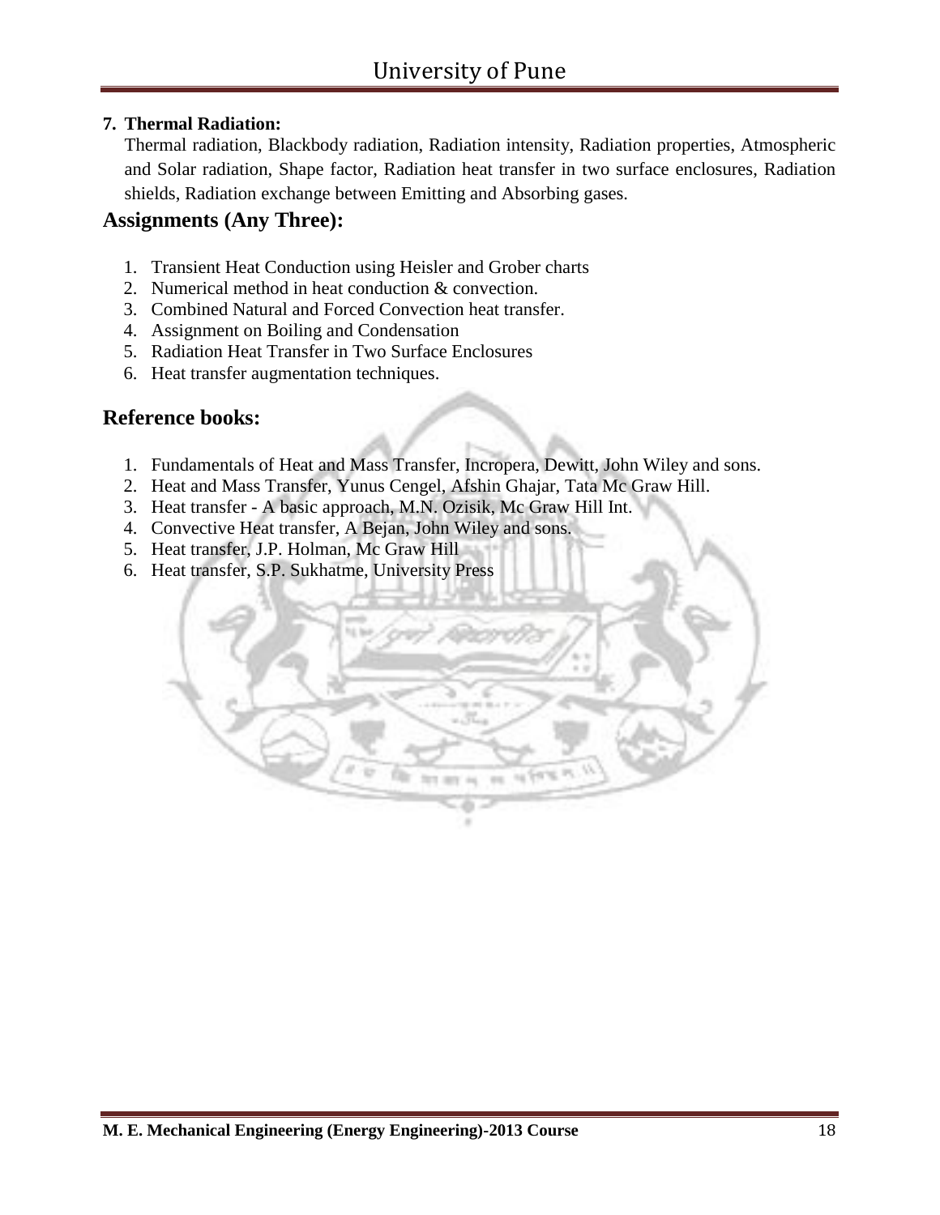**7. Thermal Radiation:**

Thermal radiation, Blackbody radiation, Radiation intensity, Radiation properties, Atmospheric and Solar radiation, Shape factor, Radiation heat transfer in two surface enclosures, Radiation shields, Radiation exchange between Emitting and Absorbing gases.

## Assignments (Any Three):

1. Transient Heat Conduction using Heisler and Grober charts
2. Numerical method in heat conduction & convection.
3. Combined Natural and Forced Convection heat transfer.
4. Assignment on Boiling and Condensation
5. Radiation Heat Transfer in Two Surface Enclosures
6. Heat transfer augmentation techniques.

## Reference books:

1. Fundamentals of Heat and Mass Transfer, Incropera, Dewitt, John Wiley and sons.
2. Heat and Mass Transfer, Yunus Cengel, Afshin Ghajar, Tata Mc Graw Hill.
3. Heat transfer - A basic approach, M.N. Ozisik, Mc Graw Hill Int.
4. Convective Heat transfer, A Bejan, John Wiley and sons.
5. Heat transfer, J.P. Holman, Mc Graw Hill
6. Heat transfer, S.P. Sukhatme, University Press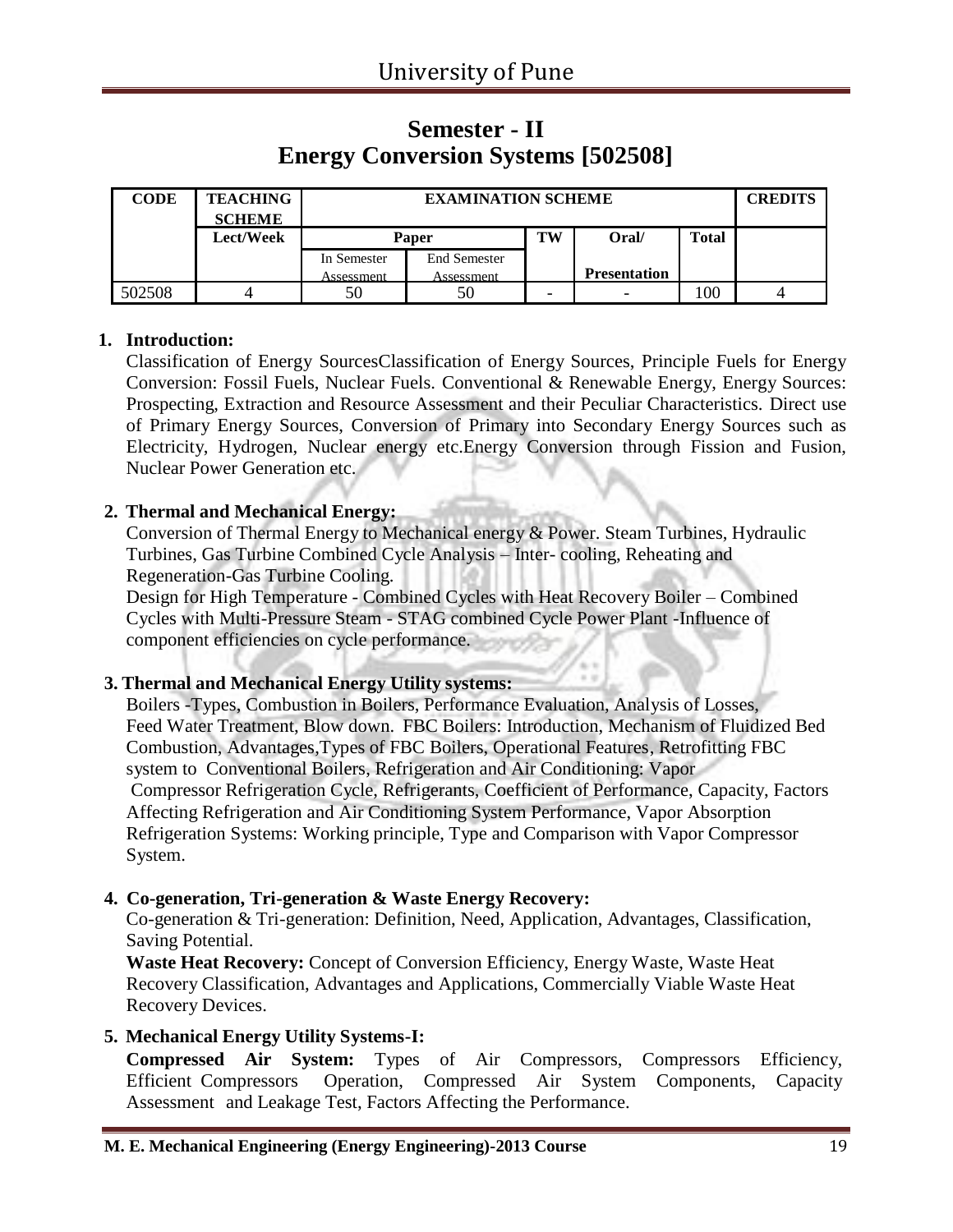# Semester - II

# Energy Conversion Systems [502508]

| CODE | TEACHING SCHEME | EXAMINATION SCHEME | | | | | CREDITS |
|---|---|---|---|---|---|---|---|
| | Lect/Week | Paper | | TW | Oral/ | Total | |
| | | In Semester Assessment | End Semester Assessment | | Presentation | | |
| 502508 | 4 | 50 | 50 | - | - | 100 | 4 |

1. **Introduction:**
   Classification of Energy SourcesClassification of Energy Sources, Principle Fuels for Energy Conversion: Fossil Fuels, Nuclear Fuels. Conventional & Renewable Energy, Energy Sources: Prospecting, Extraction and Resource Assessment and their Peculiar Characteristics. Direct use of Primary Energy Sources, Conversion of Primary into Secondary Energy Sources such as Electricity, Hydrogen, Nuclear energy etc.Energy Conversion through Fission and Fusion, Nuclear Power Generation etc.

2. **Thermal and Mechanical Energy:**
   Conversion of Thermal Energy to Mechanical energy & Power. Steam Turbines, Hydraulic Turbines, Gas Turbine Combined Cycle Analysis – Inter- cooling, Reheating and Regeneration-Gas Turbine Cooling.
   Design for High Temperature - Combined Cycles with Heat Recovery Boiler – Combined Cycles with Multi-Pressure Steam - STAG combined Cycle Power Plant -Influence of component efficiencies on cycle performance.

3. **Thermal and Mechanical Energy Utility systems:**
   Boilers -Types, Combustion in Boilers, Performance Evaluation, Analysis of Losses, Feed Water Treatment, Blow down. FBC Boilers: Introduction, Mechanism of Fluidized Bed Combustion, Advantages,Types of FBC Boilers, Operational Features, Retrofitting FBC system to Conventional Boilers, Refrigeration and Air Conditioning: Vapor Compressor Refrigeration Cycle, Refrigerants, Coefficient of Performance, Capacity, Factors Affecting Refrigeration and Air Conditioning System Performance, Vapor Absorption Refrigeration Systems: Working principle, Type and Comparison with Vapor Compressor System.

4. **Co-generation, Tri-generation & Waste Energy Recovery:**
   Co-generation & Tri-generation: Definition, Need, Application, Advantages, Classification, Saving Potential.
   **Waste Heat Recovery:** Concept of Conversion Efficiency, Energy Waste, Waste Heat Recovery Classification, Advantages and Applications, Commercially Viable Waste Heat Recovery Devices.

5. **Mechanical Energy Utility Systems-I:**
   **Compressed Air System:** Types of Air Compressors, Compressors Efficiency, Efficient Compressors Operation, Compressed Air System Components, Capacity Assessment and Leakage Test, Factors Affecting the Performance.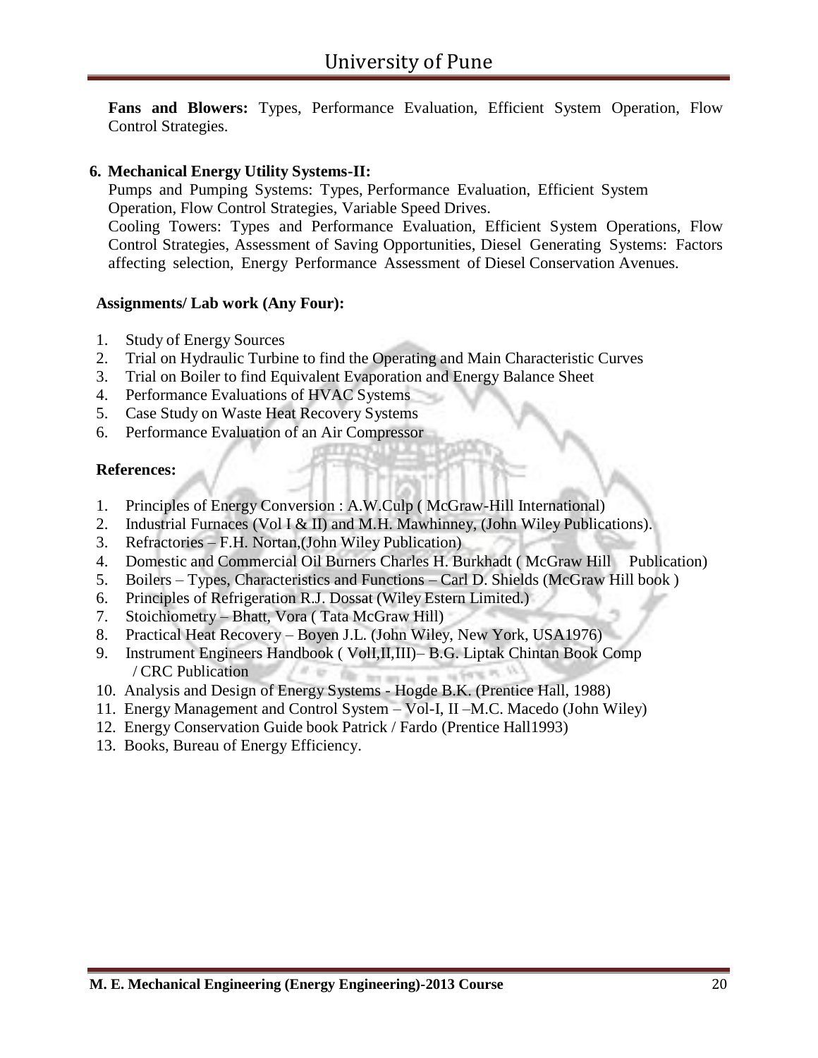**Fans and Blowers:** Types, Performance Evaluation, Efficient System Operation, Flow Control Strategies.

**6. Mechanical Energy Utility Systems-II:**

Pumps and Pumping Systems: Types, Performance Evaluation, Efficient System Operation, Flow Control Strategies, Variable Speed Drives.

Cooling Towers: Types and Performance Evaluation, Efficient System Operations, Flow Control Strategies, Assessment of Saving Opportunities, Diesel Generating Systems: Factors affecting selection, Energy Performance Assessment of Diesel Conservation Avenues.

**Assignments/ Lab work (Any Four):**

1. Study of Energy Sources
2. Trial on Hydraulic Turbine to find the Operating and Main Characteristic Curves
3. Trial on Boiler to find Equivalent Evaporation and Energy Balance Sheet
4. Performance Evaluations of HVAC Systems
5. Case Study on Waste Heat Recovery Systems
6. Performance Evaluation of an Air Compressor

**References:**

1. Principles of Energy Conversion : A.W.Culp ( McGraw-Hill International)
2. Industrial Furnaces (Vol I & II) and M.H. Mawhinney, (John Wiley Publications).
3. Refractories – F.H. Nortan,(John Wiley Publication)
4. Domestic and Commercial Oil Burners Charles H. Burkhadt ( McGraw Hill Publication)
5. Boilers – Types, Characteristics and Functions – Carl D. Shields (McGraw Hill book )
6. Principles of Refrigeration R.J. Dossat (Wiley Estern Limited.)
7. Stoichiometry – Bhatt, Vora ( Tata McGraw Hill)
8. Practical Heat Recovery – Boyen J.L. (John Wiley, New York, USA1976)
9. Instrument Engineers Handbook ( VolI,II,III)– B.G. Liptak Chintan Book Comp / CRC Publication
10. Analysis and Design of Energy Systems - Hogde B.K. (Prentice Hall, 1988)
11. Energy Management and Control System – Vol-I, II –M.C. Macedo (John Wiley)
12. Energy Conservation Guide book Patrick / Fardo (Prentice Hall1993)
13. Books, Bureau of Energy Efficiency.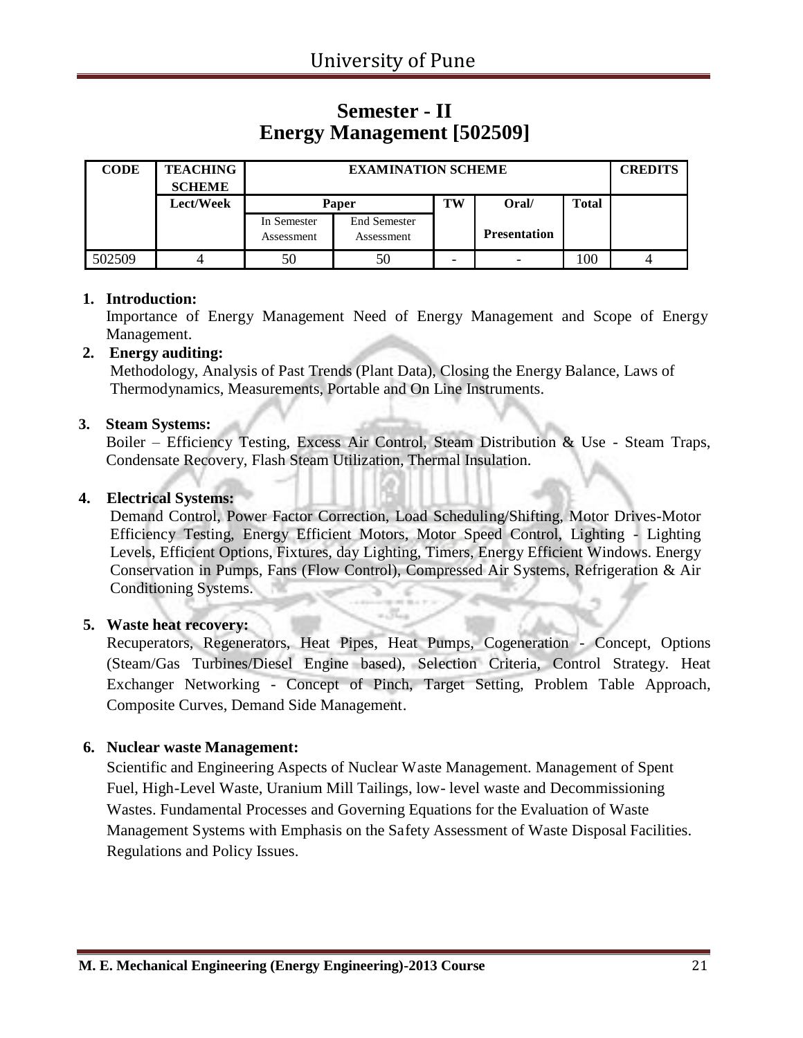# Semester - II
# Energy Management [502509]

| CODE | TEACHING SCHEME | EXAMINATION SCHEME | | | | | CREDITS |
|---|---|---|---|---|---|---|---|
| | Lect/Week | Paper | | TW | Oral/ | Total | |
| | | In Semester Assessment | End Semester Assessment | | Presentation | | |
| 502509 | 4 | 50 | 50 | - | - | 100 | 4 |

1. **Introduction:**
   Importance of Energy Management Need of Energy Management and Scope of Energy Management.

2. **Energy auditing:**
   Methodology, Analysis of Past Trends (Plant Data), Closing the Energy Balance, Laws of Thermodynamics, Measurements, Portable and On Line Instruments.

3. **Steam Systems:**
   Boiler – Efficiency Testing, Excess Air Control, Steam Distribution & Use - Steam Traps, Condensate Recovery, Flash Steam Utilization, Thermal Insulation.

4. **Electrical Systems:**
   Demand Control, Power Factor Correction, Load Scheduling/Shifting, Motor Drives-Motor Efficiency Testing, Energy Efficient Motors, Motor Speed Control, Lighting - Lighting Levels, Efficient Options, Fixtures, day Lighting, Timers, Energy Efficient Windows. Energy Conservation in Pumps, Fans (Flow Control), Compressed Air Systems, Refrigeration & Air Conditioning Systems.

5. **Waste heat recovery:**
   Recuperators, Regenerators, Heat Pipes, Heat Pumps, Cogeneration - Concept, Options (Steam/Gas Turbines/Diesel Engine based), Selection Criteria, Control Strategy. Heat Exchanger Networking - Concept of Pinch, Target Setting, Problem Table Approach, Composite Curves, Demand Side Management.

6. **Nuclear waste Management:**
   Scientific and Engineering Aspects of Nuclear Waste Management. Management of Spent Fuel, High-Level Waste, Uranium Mill Tailings, low- level waste and Decommissioning Wastes. Fundamental Processes and Governing Equations for the Evaluation of Waste Management Systems with Emphasis on the Safety Assessment of Waste Disposal Facilities. Regulations and Policy Issues.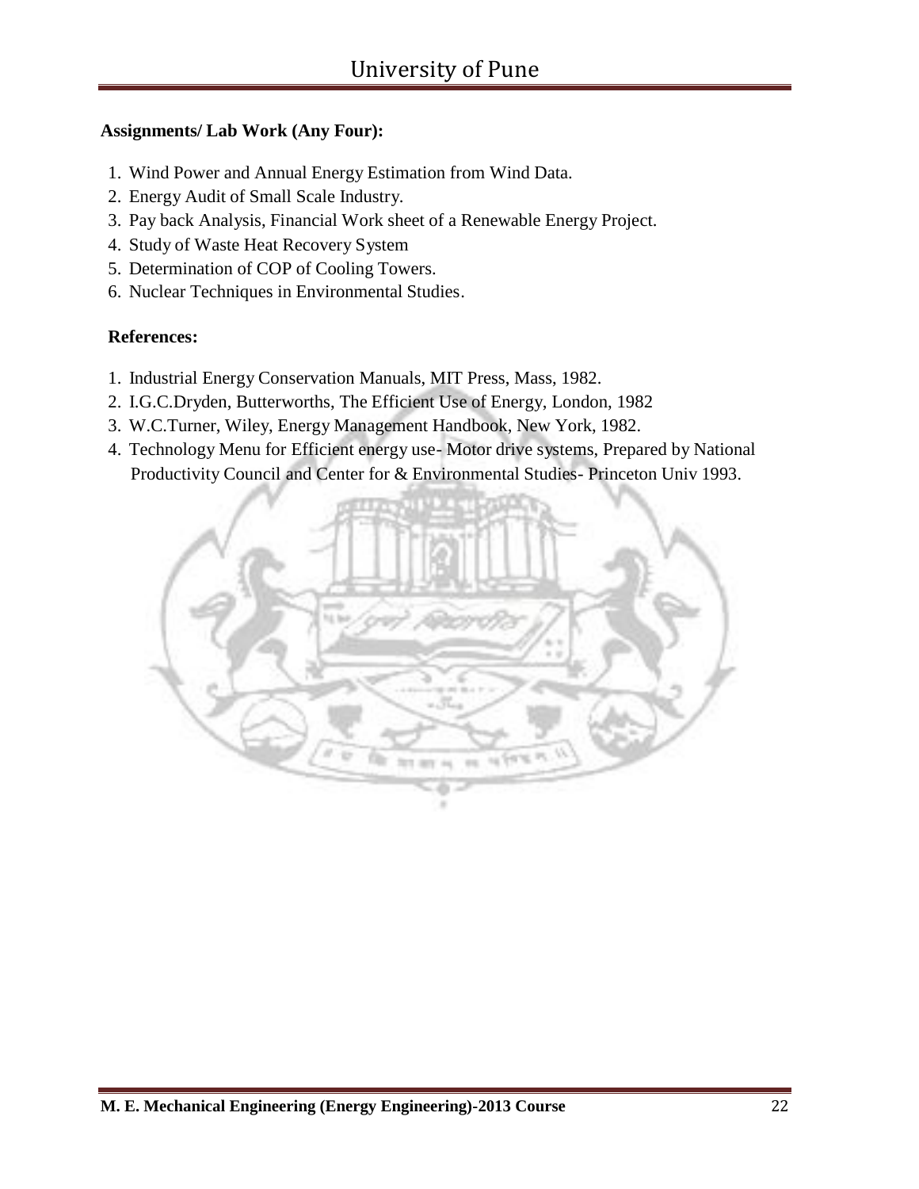**Assignments/ Lab Work (Any Four):**

1. Wind Power and Annual Energy Estimation from Wind Data.
2. Energy Audit of Small Scale Industry.
3. Pay back Analysis, Financial Work sheet of a Renewable Energy Project.
4. Study of Waste Heat Recovery System
5. Determination of COP of Cooling Towers.
6. Nuclear Techniques in Environmental Studies.

**References:**

1. Industrial Energy Conservation Manuals, MIT Press, Mass, 1982.
2. I.G.C.Dryden, Butterworths, The Efficient Use of Energy, London, 1982
3. W.C.Turner, Wiley, Energy Management Handbook, New York, 1982.
4. Technology Menu for Efficient energy use- Motor drive systems, Prepared by National Productivity Council and Center for & Environmental Studies- Princeton Univ 1993.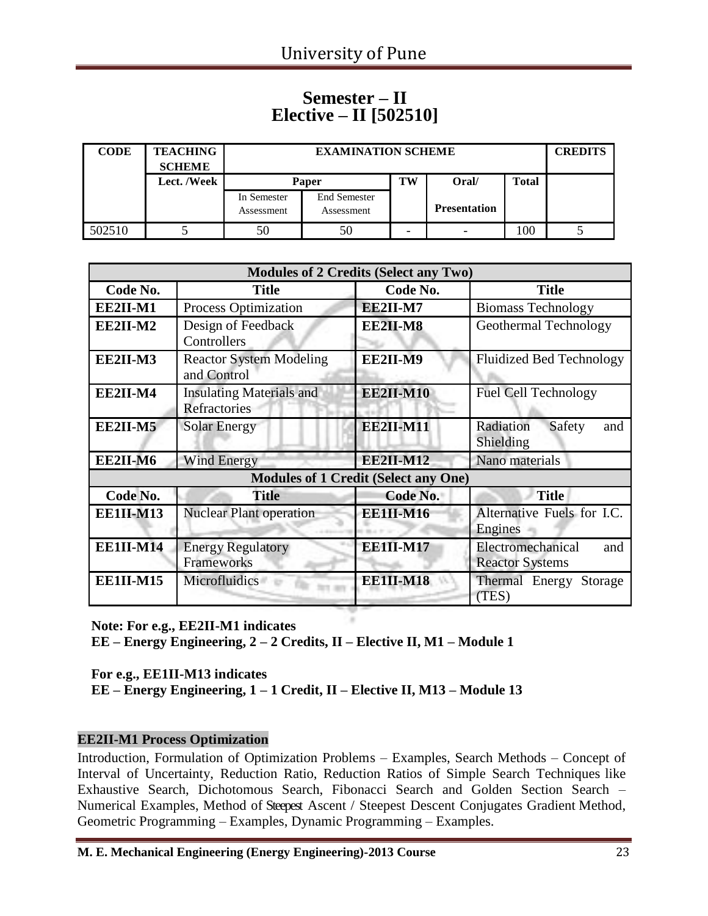# Semester – II
# Elective – II [502510]

| CODE | TEACHING SCHEME | EXAMINATION SCHEME | | | | | CREDITS |
|---|---|---|---|---|---|---|---|
| | Lect. /Week | Paper | | TW | Oral/ | Total | |
| | | In Semester Assessment | End Semester Assessment | | Presentation | | |
| 502510 | 5 | 50 | 50 | - | - | 100 | 5 |

| Modules of 2 Credits (Select any Two) | | | |
|---|---|---|---|
| **Code No.** | **Title** | **Code No.** | **Title** |
| **EE2II-M1** | Process Optimization | **EE2II-M7** | Biomass Technology |
| **EE2II-M2** | Design of Feedback Controllers | **EE2II-M8** | Geothermal Technology |
| **EE2II-M3** | Reactor System Modeling and Control | **EE2II-M9** | Fluidized Bed Technology |
| **EE2II-M4** | Insulating Materials and Refractories | **EE2II-M10** | Fuel Cell Technology |
| **EE2II-M5** | Solar Energy | **EE2II-M11** | Radiation Safety and Shielding |
| **EE2II-M6** | Wind Energy | **EE2II-M12** | Nano materials |
| **Modules of 1 Credit (Select any One)** | | | |
| **Code No.** | **Title** | **Code No.** | **Title** |
| **EE1II-M13** | Nuclear Plant operation | **EE1II-M16** | Alternative Fuels for I.C. Engines |
| **EE1II-M14** | Energy Regulatory Frameworks | **EE1II-M17** | Electromechanical and Reactor Systems |
| **EE1II-M15** | Microfluidics | **EE1II-M18** | Thermal Energy Storage (TES) |

**Note: For e.g., EE2II-M1 indicates**
**EE – Energy Engineering, 2 – 2 Credits, II – Elective II, M1 – Module 1**

**For e.g., EE1II-M13 indicates**
**EE – Energy Engineering, 1 – 1 Credit, II – Elective II, M13 – Module 13**

### EE2II-M1 Process Optimization

Introduction, Formulation of Optimization Problems – Examples, Search Methods – Concept of Interval of Uncertainty, Reduction Ratio, Reduction Ratios of Simple Search Techniques like Exhaustive Search, Dichotomous Search, Fibonacci Search and Golden Section Search – Numerical Examples, Method of Steepest Ascent / Steepest Descent Conjugates Gradient Method, Geometric Programming – Examples, Dynamic Programming – Examples.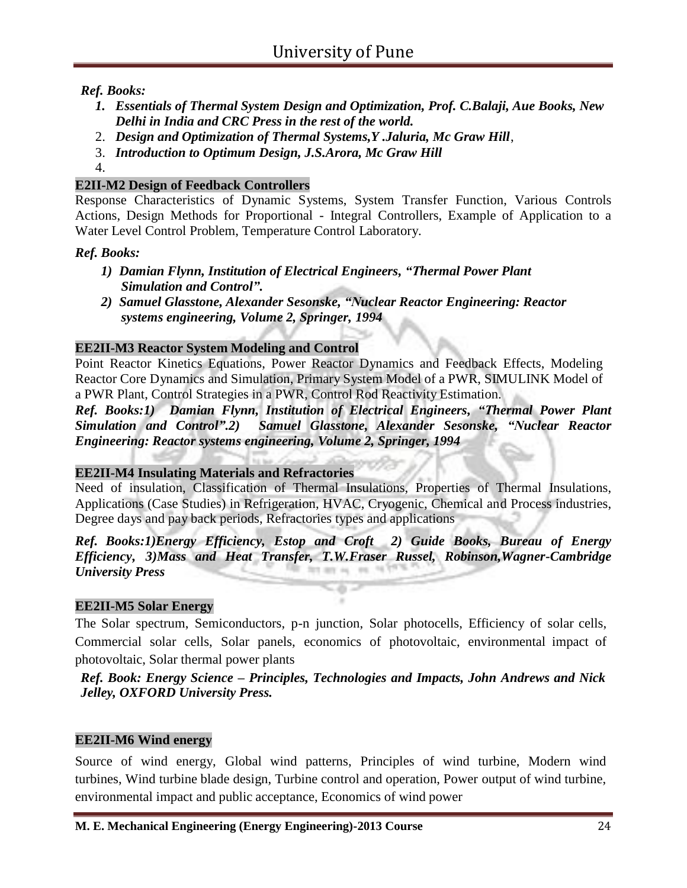*Ref. Books:*

1. ***Essentials of Thermal System Design and Optimization, Prof. C.Balaji, Aue Books, New Delhi in India and CRC Press in the rest of the world.***
2. ***Design and Optimization of Thermal Systems,Y .Jaluria, Mc Graw Hill***,
3. ***Introduction to Optimum Design, J.S.Arora, Mc Graw Hill***
4.

**E2II-M2 Design of Feedback Controllers**

Response Characteristics of Dynamic Systems, System Transfer Function, Various Controls Actions, Design Methods for Proportional - Integral Controllers, Example of Application to a Water Level Control Problem, Temperature Control Laboratory.

***Ref. Books:***

1) ***Damian Flynn, Institution of Electrical Engineers, "Thermal Power Plant Simulation and Control".***
2) ***Samuel Glasstone, Alexander Sesonske, "Nuclear Reactor Engineering: Reactor systems engineering, Volume 2, Springer, 1994***

**EE2II-M3 Reactor System Modeling and Control**

Point Reactor Kinetics Equations, Power Reactor Dynamics and Feedback Effects, Modeling Reactor Core Dynamics and Simulation, Primary System Model of a PWR, SIMULINK Model of a PWR Plant, Control Strategies in a PWR, Control Rod Reactivity Estimation.

***Ref. Books:1) Damian Flynn, Institution of Electrical Engineers, "Thermal Power Plant Simulation and Control".2) Samuel Glasstone, Alexander Sesonske, "Nuclear Reactor Engineering: Reactor systems engineering, Volume 2, Springer, 1994***

**EE2II-M4 Insulating Materials and Refractories**

Need of insulation, Classification of Thermal Insulations, Properties of Thermal Insulations, Applications (Case Studies) in Refrigeration, HVAC, Cryogenic, Chemical and Process industries, Degree days and pay back periods, Refractories types and applications

***Ref. Books:1)Energy Efficiency, Estop and Croft 2) Guide Books, Bureau of Energy Efficiency, 3)Mass and Heat Transfer, T.W.Fraser Russel, Robinson,Wagner-Cambridge University Press***

**EE2II-M5 Solar Energy**

The Solar spectrum, Semiconductors, p-n junction, Solar photocells, Efficiency of solar cells, Commercial solar cells, Solar panels, economics of photovoltaic, environmental impact of photovoltaic, Solar thermal power plants

***Ref. Book: Energy Science – Principles, Technologies and Impacts, John Andrews and Nick Jelley, OXFORD University Press.***

**EE2II-M6 Wind energy**

Source of wind energy, Global wind patterns, Principles of wind turbine, Modern wind turbines, Wind turbine blade design, Turbine control and operation, Power output of wind turbine, environmental impact and public acceptance, Economics of wind power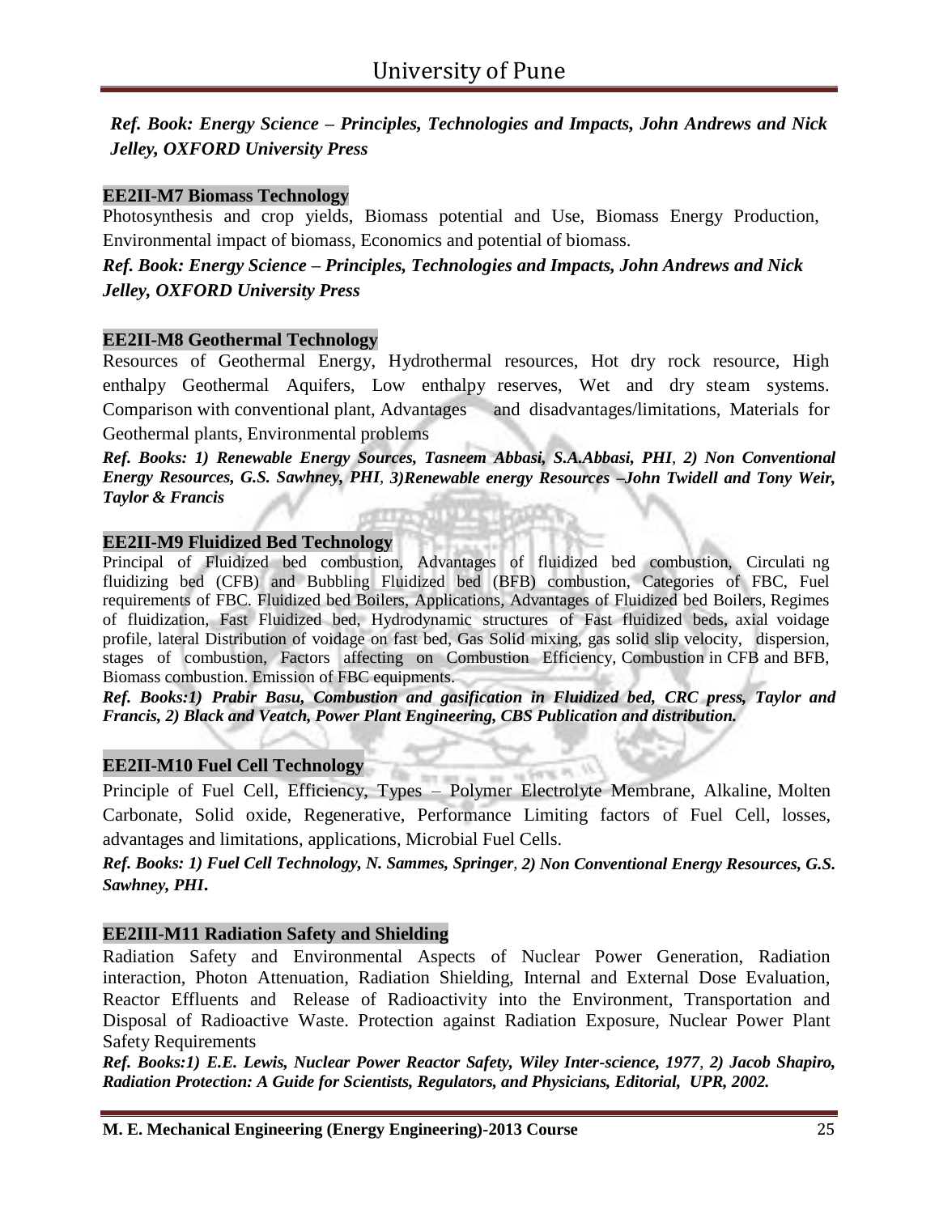*Ref. Book: Energy Science – Principles, Technologies and Impacts, John Andrews and Nick Jelley, OXFORD University Press*

### EE2II-M7 Biomass Technology

Photosynthesis and crop yields, Biomass potential and Use, Biomass Energy Production, Environmental impact of biomass, Economics and potential of biomass.

***Ref. Book: Energy Science – Principles, Technologies and Impacts, John Andrews and Nick Jelley, OXFORD University Press***

### EE2II-M8 Geothermal Technology

Resources of Geothermal Energy, Hydrothermal resources, Hot dry rock resource, High enthalpy Geothermal Aquifers, Low enthalpy reserves, Wet and dry steam systems. Comparison with conventional plant, Advantages and disadvantages/limitations, Materials for Geothermal plants, Environmental problems

***Ref. Books: 1) Renewable Energy Sources, Tasneem Abbasi, S.A.Abbasi, PHI, 2) Non Conventional Energy Resources, G.S. Sawhney, PHI, 3)Renewable energy Resources –John Twidell and Tony Weir, Taylor & Francis***

### EE2II-M9 Fluidized Bed Technology

Principal of Fluidized bed combustion, Advantages of fluidized bed combustion, Circulati ng fluidizing bed (CFB) and Bubbling Fluidized bed (BFB) combustion, Categories of FBC, Fuel requirements of FBC. Fluidized bed Boilers, Applications, Advantages of Fluidized bed Boilers, Regimes of fluidization, Fast Fluidized bed, Hydrodynamic structures of Fast fluidized beds, axial voidage profile, lateral Distribution of voidage on fast bed, Gas Solid mixing, gas solid slip velocity, dispersion, stages of combustion, Factors affecting on Combustion Efficiency, Combustion in CFB and BFB, Biomass combustion. Emission of FBC equipments.

***Ref. Books:1) Prabir Basu, Combustion and gasification in Fluidized bed, CRC press, Taylor and Francis, 2) Black and Veatch, Power Plant Engineering, CBS Publication and distribution.***

### EE2II-M10 Fuel Cell Technology

Principle of Fuel Cell, Efficiency, Types – Polymer Electrolyte Membrane, Alkaline, Molten Carbonate, Solid oxide, Regenerative, Performance Limiting factors of Fuel Cell, losses, advantages and limitations, applications, Microbial Fuel Cells.

***Ref. Books: 1) Fuel Cell Technology, N. Sammes, Springer, 2) Non Conventional Energy Resources, G.S. Sawhney, PHI.***

### EE2III-M11 Radiation Safety and Shielding

Radiation Safety and Environmental Aspects of Nuclear Power Generation, Radiation interaction, Photon Attenuation, Radiation Shielding, Internal and External Dose Evaluation, Reactor Effluents and Release of Radioactivity into the Environment, Transportation and Disposal of Radioactive Waste. Protection against Radiation Exposure, Nuclear Power Plant Safety Requirements

***Ref. Books:1) E.E. Lewis, Nuclear Power Reactor Safety, Wiley Inter-science, 1977, 2) Jacob Shapiro, Radiation Protection: A Guide for Scientists, Regulators, and Physicians, Editorial, UPR, 2002.***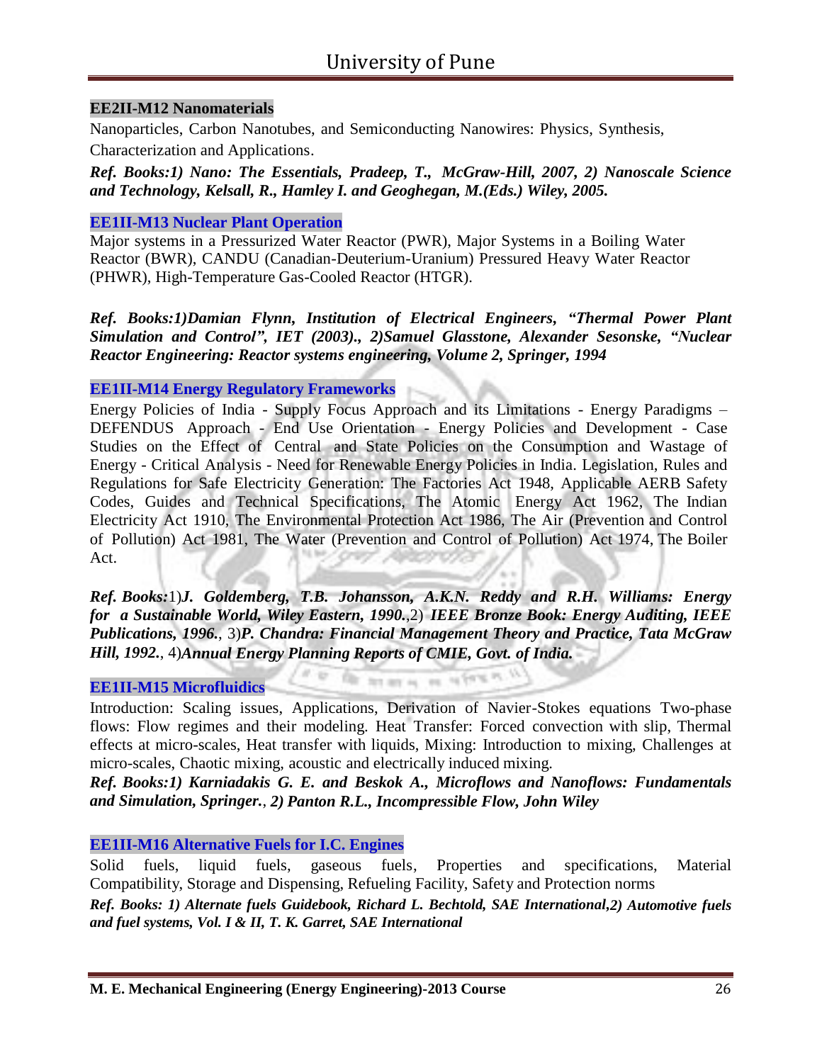### EE2II-M12 Nanomaterials

Nanoparticles, Carbon Nanotubes, and Semiconducting Nanowires: Physics, Synthesis, Characterization and Applications.

***Ref. Books:1) Nano: The Essentials, Pradeep, T., McGraw-Hill, 2007, 2) Nanoscale Science and Technology, Kelsall, R., Hamley I. and Geoghegan, M.(Eds.) Wiley, 2005.***

### EE1II-M13 Nuclear Plant Operation

Major systems in a Pressurized Water Reactor (PWR), Major Systems in a Boiling Water Reactor (BWR), CANDU (Canadian-Deuterium-Uranium) Pressured Heavy Water Reactor (PHWR), High-Temperature Gas-Cooled Reactor (HTGR).

***Ref. Books:1)Damian Flynn, Institution of Electrical Engineers, "Thermal Power Plant Simulation and Control", IET (2003)., 2)Samuel Glasstone, Alexander Sesonske, "Nuclear Reactor Engineering: Reactor systems engineering, Volume 2, Springer, 1994***

### EE1II-M14 Energy Regulatory Frameworks

Energy Policies of India - Supply Focus Approach and its Limitations - Energy Paradigms – DEFENDUS Approach - End Use Orientation - Energy Policies and Development - Case Studies on the Effect of Central and State Policies on the Consumption and Wastage of Energy - Critical Analysis - Need for Renewable Energy Policies in India. Legislation, Rules and Regulations for Safe Electricity Generation: The Factories Act 1948, Applicable AERB Safety Codes, Guides and Technical Specifications, The Atomic Energy Act 1962, The Indian Electricity Act 1910, The Environmental Protection Act 1986, The Air (Prevention and Control of Pollution) Act 1981, The Water (Prevention and Control of Pollution) Act 1974, The Boiler Act.

***Ref. Books:***1)***J. Goldemberg, T.B. Johansson, A.K.N. Reddy and R.H. Williams: Energy for a Sustainable World, Wiley Eastern, 1990.***,2) ***IEEE Bronze Book: Energy Auditing, IEEE Publications, 1996.***, 3)***P. Chandra: Financial Management Theory and Practice, Tata McGraw Hill, 1992.***, 4)***Annual Energy Planning Reports of CMIE, Govt. of India.***

### EE1II-M15 Microfluidics

Introduction: Scaling issues, Applications, Derivation of Navier-Stokes equations Two-phase flows: Flow regimes and their modeling. Heat Transfer: Forced convection with slip, Thermal effects at micro-scales, Heat transfer with liquids, Mixing: Introduction to mixing, Challenges at micro-scales, Chaotic mixing, acoustic and electrically induced mixing.

***Ref. Books:1) Karniadakis G. E. and Beskok A., Microflows and Nanoflows: Fundamentals and Simulation, Springer.***, ***2) Panton R.L., Incompressible Flow, John Wiley***

### EE1II-M16 Alternative Fuels for I.C. Engines

Solid fuels, liquid fuels, gaseous fuels, Properties and specifications, Material Compatibility, Storage and Dispensing, Refueling Facility, Safety and Protection norms

***Ref. Books: 1) Alternate fuels Guidebook, Richard L. Bechtold, SAE International,2) Automotive fuels and fuel systems, Vol. I & II, T. K. Garret, SAE International***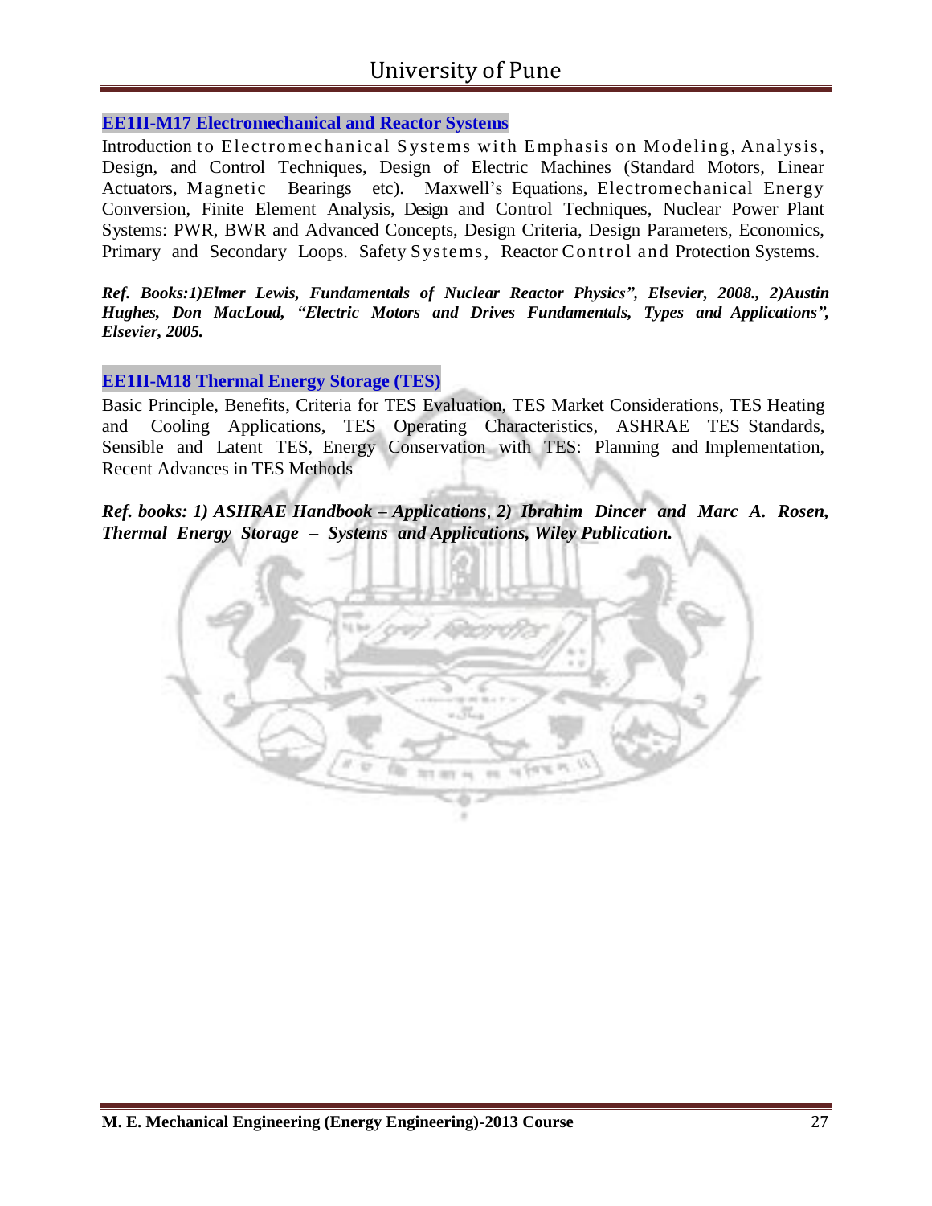## EE1II-M17 Electromechanical and Reactor Systems

Introduction to Electromechanical Systems with Emphasis on Modeling, Analysis, Design, and Control Techniques, Design of Electric Machines (Standard Motors, Linear Actuators, Magnetic Bearings etc). Maxwell's Equations, Electromechanical Energy Conversion, Finite Element Analysis, Design and Control Techniques, Nuclear Power Plant Systems: PWR, BWR and Advanced Concepts, Design Criteria, Design Parameters, Economics, Primary and Secondary Loops. Safety Systems, Reactor Control and Protection Systems.

***Ref. Books:1)Elmer Lewis, Fundamentals of Nuclear Reactor Physics", Elsevier, 2008., 2)Austin Hughes, Don MacLoud, "Electric Motors and Drives Fundamentals, Types and Applications", Elsevier, 2005.***

## EE1II-M18 Thermal Energy Storage (TES)

Basic Principle, Benefits, Criteria for TES Evaluation, TES Market Considerations, TES Heating and Cooling Applications, TES Operating Characteristics, ASHRAE TES Standards, Sensible and Latent TES, Energy Conservation with TES: Planning and Implementation, Recent Advances in TES Methods

***Ref. books: 1) ASHRAE Handbook – Applications, 2) Ibrahim Dincer and Marc A. Rosen, Thermal Energy Storage – Systems and Applications, Wiley Publication.***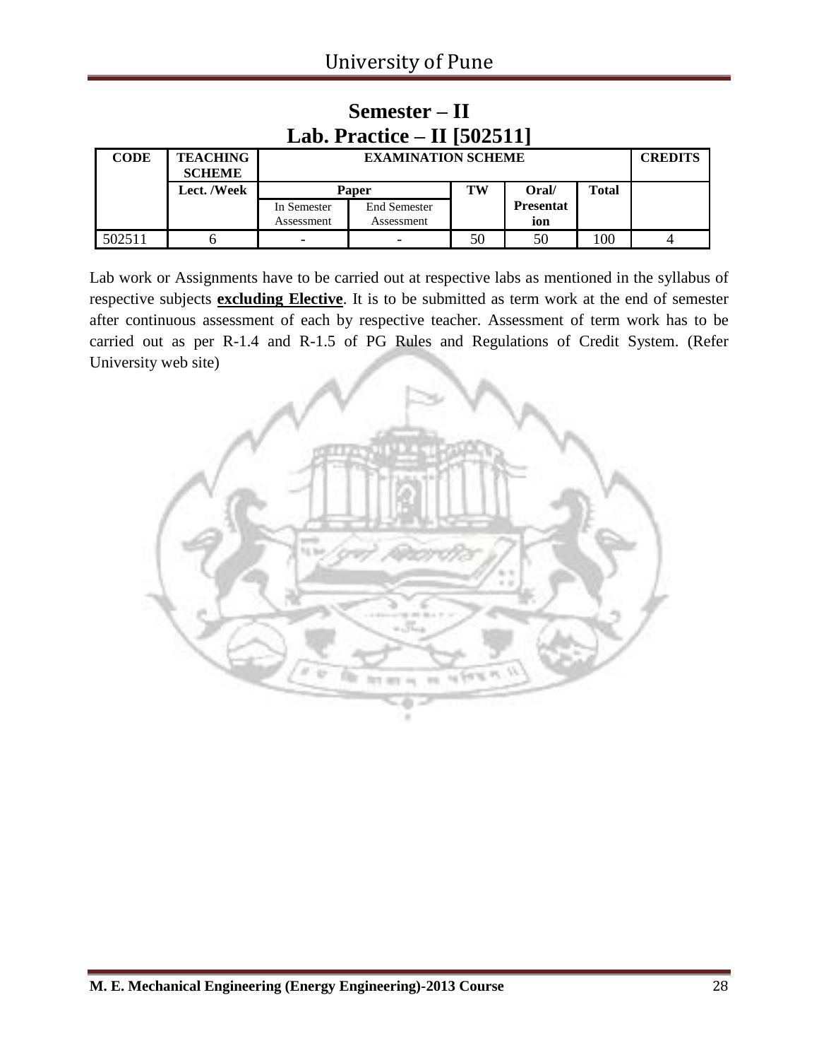# Semester – II

## Lab. Practice – II [502511]

| CODE | TEACHING SCHEME | EXAMINATION SCHEME | | | | | CREDITS |
|---|---|---|---|---|---|---|---|
| | Lect. /Week | Paper | | TW | Oral/ Presentation | Total | |
| | | In Semester Assessment | End Semester Assessment | | | | |
| 502511 | 6 | - | - | 50 | 50 | 100 | 4 |

Lab work or Assignments have to be carried out at respective labs as mentioned in the syllabus of respective subjects **excluding Elective**. It is to be submitted as term work at the end of semester after continuous assessment of each by respective teacher. Assessment of term work has to be carried out as per R-1.4 and R-1.5 of PG Rules and Regulations of Credit System. (Refer University web site)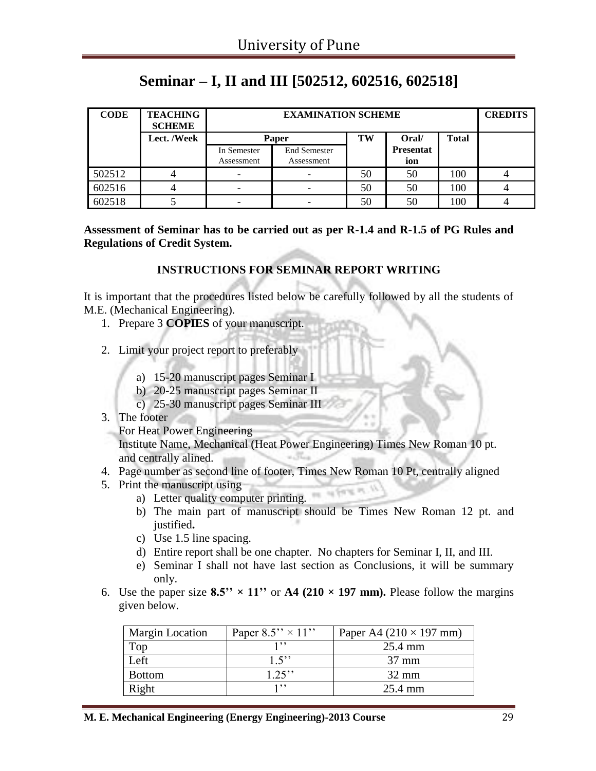# Seminar – I, II and III [502512, 602516, 602518]

| CODE | TEACHING SCHEME | EXAMINATION SCHEME | | | | | CREDITS |
|---|---|---|---|---|---|---|---|
| | Lect. /Week | Paper | | TW | Oral/ Presentation | Total | |
| | | In Semester Assessment | End Semester Assessment | | | | |
| 502512 | 4 | - | - | 50 | 50 | 100 | 4 |
| 602516 | 4 | - | - | 50 | 50 | 100 | 4 |
| 602518 | 5 | - | - | 50 | 50 | 100 | 4 |

**Assessment of Seminar has to be carried out as per R-1.4 and R-1.5 of PG Rules and Regulations of Credit System.**

**INSTRUCTIONS FOR SEMINAR REPORT WRITING**

It is important that the procedures listed below be carefully followed by all the students of M.E. (Mechanical Engineering).

1. Prepare 3 **COPIES** of your manuscript.
2. Limit your project report to preferably
   a) 15-20 manuscript pages Seminar I
   b) 20-25 manuscript pages Seminar II
   c) 25-30 manuscript pages Seminar III
3. The footer
   For Heat Power Engineering
   Institute Name, Mechanical (Heat Power Engineering) Times New Roman 10 pt. and centrally alined.
4. Page number as second line of footer, Times New Roman 10 Pt, centrally aligned
5. Print the manuscript using
   a) Letter quality computer printing.
   b) The main part of manuscript should be Times New Roman 12 pt. and justified**.**
   c) Use 1.5 line spacing.
   d) Entire report shall be one chapter. No chapters for Seminar I, II, and III.
   e) Seminar I shall not have last section as Conclusions, it will be summary only.
6. Use the paper size **8.5'' × 11''** or **A4 (210 × 197 mm).** Please follow the margins given below.

| Margin Location | Paper 8.5'' × 11'' | Paper A4 (210 × 197 mm) |
|---|---|---|
| Top | 1'' | 25.4 mm |
| Left | 1.5'' | 37 mm |
| Bottom | 1.25'' | 32 mm |
| Right | 1'' | 25.4 mm |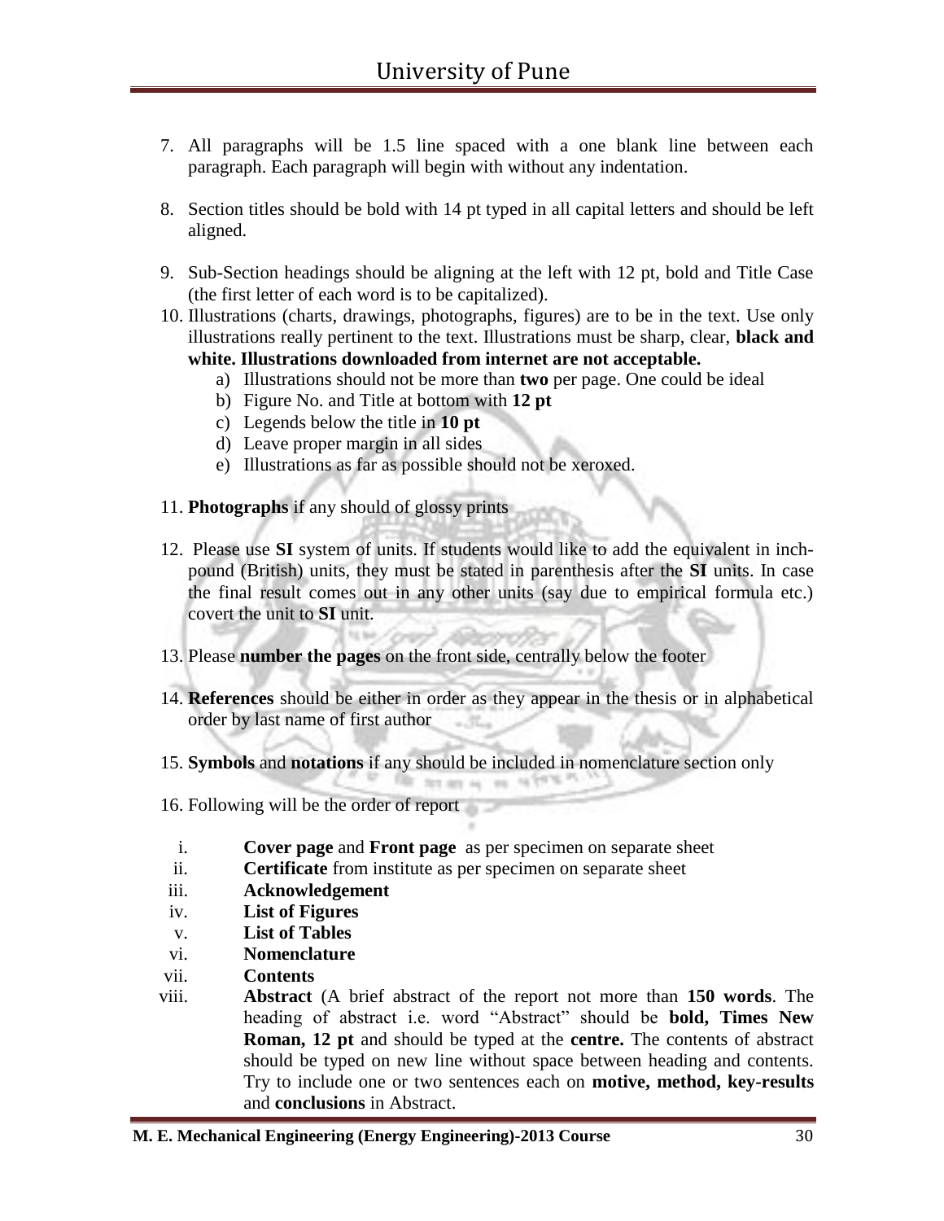7. All paragraphs will be 1.5 line spaced with a one blank line between each paragraph. Each paragraph will begin with without any indentation.

8. Section titles should be bold with 14 pt typed in all capital letters and should be left aligned.

9. Sub-Section headings should be aligning at the left with 12 pt, bold and Title Case (the first letter of each word is to be capitalized).

10. Illustrations (charts, drawings, photographs, figures) are to be in the text. Use only illustrations really pertinent to the text. Illustrations must be sharp, clear, **black and white. Illustrations downloaded from internet are not acceptable.**
    a) Illustrations should not be more than **two** per page. One could be ideal
    b) Figure No. and Title at bottom with **12 pt**
    c) Legends below the title in **10 pt**
    d) Leave proper margin in all sides
    e) Illustrations as far as possible should not be xeroxed.

11. **Photographs** if any should of glossy prints

12. Please use **SI** system of units. If students would like to add the equivalent in inch-pound (British) units, they must be stated in parenthesis after the **SI** units. In case the final result comes out in any other units (say due to empirical formula etc.) covert the unit to **SI** unit.

13. Please **number the pages** on the front side, centrally below the footer

14. **References** should be either in order as they appear in the thesis or in alphabetical order by last name of first author

15. **Symbols** and **notations** if any should be included in nomenclature section only

16. Following will be the order of report

    i. **Cover page** and **Front page** as per specimen on separate sheet
    ii. **Certificate** from institute as per specimen on separate sheet
    iii. **Acknowledgement**
    iv. **List of Figures**
    v. **List of Tables**
    vi. **Nomenclature**
    vii. **Contents**
    viii. **Abstract** (A brief abstract of the report not more than **150 words**. The heading of abstract i.e. word "Abstract" should be **bold, Times New Roman, 12 pt** and should be typed at the **centre.** The contents of abstract should be typed on new line without space between heading and contents. Try to include one or two sentences each on **motive, method, key-results** and **conclusions** in Abstract.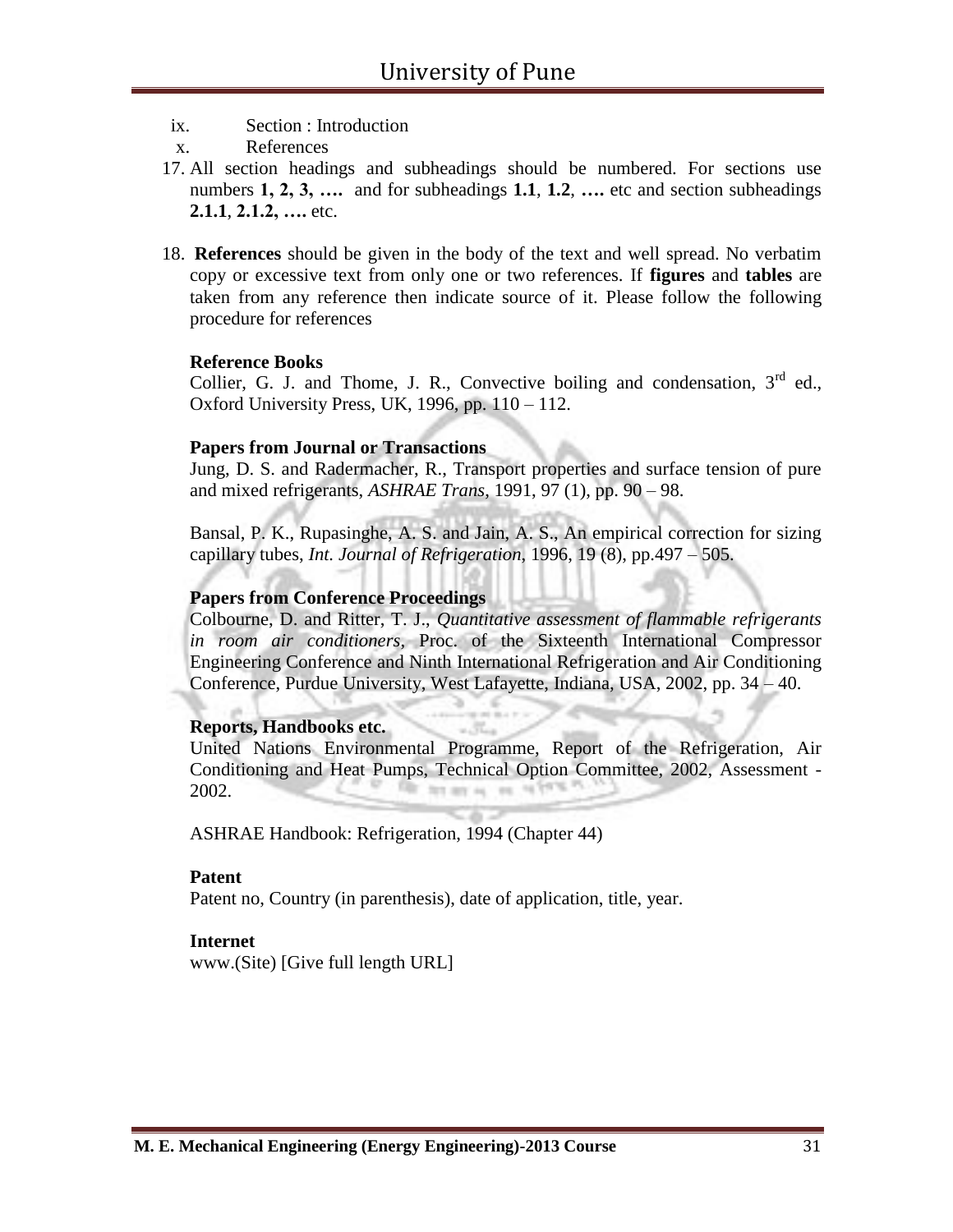ix. Section : Introduction

x. References

17. All section headings and subheadings should be numbered. For sections use numbers **1, 2, 3, ….** and for subheadings **1.1**, **1.2**, **….** etc and section subheadings **2.1.1**, **2.1.2, ….** etc.

18. **References** should be given in the body of the text and well spread. No verbatim copy or excessive text from only one or two references. If **figures** and **tables** are taken from any reference then indicate source of it. Please follow the following procedure for references

**Reference Books**

Collier, G. J. and Thome, J. R., Convective boiling and condensation, 3rd ed., Oxford University Press, UK, 1996, pp. 110 – 112.

**Papers from Journal or Transactions**

Jung, D. S. and Radermacher, R., Transport properties and surface tension of pure and mixed refrigerants, *ASHRAE Trans,* 1991, 97 (1), pp. 90 – 98.

Bansal, P. K., Rupasinghe, A. S. and Jain, A. S., An empirical correction for sizing capillary tubes, *Int. Journal of Refrigeration*, 1996, 19 (8), pp.497 – 505.

**Papers from Conference Proceedings**

Colbourne, D. and Ritter, T. J., *Quantitative assessment of flammable refrigerants in room air conditioners*, Proc. of the Sixteenth International Compressor Engineering Conference and Ninth International Refrigeration and Air Conditioning Conference, Purdue University, West Lafayette, Indiana, USA, 2002, pp. 34 – 40.

**Reports, Handbooks etc.**

United Nations Environmental Programme, Report of the Refrigeration, Air Conditioning and Heat Pumps, Technical Option Committee, 2002, Assessment - 2002.

ASHRAE Handbook: Refrigeration, 1994 (Chapter 44)

**Patent**

Patent no, Country (in parenthesis), date of application, title, year.

**Internet**

www.(Site) [Give full length URL]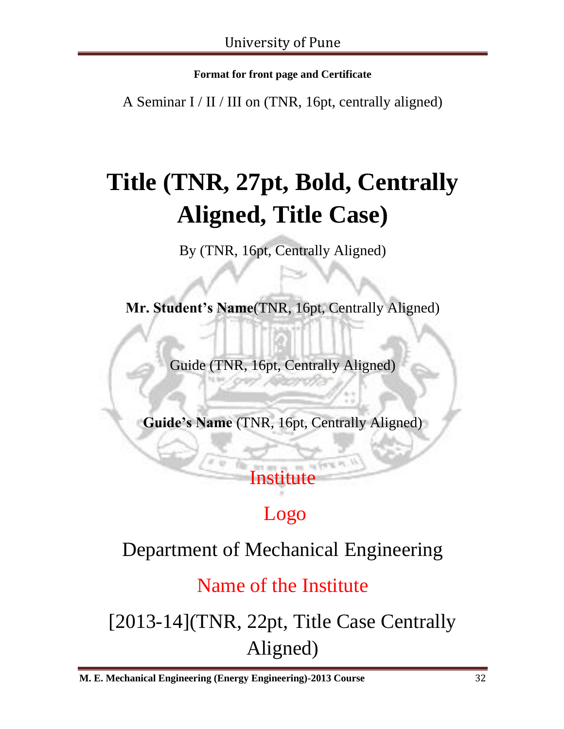**Format for front page and Certificate**

A Seminar I / II / III on (TNR, 16pt, centrally aligned)

# Title (TNR, 27pt, Bold, Centrally Aligned, Title Case)

By (TNR, 16pt, Centrally Aligned)

**Mr. Student's Name**(TNR, 16pt, Centrally Aligned)

Guide (TNR, 16pt, Centrally Aligned)

**Guide's Name** (TNR, 16pt, Centrally Aligned)

Institute

Logo

Department of Mechanical Engineering

Name of the Institute

[2013-14](TNR, 22pt, Title Case Centrally Aligned)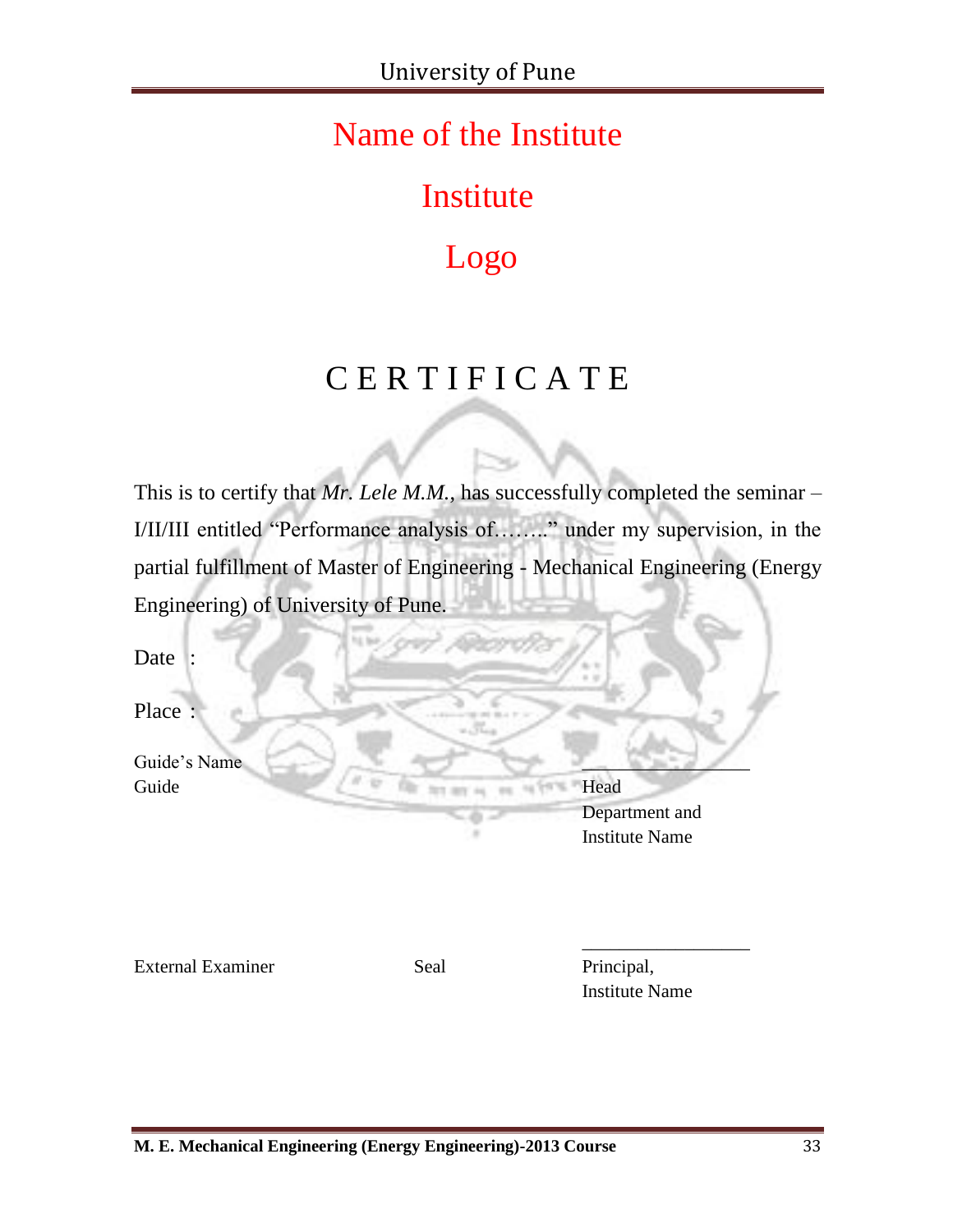Name of the Institute

Institute

Logo

# C E R T I F I C A T E

This is to certify that *Mr. Lele M.M.*, has successfully completed the seminar – I/II/III entitled "Performance analysis of…….." under my supervision, in the partial fulfillment of Master of Engineering - Mechanical Engineering (Energy Engineering) of University of Pune.

Date :

Place :

Guide's Name
Guide

Head
Department and
Institute Name

External Examiner

Seal

Principal,
Institute Name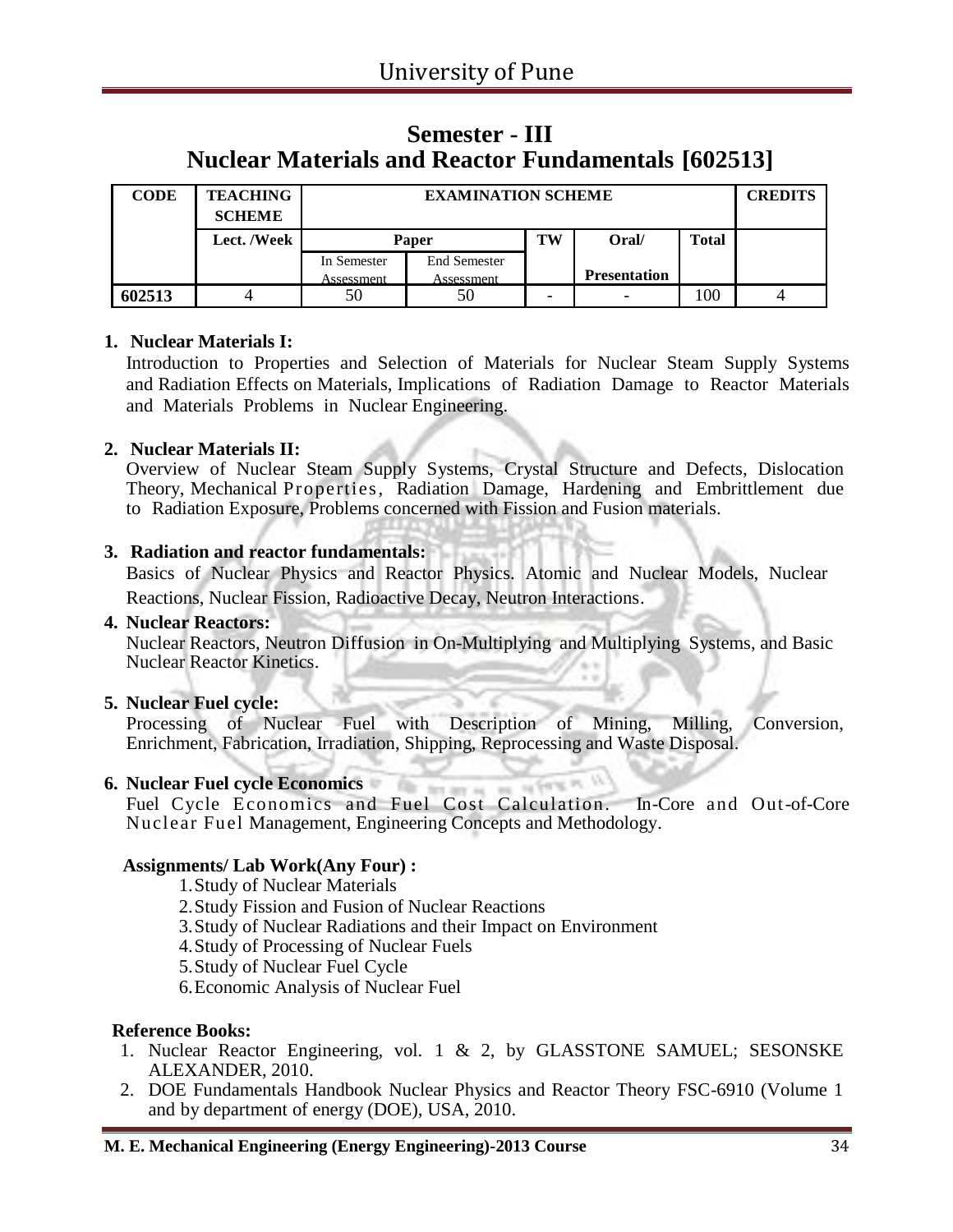# Semester - III
# Nuclear Materials and Reactor Fundamentals [602513]

| CODE | TEACHING SCHEME | EXAMINATION SCHEME | | | | | CREDITS |
|---|---|---|---|---|---|---|---|
| | Lect. /Week | Paper | | TW | Oral/ | Total | |
| | | In Semester Assessment | End Semester Assessment | | Presentation | | |
| 602513 | 4 | 50 | 50 | - | - | 100 | 4 |

**1. Nuclear Materials I:**

Introduction to Properties and Selection of Materials for Nuclear Steam Supply Systems and Radiation Effects on Materials, Implications of Radiation Damage to Reactor Materials and Materials Problems in Nuclear Engineering.

**2. Nuclear Materials II:**

Overview of Nuclear Steam Supply Systems, Crystal Structure and Defects, Dislocation Theory, Mechanical Properties, Radiation Damage, Hardening and Embrittlement due to Radiation Exposure, Problems concerned with Fission and Fusion materials.

**3. Radiation and reactor fundamentals:**

Basics of Nuclear Physics and Reactor Physics. Atomic and Nuclear Models, Nuclear Reactions, Nuclear Fission, Radioactive Decay, Neutron Interactions.

**4. Nuclear Reactors:**

Nuclear Reactors, Neutron Diffusion in On-Multiplying and Multiplying Systems, and Basic Nuclear Reactor Kinetics.

**5. Nuclear Fuel cycle:**

Processing of Nuclear Fuel with Description of Mining, Milling, Conversion, Enrichment, Fabrication, Irradiation, Shipping, Reprocessing and Waste Disposal.

**6. Nuclear Fuel cycle Economics**

Fuel Cycle Economics and Fuel Cost Calculation. In-Core and Out-of-Core Nuclear Fuel Management, Engineering Concepts and Methodology.

**Assignments/ Lab Work(Any Four) :**

1. Study of Nuclear Materials
2. Study Fission and Fusion of Nuclear Reactions
3. Study of Nuclear Radiations and their Impact on Environment
4. Study of Processing of Nuclear Fuels
5. Study of Nuclear Fuel Cycle
6. Economic Analysis of Nuclear Fuel

**Reference Books:**

1. Nuclear Reactor Engineering, vol. 1 & 2, by GLASSTONE SAMUEL; SESONSKE ALEXANDER, 2010.
2. DOE Fundamentals Handbook Nuclear Physics and Reactor Theory FSC-6910 (Volume 1 and by department of energy (DOE), USA, 2010.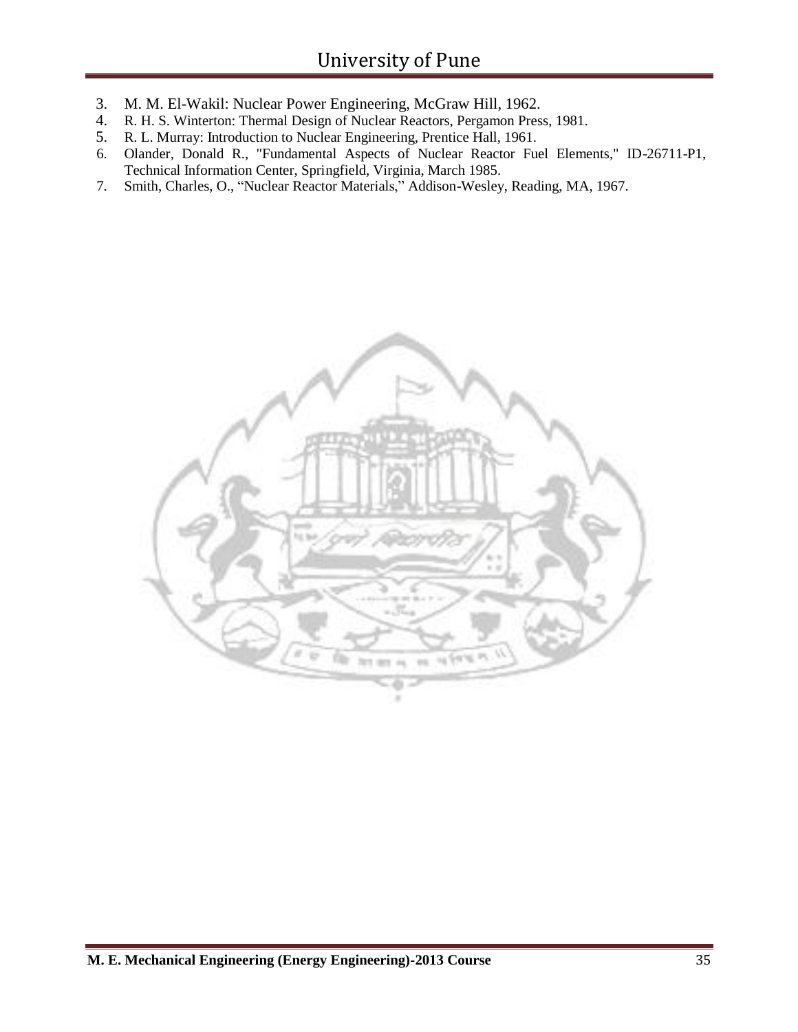3. M. M. El-Wakil: Nuclear Power Engineering, McGraw Hill, 1962.
4. R. H. S. Winterton: Thermal Design of Nuclear Reactors, Pergamon Press, 1981.
5. R. L. Murray: Introduction to Nuclear Engineering, Prentice Hall, 1961.
6. Olander, Donald R., "Fundamental Aspects of Nuclear Reactor Fuel Elements," ID-26711-P1, Technical Information Center, Springfield, Virginia, March 1985.
7. Smith, Charles, O., "Nuclear Reactor Materials," Addison-Wesley, Reading, MA, 1967.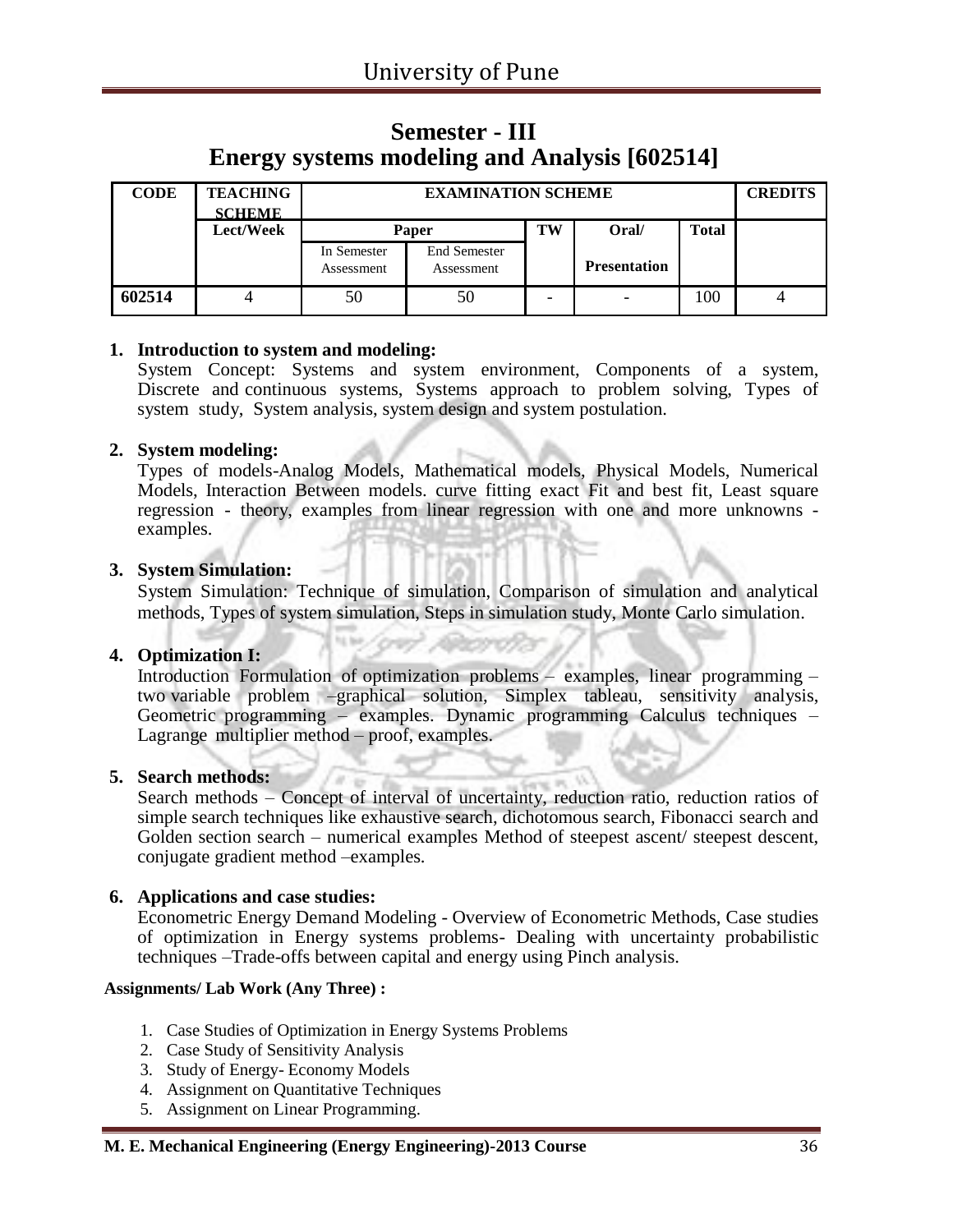## Semester - III
## Energy systems modeling and Analysis [602514]

| CODE | TEACHING SCHEME | EXAMINATION SCHEME | | | | | CREDITS |
|---|---|---|---|---|---|---|---|
| | Lect/Week | Paper | | TW | Oral/ | Total | |
| | | In Semester Assessment | End Semester Assessment | | Presentation | | |
| 602514 | 4 | 50 | 50 | - | - | 100 | 4 |

1. **Introduction to system and modeling:**
   System Concept: Systems and system environment, Components of a system, Discrete and continuous systems, Systems approach to problem solving, Types of system study, System analysis, system design and system postulation.

2. **System modeling:**
   Types of models-Analog Models, Mathematical models, Physical Models, Numerical Models, Interaction Between models. curve fitting exact Fit and best fit, Least square regression - theory, examples from linear regression with one and more unknowns - examples.

3. **System Simulation:**
   System Simulation: Technique of simulation, Comparison of simulation and analytical methods, Types of system simulation, Steps in simulation study, Monte Carlo simulation.

4. **Optimization I:**
   Introduction Formulation of optimization problems – examples, linear programming – two variable problem –graphical solution, Simplex tableau, sensitivity analysis, Geometric programming – examples. Dynamic programming Calculus techniques – Lagrange multiplier method – proof, examples.

5. **Search methods:**
   Search methods – Concept of interval of uncertainty, reduction ratio, reduction ratios of simple search techniques like exhaustive search, dichotomous search, Fibonacci search and Golden section search – numerical examples Method of steepest ascent/ steepest descent, conjugate gradient method –examples.

6. **Applications and case studies:**
   Econometric Energy Demand Modeling - Overview of Econometric Methods, Case studies of optimization in Energy systems problems- Dealing with uncertainty probabilistic techniques –Trade-offs between capital and energy using Pinch analysis.

**Assignments/ Lab Work (Any Three) :**

1. Case Studies of Optimization in Energy Systems Problems
2. Case Study of Sensitivity Analysis
3. Study of Energy- Economy Models
4. Assignment on Quantitative Techniques
5. Assignment on Linear Programming.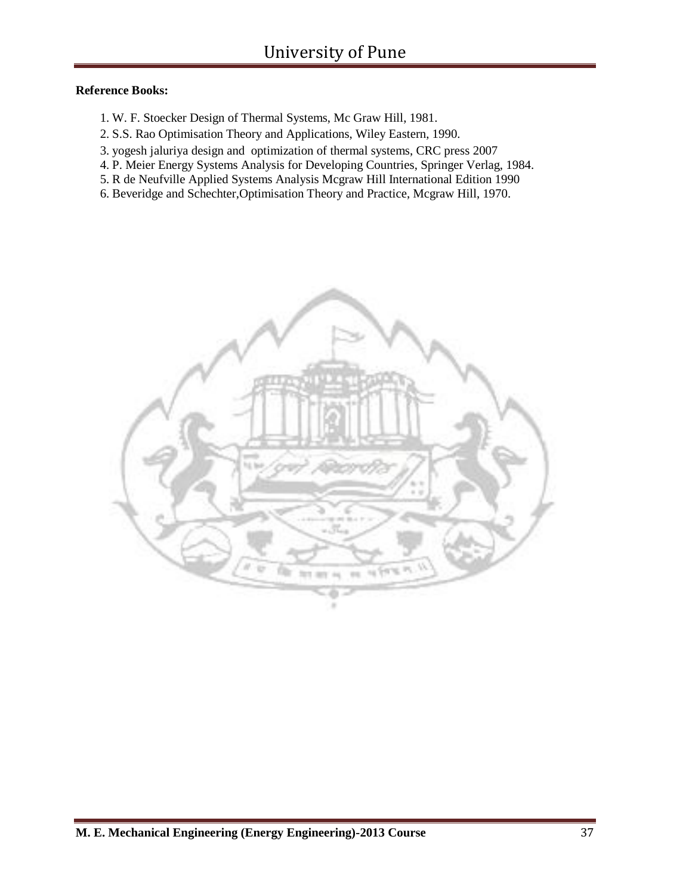**Reference Books:**

1. W. F. Stoecker Design of Thermal Systems, Mc Graw Hill, 1981.
2. S.S. Rao Optimisation Theory and Applications, Wiley Eastern, 1990.
3. yogesh jaluriya design and optimization of thermal systems, CRC press 2007
4. P. Meier Energy Systems Analysis for Developing Countries, Springer Verlag, 1984.
5. R de Neufville Applied Systems Analysis Mcgraw Hill International Edition 1990
6. Beveridge and Schechter,Optimisation Theory and Practice, Mcgraw Hill, 1970.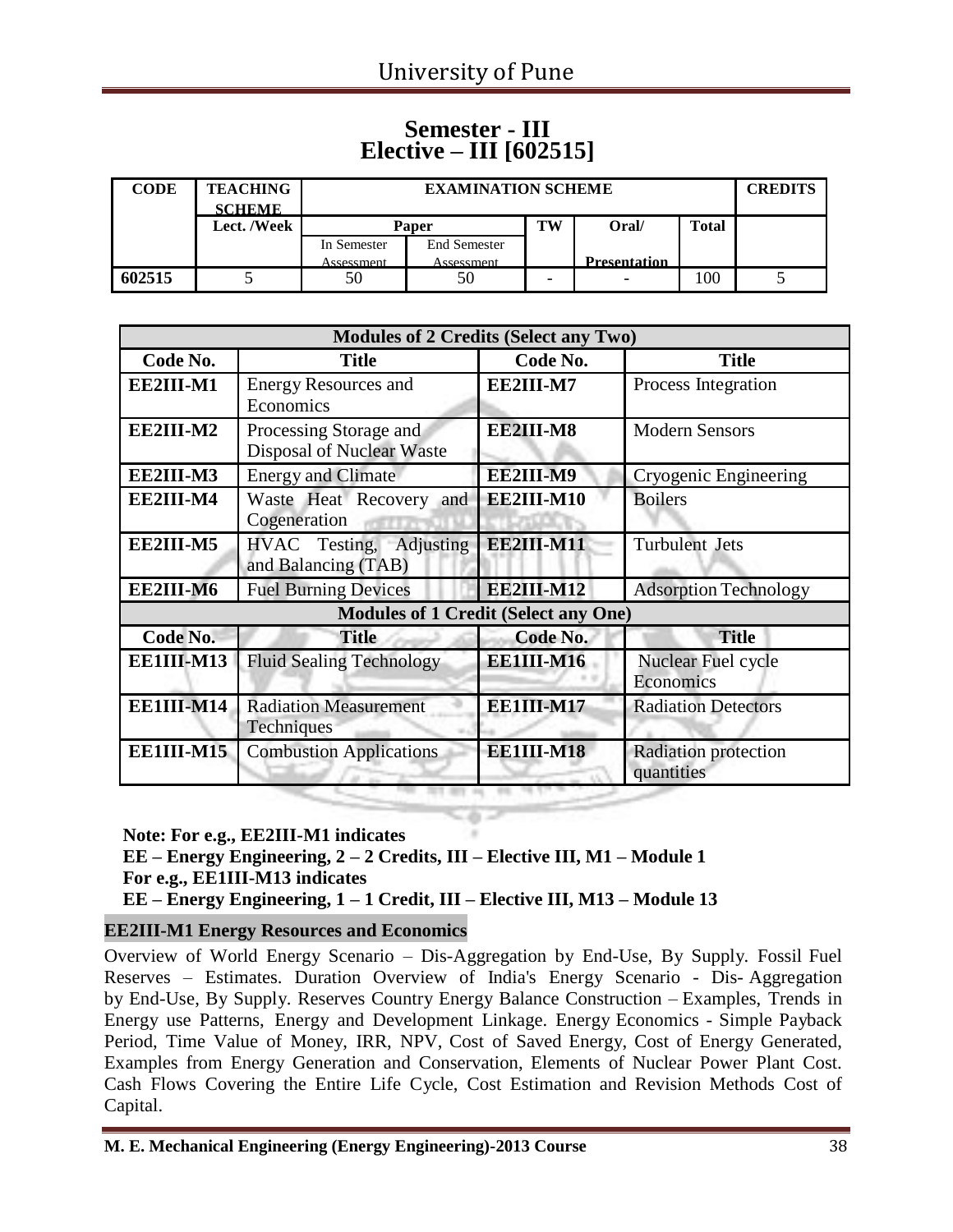# Semester - III
# Elective – III [602515]

| CODE | TEACHING SCHEME | EXAMINATION SCHEME | | | | | CREDITS |
|---|---|---|---|---|---|---|---|
| | Lect. /Week | Paper | | TW | Oral/ | Total | |
| | | In Semester Assessment | End Semester Assessment | | Presentation | | |
| 602515 | 5 | 50 | 50 | - | - | 100 | 5 |

| Modules of 2 Credits (Select any Two) | | | |
|---|---|---|---|
| **Code No.** | **Title** | **Code No.** | **Title** |
| EE2III-M1 | Energy Resources and Economics | EE2III-M7 | Process Integration |
| EE2III-M2 | Processing Storage and Disposal of Nuclear Waste | EE2III-M8 | Modern Sensors |
| EE2III-M3 | Energy and Climate | EE2III-M9 | Cryogenic Engineering |
| EE2III-M4 | Waste Heat Recovery and Cogeneration | EE2III-M10 | Boilers |
| EE2III-M5 | HVAC Testing, Adjusting and Balancing (TAB) | EE2III-M11 | Turbulent Jets |
| EE2III-M6 | Fuel Burning Devices | EE2III-M12 | Adsorption Technology |
| **Modules of 1 Credit (Select any One)** | | | |
| **Code No.** | **Title** | **Code No.** | **Title** |
| EE1III-M13 | Fluid Sealing Technology | EE1III-M16 | Nuclear Fuel cycle Economics |
| EE1III-M14 | Radiation Measurement Techniques | EE1III-M17 | Radiation Detectors |
| EE1III-M15 | Combustion Applications | EE1III-M18 | Radiation protection quantities |

**Note: For e.g., EE2III-M1 indicates**
**EE – Energy Engineering, 2 – 2 Credits, III – Elective III, M1 – Module 1**
**For e.g., EE1III-M13 indicates**
**EE – Energy Engineering, 1 – 1 Credit, III – Elective III, M13 – Module 13**

### EE2III-M1 Energy Resources and Economics

Overview of World Energy Scenario – Dis-Aggregation by End-Use, By Supply. Fossil Fuel Reserves – Estimates. Duration Overview of India's Energy Scenario - Dis- Aggregation by End-Use, By Supply. Reserves Country Energy Balance Construction – Examples, Trends in Energy use Patterns, Energy and Development Linkage. Energy Economics - Simple Payback Period, Time Value of Money, IRR, NPV, Cost of Saved Energy, Cost of Energy Generated, Examples from Energy Generation and Conservation, Elements of Nuclear Power Plant Cost. Cash Flows Covering the Entire Life Cycle, Cost Estimation and Revision Methods Cost of Capital.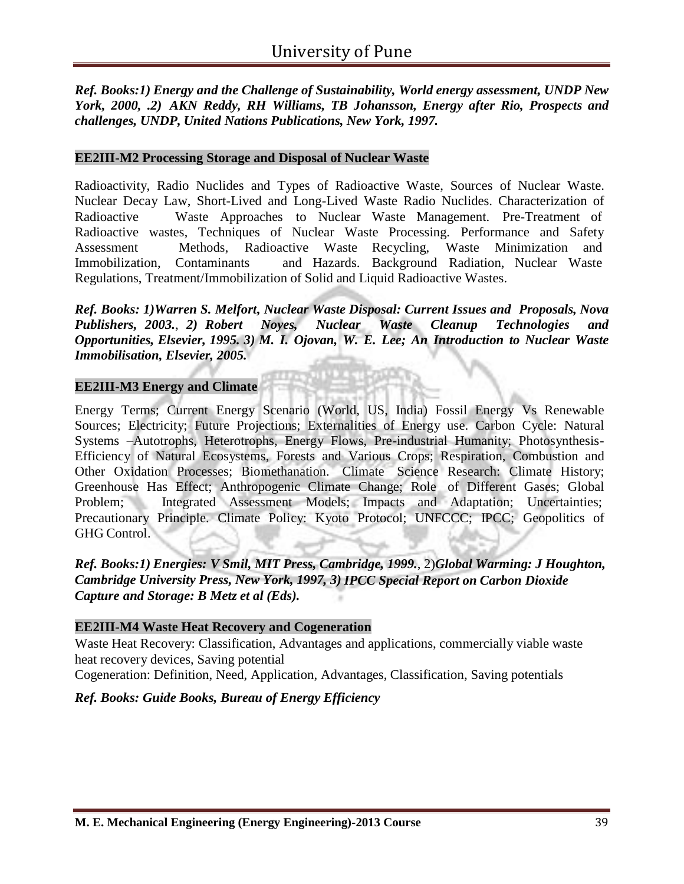*Ref. Books:1) Energy and the Challenge of Sustainability, World energy assessment, UNDP New York, 2000, .2) AKN Reddy, RH Williams, TB Johansson, Energy after Rio, Prospects and challenges, UNDP, United Nations Publications, New York, 1997.*

### EE2III-M2 Processing Storage and Disposal of Nuclear Waste

Radioactivity, Radio Nuclides and Types of Radioactive Waste, Sources of Nuclear Waste. Nuclear Decay Law, Short-Lived and Long-Lived Waste Radio Nuclides. Characterization of Radioactive Waste Approaches to Nuclear Waste Management. Pre-Treatment of Radioactive wastes, Techniques of Nuclear Waste Processing. Performance and Safety Assessment Methods, Radioactive Waste Recycling, Waste Minimization and Immobilization, Contaminants and Hazards. Background Radiation, Nuclear Waste Regulations, Treatment/Immobilization of Solid and Liquid Radioactive Wastes.

*Ref. Books: 1)Warren S. Melfort, Nuclear Waste Disposal: Current Issues and Proposals, Nova Publishers, 2003., 2) Robert Noyes, Nuclear Waste Cleanup Technologies and Opportunities, Elsevier, 1995. 3) M. I. Ojovan, W. E. Lee; An Introduction to Nuclear Waste Immobilisation, Elsevier, 2005.*

### EE2III-M3 Energy and Climate

Energy Terms; Current Energy Scenario (World, US, India) Fossil Energy Vs Renewable Sources; Electricity; Future Projections; Externalities of Energy use. Carbon Cycle: Natural Systems –Autotrophs, Heterotrophs, Energy Flows, Pre-industrial Humanity; Photosynthesis-Efficiency of Natural Ecosystems, Forests and Various Crops; Respiration, Combustion and Other Oxidation Processes; Biomethanation. Climate Science Research: Climate History; Greenhouse Has Effect; Anthropogenic Climate Change; Role of Different Gases; Global Problem; Integrated Assessment Models; Impacts and Adaptation; Uncertainties; Precautionary Principle. Climate Policy: Kyoto Protocol; UNFCCC; IPCC; Geopolitics of GHG Control.

*Ref. Books:1) Energies: V Smil, MIT Press, Cambridge, 1999.*, 2)*Global Warming: J Houghton, Cambridge University Press, New York, 1997, 3) IPCC Special Report on Carbon Dioxide Capture and Storage: B Metz et al (Eds).*

### EE2III-M4 Waste Heat Recovery and Cogeneration

Waste Heat Recovery: Classification, Advantages and applications, commercially viable waste heat recovery devices, Saving potential

Cogeneration: Definition, Need, Application, Advantages, Classification, Saving potentials

*Ref. Books: Guide Books, Bureau of Energy Efficiency*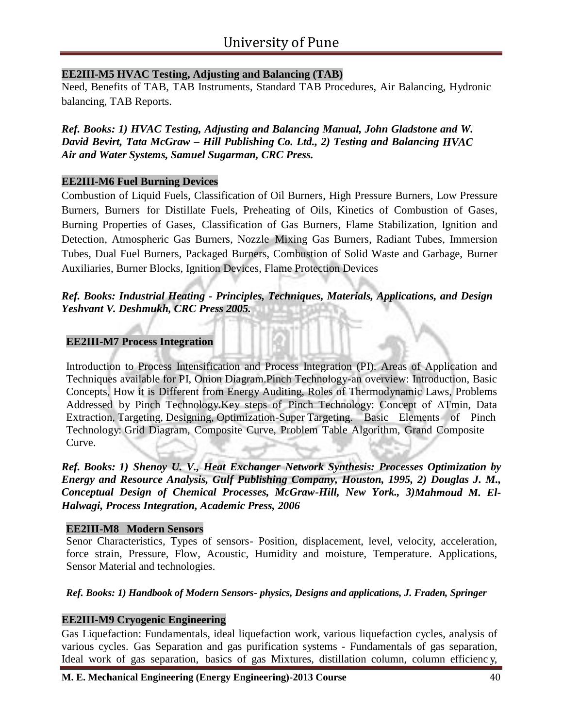### EE2III-M5 HVAC Testing, Adjusting and Balancing (TAB)

Need, Benefits of TAB, TAB Instruments, Standard TAB Procedures, Air Balancing, Hydronic balancing, TAB Reports.

***Ref. Books: 1) HVAC Testing, Adjusting and Balancing Manual, John Gladstone and W. David Bevirt, Tata McGraw – Hill Publishing Co. Ltd., 2) Testing and Balancing HVAC Air and Water Systems, Samuel Sugarman, CRC Press.***

### EE2III-M6 Fuel Burning Devices

Combustion of Liquid Fuels, Classification of Oil Burners, High Pressure Burners, Low Pressure Burners, Burners for Distillate Fuels, Preheating of Oils, Kinetics of Combustion of Gases, Burning Properties of Gases, Classification of Gas Burners, Flame Stabilization, Ignition and Detection, Atmospheric Gas Burners, Nozzle Mixing Gas Burners, Radiant Tubes, Immersion Tubes, Dual Fuel Burners, Packaged Burners, Combustion of Solid Waste and Garbage, Burner Auxiliaries, Burner Blocks, Ignition Devices, Flame Protection Devices

***Ref. Books: Industrial Heating - Principles, Techniques, Materials, Applications, and Design Yeshvant V. Deshmukh, CRC Press 2005.***

### EE2III-M7 Process Integration

Introduction to Process Intensification and Process Integration (PI). Areas of Application and Techniques available for PI, Onion Diagram.Pinch Technology-an overview: Introduction, Basic Concepts, How it is Different from Energy Auditing, Roles of Thermodynamic Laws, Problems Addressed by Pinch Technology.Key steps of Pinch Technology: Concept of $\Delta T_{min}$, Data Extraction, Targeting, Designing, Optimization-Super Targeting. Basic Elements of Pinch Technology: Grid Diagram, Composite Curve, Problem Table Algorithm, Grand Composite Curve.

***Ref. Books: 1) Shenoy U. V., Heat Exchanger Network Synthesis: Processes Optimization by Energy and Resource Analysis, Gulf Publishing Company, Houston, 1995, 2) Douglas J. M., Conceptual Design of Chemical Processes, McGraw-Hill, New York., 3)Mahmoud M. El-Halwagi, Process Integration, Academic Press, 2006***

### EE2III-M8 Modern Sensors

Senor Characteristics, Types of sensors- Position, displacement, level, velocity, acceleration, force strain, Pressure, Flow, Acoustic, Humidity and moisture, Temperature. Applications, Sensor Material and technologies.

***Ref. Books: 1) Handbook of Modern Sensors- physics, Designs and applications, J. Fraden, Springer***

### EE2III-M9 Cryogenic Engineering

Gas Liquefaction: Fundamentals, ideal liquefaction work, various liquefaction cycles, analysis of various cycles. Gas Separation and gas purification systems - Fundamentals of gas separation, Ideal work of gas separation, basics of gas Mixtures, distillation column, column efficienc y,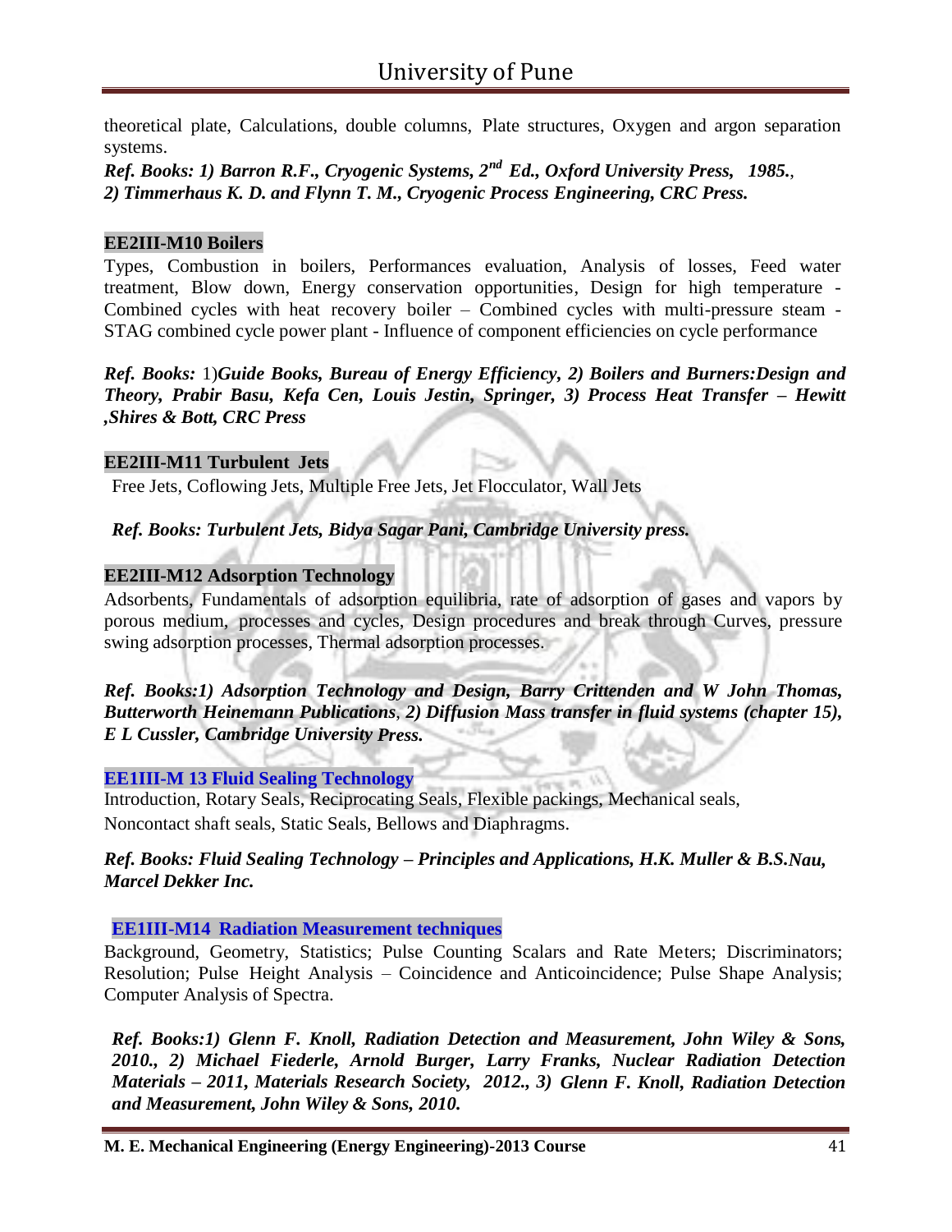theoretical plate, Calculations, double columns, Plate structures, Oxygen and argon separation systems.

***Ref. Books: 1) Barron R.F., Cryogenic Systems, 2nd Ed., Oxford University Press, 1985., 2) Timmerhaus K. D. and Flynn T. M., Cryogenic Process Engineering, CRC Press.***

### EE2III-M10 Boilers

Types, Combustion in boilers, Performances evaluation, Analysis of losses, Feed water treatment, Blow down, Energy conservation opportunities, Design for high temperature - Combined cycles with heat recovery boiler – Combined cycles with multi-pressure steam - STAG combined cycle power plant - Influence of component efficiencies on cycle performance

***Ref. Books:*** 1)***Guide Books, Bureau of Energy Efficiency, 2) Boilers and Burners:Design and Theory, Prabir Basu, Kefa Cen, Louis Jestin, Springer, 3) Process Heat Transfer – Hewitt ,Shires & Bott, CRC Press***

### EE2III-M11 Turbulent Jets

Free Jets, Coflowing Jets, Multiple Free Jets, Jet Flocculator, Wall Jets

***Ref. Books: Turbulent Jets, Bidya Sagar Pani, Cambridge University press.***

### EE2III-M12 Adsorption Technology

Adsorbents, Fundamentals of adsorption equilibria, rate of adsorption of gases and vapors by porous medium, processes and cycles, Design procedures and break through Curves, pressure swing adsorption processes, Thermal adsorption processes.

***Ref. Books:1) Adsorption Technology and Design, Barry Crittenden and W John Thomas, Butterworth Heinemann Publications, 2) Diffusion Mass transfer in fluid systems (chapter 15), E L Cussler, Cambridge University Press.***

### EE1III-M 13 Fluid Sealing Technology

Introduction, Rotary Seals, Reciprocating Seals, Flexible packings, Mechanical seals, Noncontact shaft seals, Static Seals, Bellows and Diaphragms.

***Ref. Books: Fluid Sealing Technology – Principles and Applications, H.K. Muller & B.S.Nau, Marcel Dekker Inc.***

### EE1III-M14 Radiation Measurement techniques

Background, Geometry, Statistics; Pulse Counting Scalars and Rate Meters; Discriminators; Resolution; Pulse Height Analysis – Coincidence and Anticoincidence; Pulse Shape Analysis; Computer Analysis of Spectra.

***Ref. Books:1) Glenn F. Knoll, Radiation Detection and Measurement, John Wiley & Sons, 2010., 2) Michael Fiederle, Arnold Burger, Larry Franks, Nuclear Radiation Detection Materials – 2011, Materials Research Society, 2012., 3) Glenn F. Knoll, Radiation Detection and Measurement, John Wiley & Sons, 2010.***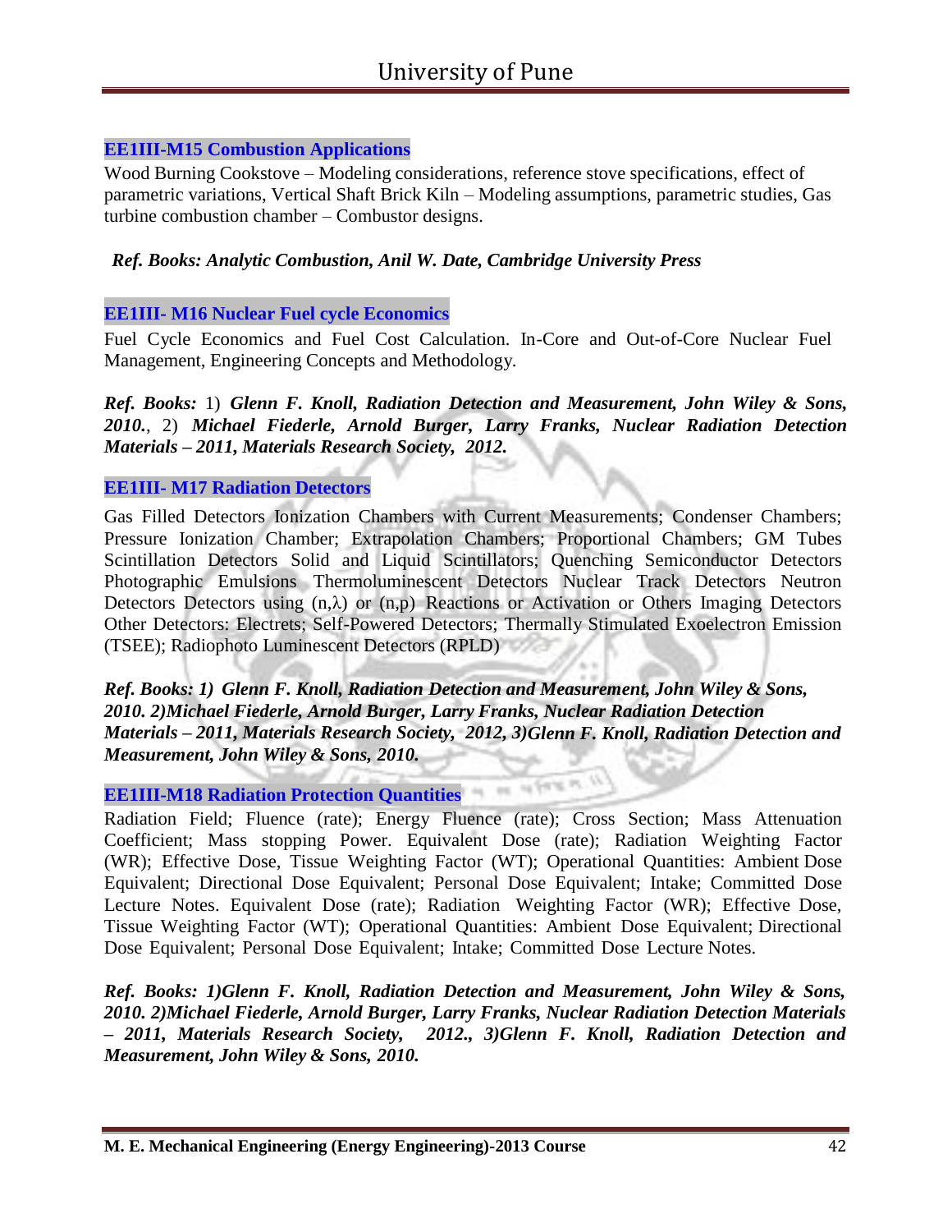### EE1III-M15 Combustion Applications

Wood Burning Cookstove – Modeling considerations, reference stove specifications, effect of parametric variations, Vertical Shaft Brick Kiln – Modeling assumptions, parametric studies, Gas turbine combustion chamber – Combustor designs.

***Ref. Books: Analytic Combustion, Anil W. Date, Cambridge University Press***

### EE1III- M16 Nuclear Fuel cycle Economics

Fuel Cycle Economics and Fuel Cost Calculation. In-Core and Out-of-Core Nuclear Fuel Management, Engineering Concepts and Methodology.

***Ref. Books:*** 1) ***Glenn F. Knoll, Radiation Detection and Measurement, John Wiley & Sons, 2010.***, 2) ***Michael Fiederle, Arnold Burger, Larry Franks, Nuclear Radiation Detection Materials – 2011, Materials Research Society, 2012.***

### EE1III- M17 Radiation Detectors

Gas Filled Detectors Ionization Chambers with Current Measurements; Condenser Chambers; Pressure Ionization Chamber; Extrapolation Chambers; Proportional Chambers; GM Tubes Scintillation Detectors Solid and Liquid Scintillators; Quenching Semiconductor Detectors Photographic Emulsions Thermoluminescent Detectors Nuclear Track Detectors Neutron Detectors Detectors using (n,$\lambda$) or (n,p) Reactions or Activation or Others Imaging Detectors Other Detectors: Electrets; Self-Powered Detectors; Thermally Stimulated Exoelectron Emission (TSEE); Radiophoto Luminescent Detectors (RPLD)

***Ref. Books: 1) Glenn F. Knoll, Radiation Detection and Measurement, John Wiley & Sons, 2010. 2)Michael Fiederle, Arnold Burger, Larry Franks, Nuclear Radiation Detection Materials – 2011, Materials Research Society, 2012, 3)Glenn F. Knoll, Radiation Detection and Measurement, John Wiley & Sons, 2010.***

### EE1III-M18 Radiation Protection Quantities

Radiation Field; Fluence (rate); Energy Fluence (rate); Cross Section; Mass Attenuation Coefficient; Mass stopping Power. Equivalent Dose (rate); Radiation Weighting Factor (WR); Effective Dose, Tissue Weighting Factor (WT); Operational Quantities: Ambient Dose Equivalent; Directional Dose Equivalent; Personal Dose Equivalent; Intake; Committed Dose Lecture Notes. Equivalent Dose (rate); Radiation Weighting Factor (WR); Effective Dose, Tissue Weighting Factor (WT); Operational Quantities: Ambient Dose Equivalent; Directional Dose Equivalent; Personal Dose Equivalent; Intake; Committed Dose Lecture Notes.

***Ref. Books: 1)Glenn F. Knoll, Radiation Detection and Measurement, John Wiley & Sons, 2010. 2)Michael Fiederle, Arnold Burger, Larry Franks, Nuclear Radiation Detection Materials – 2011, Materials Research Society, 2012., 3)Glenn F. Knoll, Radiation Detection and Measurement, John Wiley & Sons, 2010.***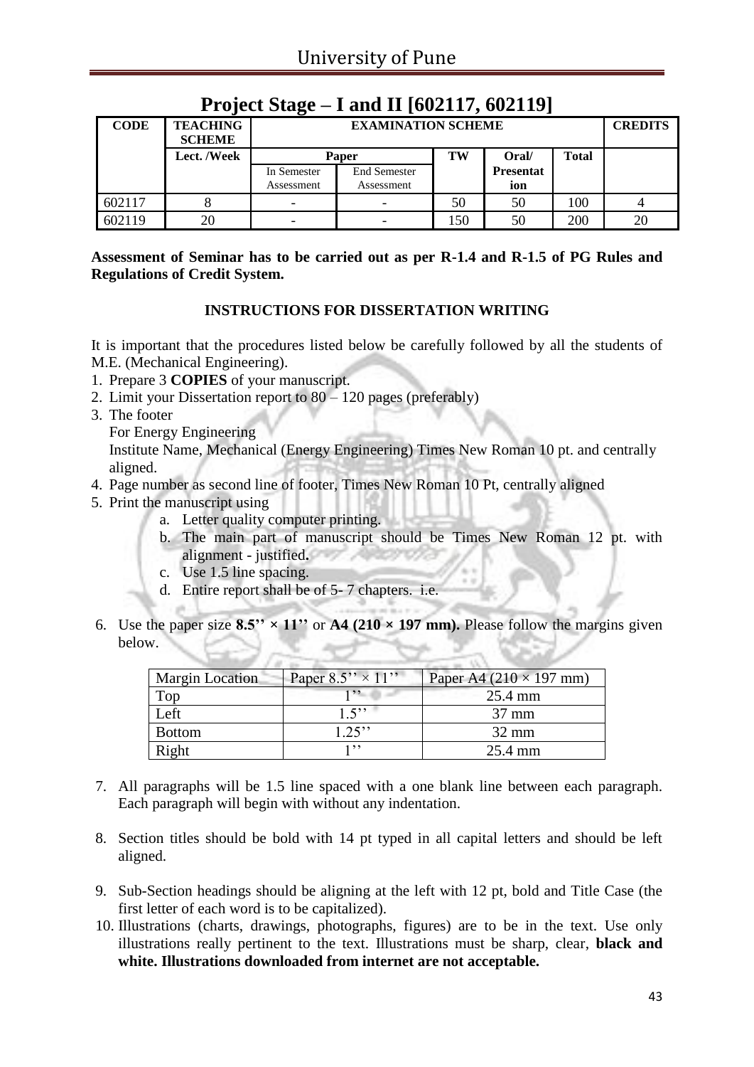# Project Stage – I and II [602117, 602119]

| CODE | TEACHING SCHEME | EXAMINATION SCHEME | | | | | CREDITS |
|---|---|---|---|---|---|---|---|
| | Lect. /Week | Paper | | TW | Oral/ Presentation | Total | |
| | | In Semester Assessment | End Semester Assessment | | | | |
| 602117 | 8 | - | - | 50 | 50 | 100 | 4 |
| 602119 | 20 | - | - | 150 | 50 | 200 | 20 |

**Assessment of Seminar has to be carried out as per R-1.4 and R-1.5 of PG Rules and Regulations of Credit System.**

**INSTRUCTIONS FOR DISSERTATION WRITING**

It is important that the procedures listed below be carefully followed by all the students of M.E. (Mechanical Engineering).

1. Prepare 3 **COPIES** of your manuscript.
2. Limit your Dissertation report to 80 – 120 pages (preferably)
3. The footer
   For Energy Engineering
   Institute Name, Mechanical (Energy Engineering) Times New Roman 10 pt. and centrally aligned.
4. Page number as second line of footer, Times New Roman 10 Pt, centrally aligned
5. Print the manuscript using
   a. Letter quality computer printing.
   b. The main part of manuscript should be Times New Roman 12 pt. with alignment - justified**.**
   c. Use 1.5 line spacing.
   d. Entire report shall be of 5- 7 chapters. i.e.
6. Use the paper size **8.5'' × 11''** or **A4 (210 × 197 mm).** Please follow the margins given below.

| Margin Location | Paper 8.5'' × 11'' | Paper A4 (210 × 197 mm) |
|---|---|---|
| Top | 1'' | 25.4 mm |
| Left | 1.5'' | 37 mm |
| Bottom | 1.25'' | 32 mm |
| Right | 1'' | 25.4 mm |

7. All paragraphs will be 1.5 line spaced with a one blank line between each paragraph. Each paragraph will begin with without any indentation.
8. Section titles should be bold with 14 pt typed in all capital letters and should be left aligned.
9. Sub-Section headings should be aligning at the left with 12 pt, bold and Title Case (the first letter of each word is to be capitalized).
10. Illustrations (charts, drawings, photographs, figures) are to be in the text. Use only illustrations really pertinent to the text. Illustrations must be sharp, clear, **black and white. Illustrations downloaded from internet are not acceptable.**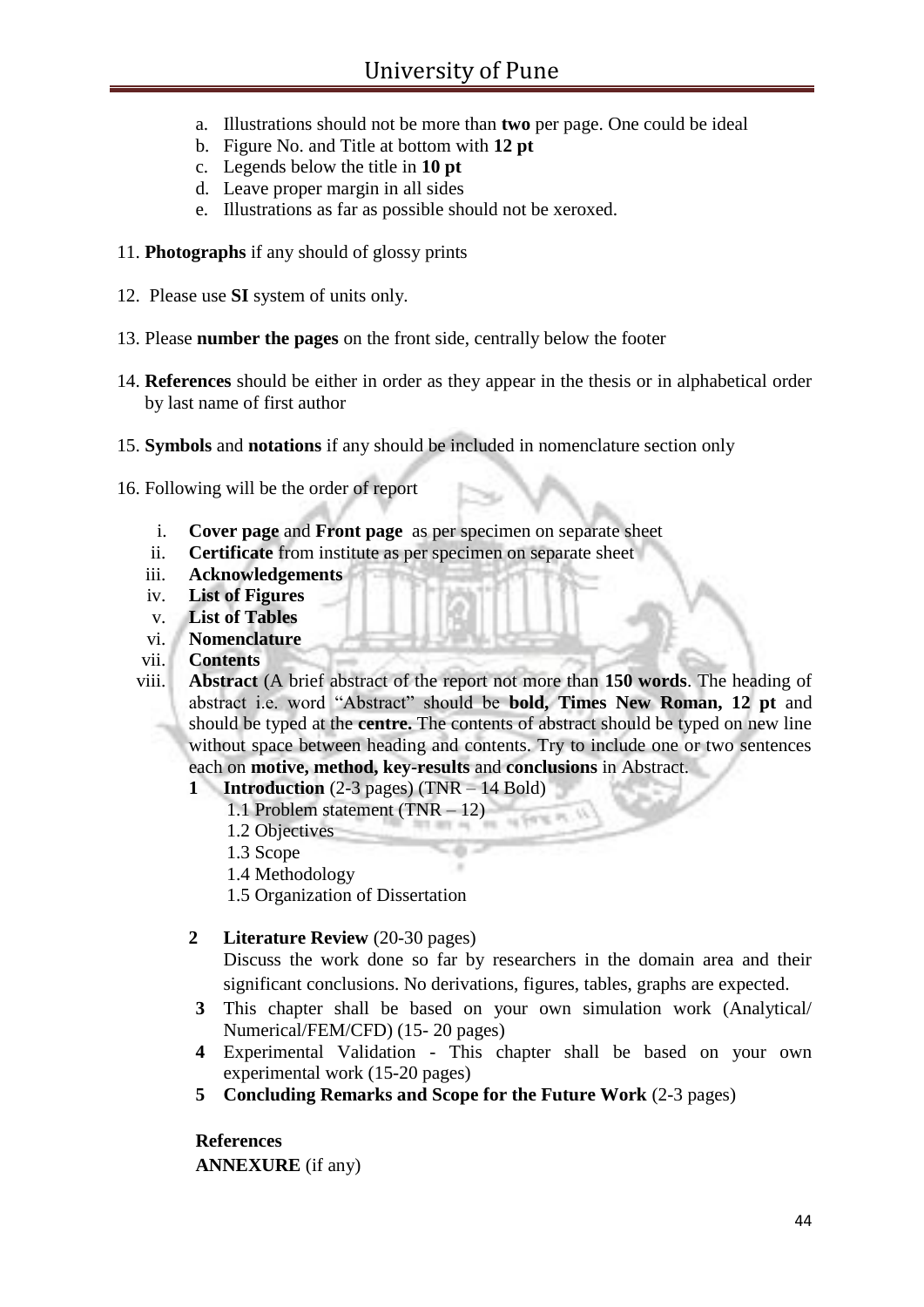a. Illustrations should not be more than **two** per page. One could be ideal
b. Figure No. and Title at bottom with **12 pt**
c. Legends below the title in **10 pt**
d. Leave proper margin in all sides
e. Illustrations as far as possible should not be xeroxed.

11. **Photographs** if any should of glossy prints

12. Please use **SI** system of units only.

13. Please **number the pages** on the front side, centrally below the footer

14. **References** should be either in order as they appear in the thesis or in alphabetical order by last name of first author

15. **Symbols** and **notations** if any should be included in nomenclature section only

16. Following will be the order of report

  i. **Cover page** and **Front page** as per specimen on separate sheet
  ii. **Certificate** from institute as per specimen on separate sheet
  iii. **Acknowledgements**
  iv. **List of Figures**
  v. **List of Tables**
  vi. **Nomenclature**
  vii. **Contents**
  viii. **Abstract** (A brief abstract of the report not more than **150 words**. The heading of abstract i.e. word "Abstract" should be **bold, Times New Roman, 12 pt** and should be typed at the **centre.** The contents of abstract should be typed on new line without space between heading and contents. Try to include one or two sentences each on **motive, method, key-results** and **conclusions** in Abstract.

  **1 Introduction** (2-3 pages) (TNR – 14 Bold)
    1.1 Problem statement (TNR – 12)
    1.2 Objectives
    1.3 Scope
    1.4 Methodology
    1.5 Organization of Dissertation

  **2 Literature Review** (20-30 pages)
  Discuss the work done so far by researchers in the domain area and their significant conclusions. No derivations, figures, tables, graphs are expected.

  **3** This chapter shall be based on your own simulation work (Analytical/ Numerical/FEM/CFD) (15- 20 pages)

  **4** Experimental Validation - This chapter shall be based on your own experimental work (15-20 pages)

  **5 Concluding Remarks and Scope for the Future Work** (2-3 pages)

  **References**
  **ANNEXURE** (if any)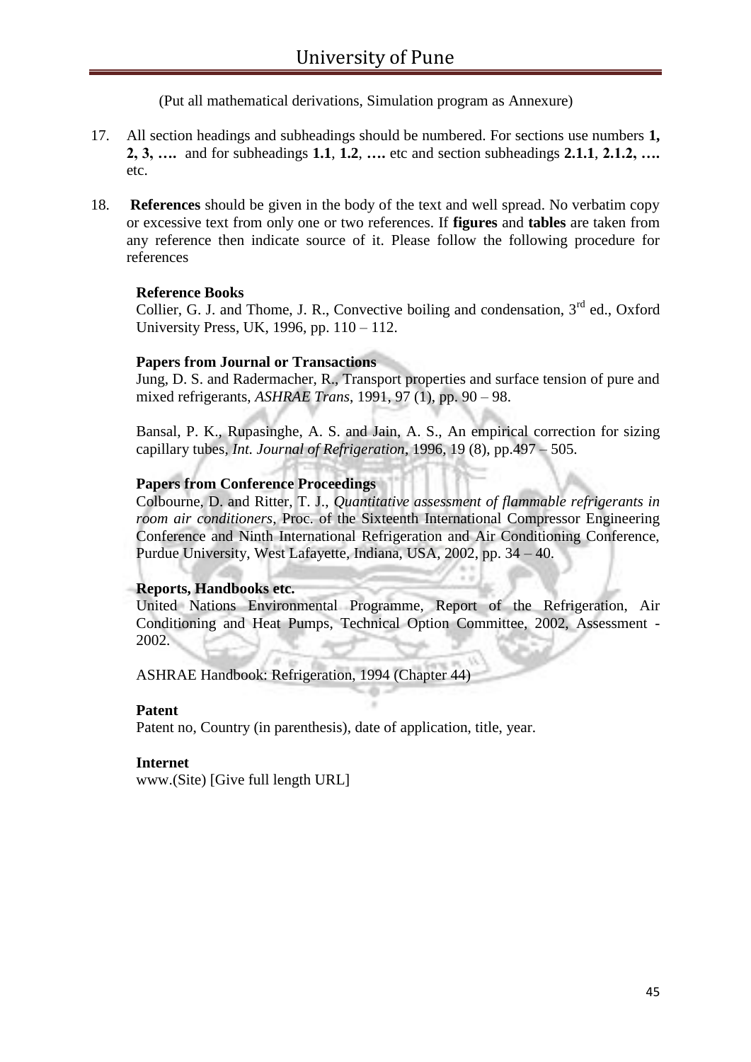(Put all mathematical derivations, Simulation program as Annexure)

17. All section headings and subheadings should be numbered. For sections use numbers **1, 2, 3, ….** and for subheadings **1.1**, **1.2**, **….** etc and section subheadings **2.1.1**, **2.1.2, ….** etc.

18. **References** should be given in the body of the text and well spread. No verbatim copy or excessive text from only one or two references. If **figures** and **tables** are taken from any reference then indicate source of it. Please follow the following procedure for references

**Reference Books**

Collier, G. J. and Thome, J. R., Convective boiling and condensation, 3rd ed., Oxford University Press, UK, 1996, pp. 110 – 112.

**Papers from Journal or Transactions**

Jung, D. S. and Radermacher, R., Transport properties and surface tension of pure and mixed refrigerants, *ASHRAE Trans*, 1991, 97 (1), pp. 90 – 98.

Bansal, P. K., Rupasinghe, A. S. and Jain, A. S., An empirical correction for sizing capillary tubes, *Int. Journal of Refrigeration*, 1996, 19 (8), pp.497 – 505.

**Papers from Conference Proceedings**

Colbourne, D. and Ritter, T. J., *Quantitative assessment of flammable refrigerants in room air conditioners*, Proc. of the Sixteenth International Compressor Engineering Conference and Ninth International Refrigeration and Air Conditioning Conference, Purdue University, West Lafayette, Indiana, USA, 2002, pp. 34 – 40.

**Reports, Handbooks etc.**

United Nations Environmental Programme, Report of the Refrigeration, Air Conditioning and Heat Pumps, Technical Option Committee, 2002, Assessment - 2002.

ASHRAE Handbook: Refrigeration, 1994 (Chapter 44)

**Patent**

Patent no, Country (in parenthesis), date of application, title, year.

**Internet**

www.(Site) [Give full length URL]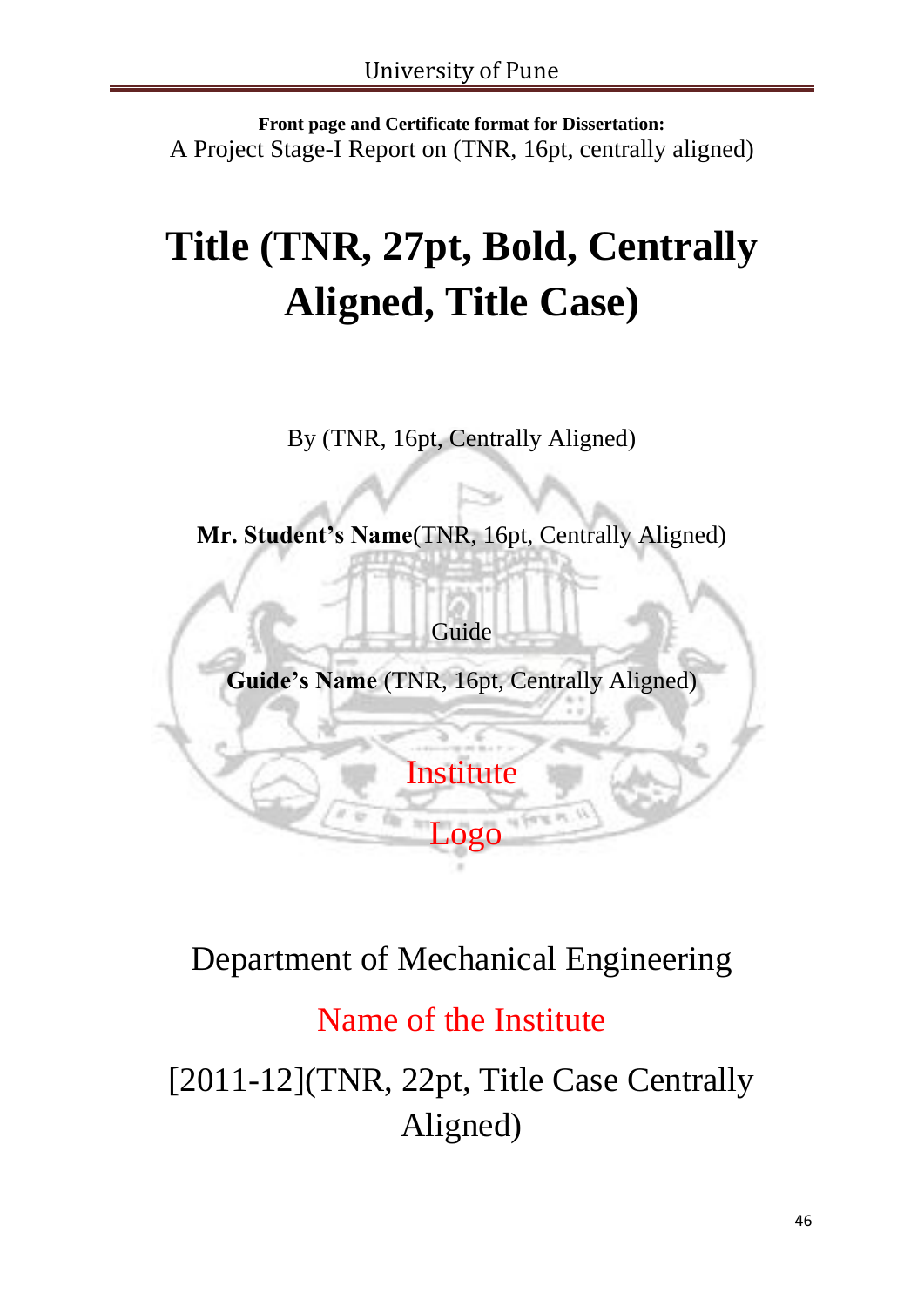**Front page and Certificate format for Dissertation:**

A Project Stage-I Report on (TNR, 16pt, centrally aligned)

# Title (TNR, 27pt, Bold, Centrally Aligned, Title Case)

By (TNR, 16pt, Centrally Aligned)

**Mr. Student's Name**(TNR, 16pt, Centrally Aligned)

Guide

**Guide's Name** (TNR, 16pt, Centrally Aligned)

Institute

Logo

Department of Mechanical Engineering

Name of the Institute

[2011-12](TNR, 22pt, Title Case Centrally Aligned)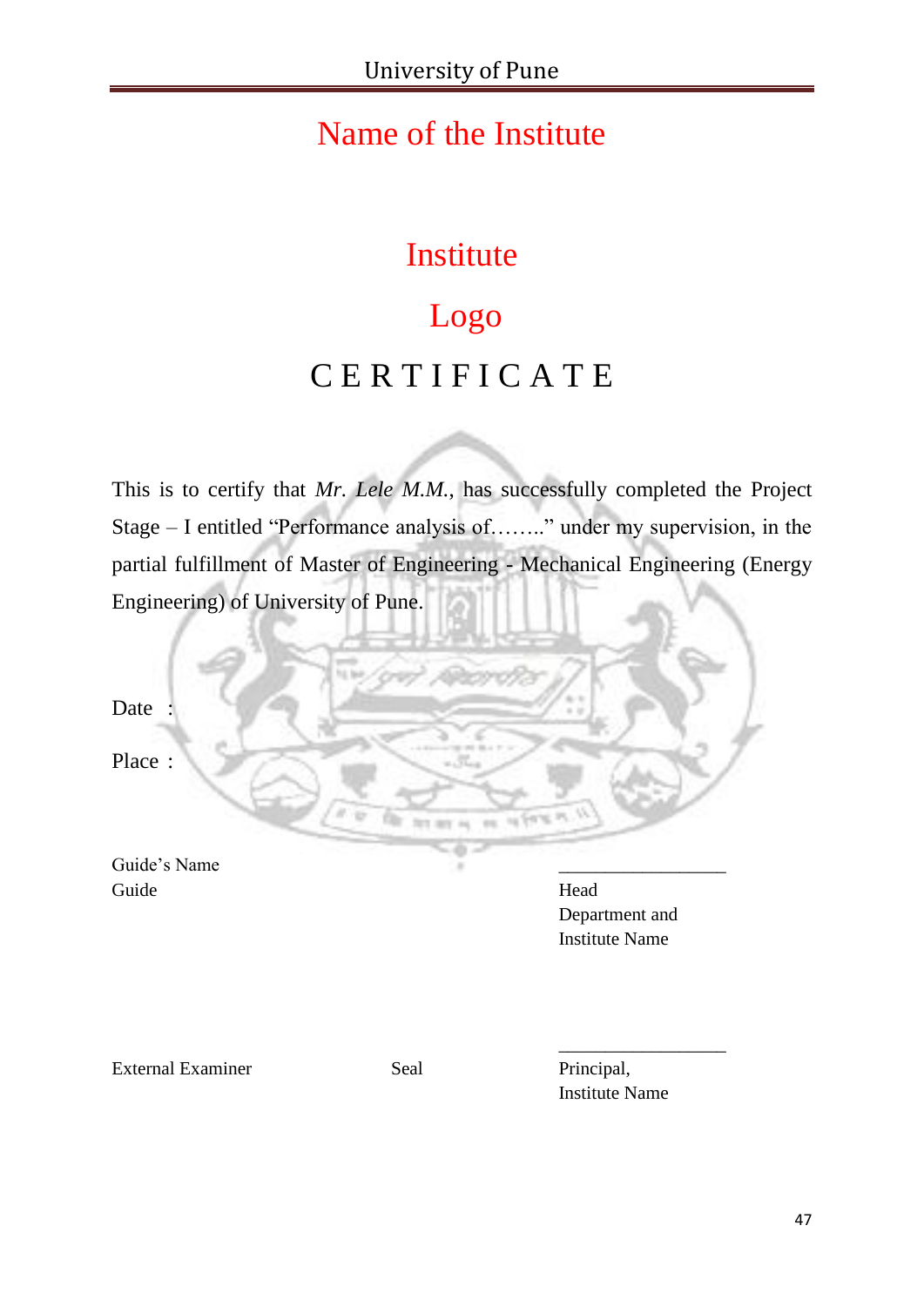University of Pune

# Name of the Institute

Institute

Logo

# C E R T I F I C A T E

This is to certify that *Mr. Lele M.M.*, has successfully completed the Project Stage – I entitled "Performance analysis of……." under my supervision, in the partial fulfillment of Master of Engineering - Mechanical Engineering (Energy Engineering) of University of Pune.

Date :

Place :

Guide's Name
Guide

\_\_\_\_\_\_\_\_\_\_\_\_\_\_\_\_\_\_
Head
Department and
Institute Name

External Examiner

Seal

\_\_\_\_\_\_\_\_\_\_\_\_\_\_\_\_\_\_
Principal,
Institute Name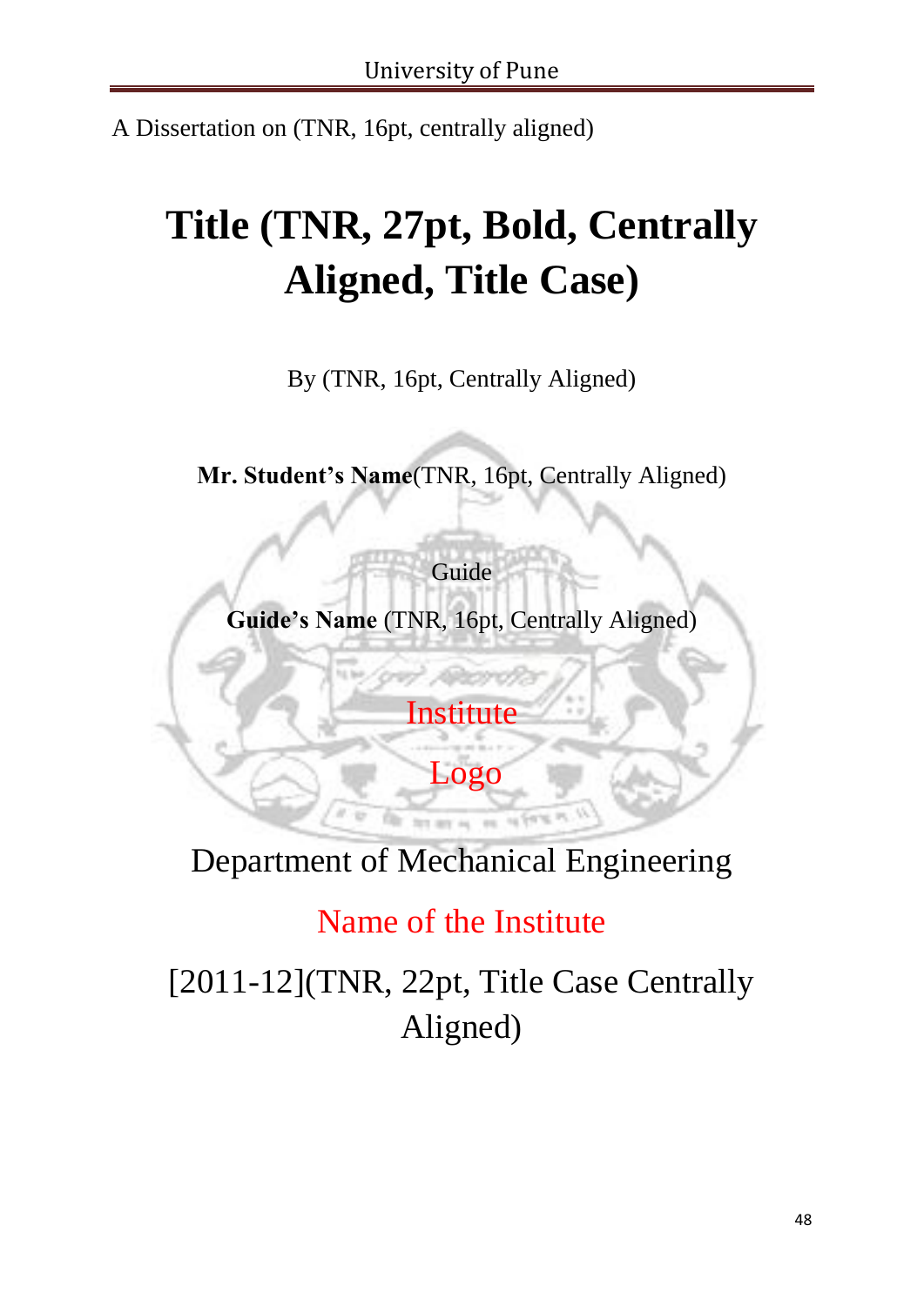A Dissertation on (TNR, 16pt, centrally aligned)

# Title (TNR, 27pt, Bold, Centrally Aligned, Title Case)

By (TNR, 16pt, Centrally Aligned)

**Mr. Student's Name**(TNR, 16pt, Centrally Aligned)

Guide

**Guide's Name** (TNR, 16pt, Centrally Aligned)

Institute

Logo

Department of Mechanical Engineering

Name of the Institute

[2011-12](TNR, 22pt, Title Case Centrally Aligned)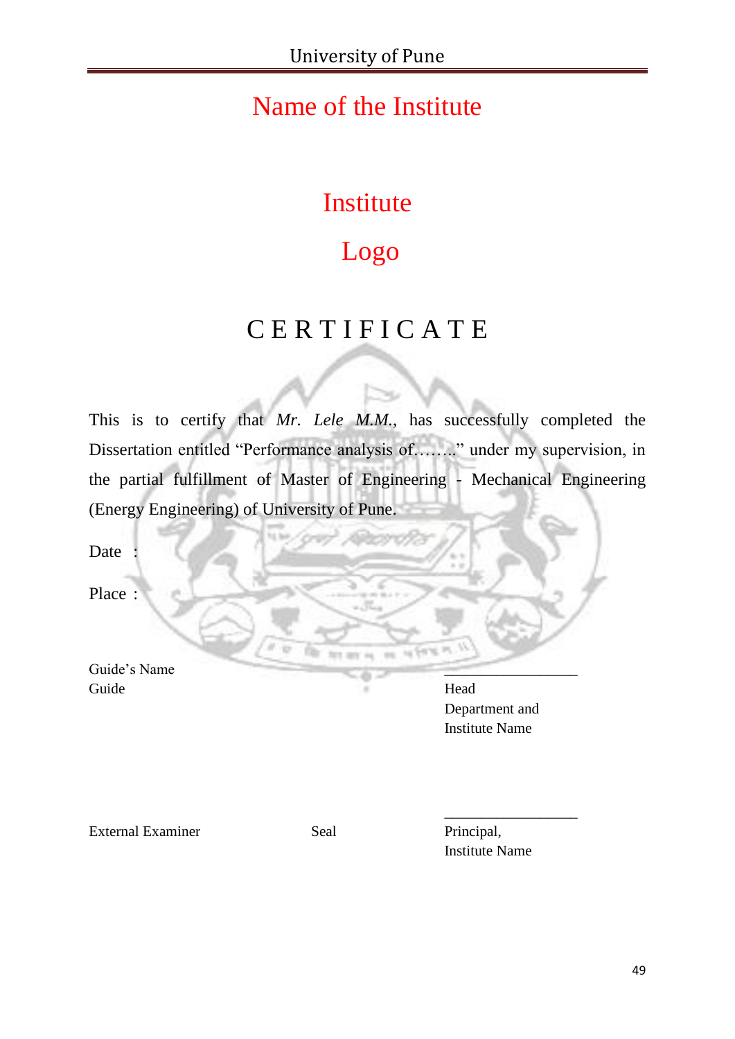University of Pune

# Name of the Institute

Institute

Logo

## C E R T I F I C A T E

This is to certify that *Mr. Lele M.M.*, has successfully completed the Dissertation entitled "Performance analysis of……." under my supervision, in the partial fulfillment of Master of Engineering - Mechanical Engineering (Energy Engineering) of University of Pune.

Date :

Place :

| | |
|---|---|
| Guide's Name<br>Guide | \_\_\_\_\_\_\_\_\_\_\_\_\_\_\_\_\_\_<br>Head<br>Department and<br>Institute Name |

| | | |
|---|---|---|
| External Examiner | Seal | \_\_\_\_\_\_\_\_\_\_\_\_\_\_\_\_\_\_<br>Principal,<br>Institute Name |